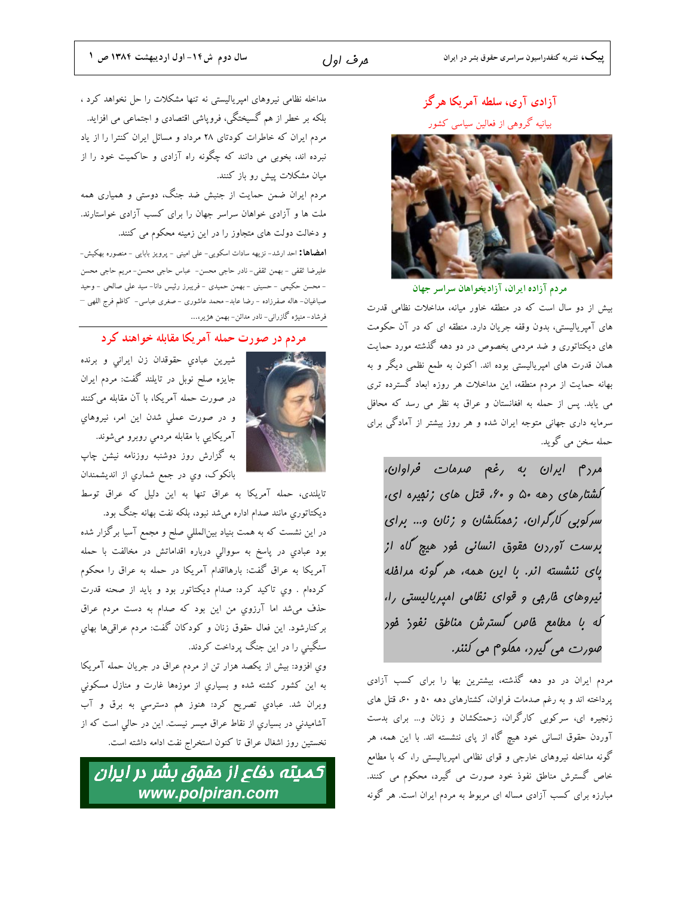## آزادی آری، سلطه آمریکا هرگز

بیانیه گروهی از فعالین سیاسی کشور

مردم آزاده ایران، آزادیخواهان سراسر جهان

بیش از دو سال است که در منطقه خاور میانه، مداخلات نظامی قدرت های آمپریالیستی، بدون وقفه جریان دارد. منطقه ای که در آن حکومت های دیکتاتوری و ضد مردمی بخصوص در دو دهه گذشته مورد حمایت همان قدرت های امپریالیستی بوده اند. اکنون به طمع نظمی دیگر و به بهانه حمایت از مردم منطقه، این مداخلات هر روزه ابعاد گسترده تری می یابد. پس از حمله به افغانستان و عراق به نظر می رسد که محافل سرمایه داری جهانی متوجه ایران شده و هر روز بیشتر از آمادگی برای حمله سخن می گوید.

*مردم ایران به رغم صدمات فراوان، کشتارهای دهه ۵۰ و ۶۰، قتل های زنجیره ای، سرکوبی کارگران، زحمتکشان و زنان و... برای بدست آوردن حقوق انسانی خود هیچ گاه از پای ننشسته اند. با این همه، هر گونه مداخله نیروهای خارجی و قوای نظامی امپریالیستی را، که با مطامع خاص گسترش مناطق نفوذ خود صورت می گیرد، محکوم می کنند.*

مردم ایران در دو دهه گذشته، بیشترین بها را برای کسب آزادی پرداخته اند و به رغم صدمات فراوان، کشتارهای دهه ۵۰ و ۶۰، قتل های زنجیره ای، سرکوبی کارگران، زحمتکشان و زنان و... برای بدست آوردن حقوق انسانی خود هیچ گاه از پای ننشسته اند. با این همه، هر گونه مداخله نیروهای خارجی و قوای نظامی امپریالیستی را، که با مطامع خاص گسترش مناطق نفوذ خود صورت می گیرد، محکوم می کنند. مبارزه برای کسب آزادی مساله ای مربوط به مردم ایران است. هر گونه مداخله نظامی نیروهای امپریالیستی نه تنها مشکلات را حل نخواهد کرد، بلکه بر خطر از هم گسیختگی، فروپاشی اقتصادی و اجتماعی می افزاید. مردم ایران که خاطرات کودتای ۲۸ مرداد و مسائل ایران کنترا را از یاد نبرده اند، بخوبی می دانند که چگونه راه آزادی و حاکمیت خود را از میان مشکلات پیش رو باز کنند.

مردم ایران ضمن حمایت از جنبش ضد جنگ، دوستی و همیاری همه ملت ها و آزادی خواهان سراسر جهان را برای کسب آزادی خواستارند. و دخالت دولت های متجاوز را در این زمینه محکوم می کنند.

**امضاها:** احد ارشد- نزیهه سادات اسکویی- علی امینی - پرویز بابایی - منصوره بهکیش- علیرضا ثقفی - بهمن ثقفی- نادر حاجی محسن- عباس حاجی محسن- مریم حاجی محسن - محسن حکیمی - حسینی - بهمن حمیدی - فریبرز رئیس دانا- سید علی صالحی - وحید صباغیان- هاله صفرزاده - رضا عابد- محمد عاشوری - صغری عباسی- کاظم فرج اللهی – فرشاد- منیژه گازرانی- نادر مدائن- بهمن هژیر،...

## مردم در صورت حمله آمریکا مقابله خواهند کرد

شيرين عبادي حقوقدان زن ايراني و برنده جايزه صلح نوبل در تايلند گفت: مردم ايران در صورت حمله آمريكا، با آن مقابله مي‌كنند و در صورت عملي شدن اين امر، نيروهاي آمريكايي با مقابله مردمي روبرو مي‌شوند. به گزارش روز دوشنبه روزنامه نيشن چاپ بانكوك، وي در جمع شماري از انديشمندان تايلندي، حمله آمريكا به عراق تنها به اين دليل كه عراق توسط ديكتاتوري مانند صدام اداره مي‌شد نبود، بلكه نفت بهانه جنگ بود.

در اين نشست كه به همت بنياد بين‌المللي صلح و مجمع آسيا برگزار شده بود عبادي در پاسخ به سووالي درباره اقداماتش در مخالفت با حمله آمريكا به عراق گفت: بارهااقدام آمريكا در حمله به عراق را محكوم كرده‌ام . وي تاكيد كرد: صدام ديكتاتور بود و بايد از صحنه قدرت حذف مي‌شد اما آرزوي من اين بود كه صدام به دست مردم عراق بركنارشود. اين فعال حقوق زنان و كودكان گفت: مردم عراقي‌ها بهاي سنگيني را در اين جنگ پرداخت كردند.

وي افزود: بيش از يكصد هزار تن از مردم عراق در جريان حمله آمريكا به اين كشور كشته شده و بسياري از موزه‌ها غارت و منازل مسكوني ويران شد. عبادي تصريح كرد: هنوز هم دسترسي به برق و آب آشاميدني در بسياري از نقاط عراق ميسر نيست. اين در حالي است كه از نخستين روز اشغال عراق تا كنون استخراج نفت ادامه داشته است.

**کمیته دفاع از حقوق بشر در ایران**
**www.polpiran.com**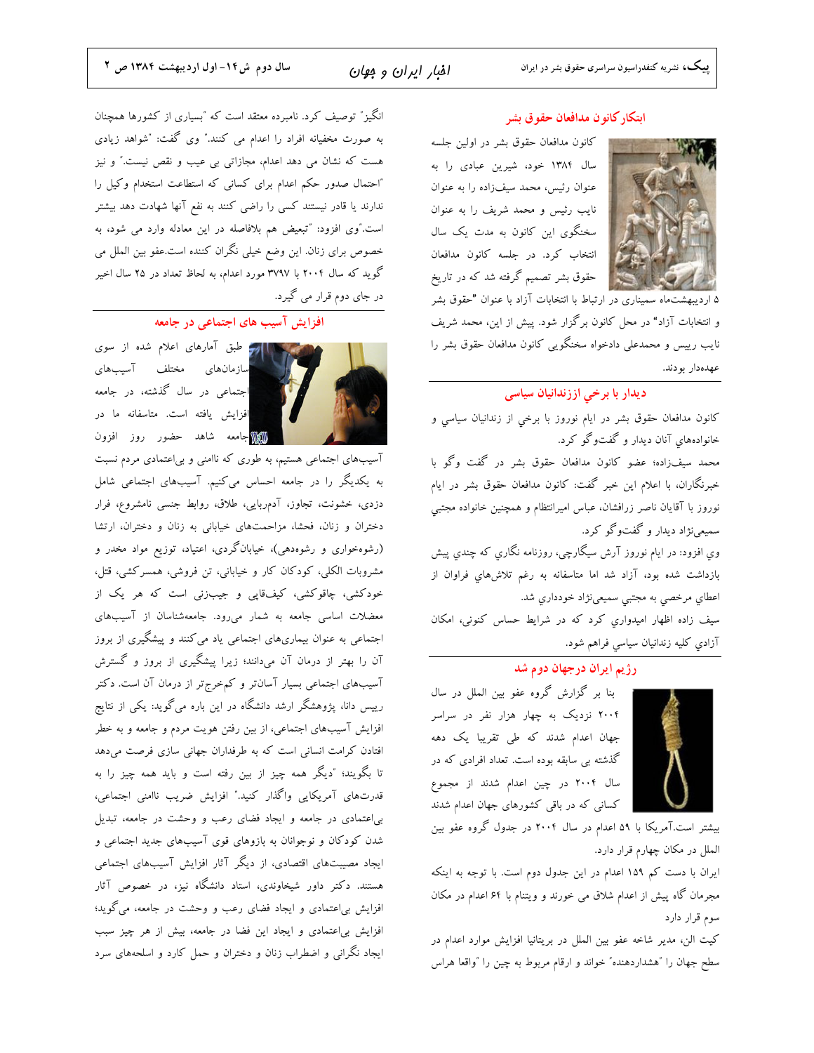## ابتکار کانون مدافعان حقوق بشر

کانون مدافعان حقوق بشر در اولین جلسه سال ۱۳۸۴ خود، شیرین عبادی را به عنوان رئیس، محمد سیف‌زاده را به عنوان نایب رئیس و محمد شریف را به عنوان سخنگوی این کانون به مدت یک سال انتخاب کرد. در جلسه کانون مدافعان حقوق بشر تصمیم گرفته شد که در تاریخ ۵ اردیبهشت‌ماه سمیناری در ارتباط با انتخابات آزاد با عنوان "حقوق بشر و انتخابات آزاد" در محل کانون برگزار شود. پیش از این، محمد شریف نایب رییس و محمدعلی دادخواه سخنگویی کانون مدافعان حقوق بشر را عهده‌دار بودند.

## ديدار با برخي اززندانيان سياسي

كانون مدافعان حقوق بشر در ايام نوروز با برخي از زندانيان سياسي و خانواده‌هاي آنان ديدار و گفت‌وگو كرد.

محمد سيف‌زاده؛ عضو كانون مدافعان حقوق بشر در گفت وگو با خبرنگاران، با اعلام اين خبر گفت: كانون مدافعان حقوق بشر در ايام نوروز با آقايان ناصر زرافشان، عباس اميرانتظام و همچنين خانواده مجتبي سميعي‌نژاد ديدار و گفت‌وگو كرد.

وي افزود: در ايام نوروز آرش سيگارچي، روزنامه نگاري كه چندي پيش بازداشت شده بود، آزاد شد اما متاسفانه به رغم تلاش‌هاي فراوان از اعطاي مرخصي به مجتبي سميعي‌نژاد خودداري شد.

سيف زاده اظهار اميدواري كرد كه در شرايط حساس كنوني، امكان آزادي كليه زندانيان سياسي فراهم شود.

## رژیم ایران درجهان دوم شد

بنا بر گزارش گروه عفو بین الملل در سال ۲۰۰۴ نزدیک به چهار هزار نفر در سراسر جهان اعدام شدند که طی تقریبا یک دهه گذشته بی سابقه بوده است. تعداد افرادی که در سال ۲۰۰۴ در چین اعدام شدند از مجموع کسانی که در باقی کشورهای جهان اعدام شدند بیشتر است.آمریکا با ۵۹ اعدام در سال ۲۰۰۴ در جدول گروه عفو بین الملل در مکان چهارم قرار دارد.

ایران با دست کم ۱۵۹ اعدام در این جدول دوم است. با توجه به اینکه مجرمان گاه پیش از اعدام شلاق می خورند و ویتنام با ۶۴ اعدام در مکان سوم قرار دارد

کیت الن، مدیر شاخه عفو بین الملل در بریتانیا افزایش موارد اعدام در سطح جهان را "هشداردهنده" خواند و ارقام مربوط به چین را "واقعا هراس انگیز" توصیف کرد. نامبرده معتقد است که "بسیاری از کشورها همچنان به صورت مخفیانه افراد را اعدام می کنند." وی گفت: "شواهد زیادی هست که نشان می دهد اعدام، مجازاتی بی عیب و نقص نیست." و نیز "احتمال صدور حکم اعدام برای کسانی که استطاعت استخدام وکیل را ندارند یا قادر نیستند کسی را راضی کنند به نفع آنها شهادت دهد بیشتر است."وی افزود: "تبعیض هم بلافاصله در این معادله وارد می شود، به خصوص برای زنان. این وضع خیلی نگران کننده است.عفو بین الملل می گوید که سال ۲۰۰۴ با ۳۷۹۷ مورد اعدام، به لحاظ تعداد در ۲۵ سال اخیر در جای دوم قرار می گیرد.

## افزایش آسیب های اجتماعی در جامعه

طبق آمارهای اعلام شده از سوی سازمان‌های مختلف آسیب‌های اجتماعی در سال گذشته، در جامعه افزایش یافته است. متاسفانه ما در جامعه شاهد حضور روز افزون آسیب‌های اجتماعی هستیم، به طوری که ناامنی و بی‌اعتمادی مردم نسبت به یکدیگر را در جامعه احساس می‌کنیم. آسیب‌های اجتماعی شامل دزدی، خشونت، تجاوز، آدم‌ربایی، طلاق، روابط جنسی نامشروع، فرار دختران و زنان، فحشا، مزاحمت‌های خیابانی به زنان و دختران، ارتشا (رشوه‌خواری و رشوه‌دهی)، خیابان‌گردی، اعتیاد، توزیع مواد مخدر و مشروبات الکلی، کودکان کار و خیابانی، تن فروشی، همسرکشی، قتل، خودکشی، چاقوکشی، کیف‌قاپی و جیب‌زنی است که هر یک از معضلات اساسی جامعه به شمار می‌رود. جامعه‌شناسان از آسیب‌های اجتماعی به عنوان بیماری‌های اجتماعی یاد می‌کنند و پیشگیری از بروز آن را بهتر از درمان آن می‌دانند؛ زیرا پیشگیری از بروز و گسترش آسیب‌های اجتماعی بسیار آسان‌تر و کم‌خرج‌تر از درمان آن است. دکتر رییس دانا، پژوهشگر ارشد دانشگاه در این باره می‌گوید: یکی از نتایج افزایش آسیب‌های اجتماعی، از بین رفتن هویت مردم و جامعه و به خطر افتادن کرامت انسانی است که به طرفداران جهانی سازی فرصت می‌دهد تا بگویند؛ "دیگر همه چیز از بین رفته است و باید همه چیز را به قدرت‌های آمریکایی واگذار کنید." افزایش ضریب ناامنی اجتماعی، بی‌اعتمادی در جامعه و ایجاد فضای رعب و وحشت در جامعه، تبدیل شدن کودکان و نوجوانان به بازوهای قوی آسیب‌های جدید اجتماعی و ایجاد مصیبت‌های اقتصادی، از دیگر آثار افزایش آسیب‌های اجتماعی هستند. دکتر داور شیخاوندی، استاد دانشگاه نیز، در خصوص آثار افزایش بی‌اعتمادی و ایجاد فضای رعب و وحشت در جامعه، می‌گوید؛ افزایش بی‌اعتمادی و ایجاد این فضا در جامعه، بیش از هر چیز سبب ایجاد نگرانی و اضطراب زنان و دختران و حمل کارد و اسلحه‌های سرد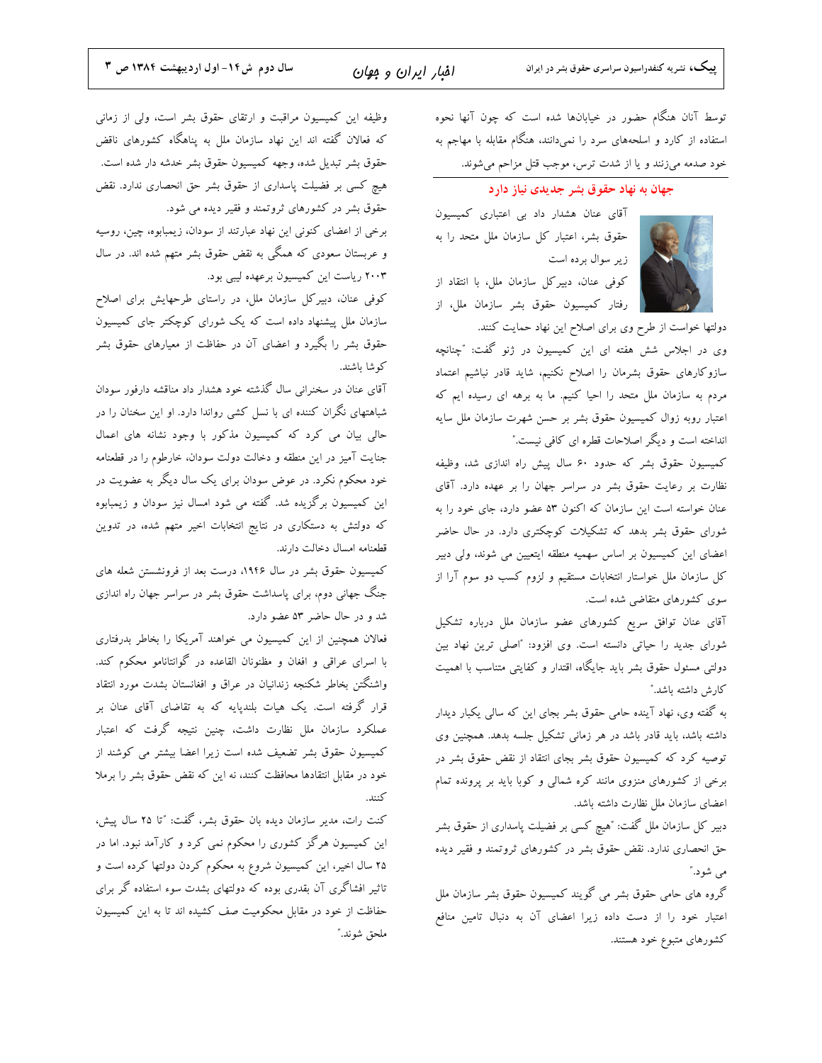توسط آنان هنگام حضور در خیابان‌ها شده است که چون آنها نحوه استفاده از کارد و اسلحه‌های سرد را نمی‌دانند، هنگام مقابله با مهاجم به خود صدمه می‌زنند و یا از شدت ترس، موجب قتل مزاحم می‌شوند.

## جهان به نهاد حقوق بشر جدیدی نیاز دارد

آقای عنان هشدار داد بی اعتباری کمیسیون حقوق بشر، اعتبار کل سازمان ملل متحد را به زیر سوال برده است

کوفی عنان، دبیرکل سازمان ملل، با انتقاد از رفتار کمیسیون حقوق بشر سازمان ملل، از دولتها خواست از طرح وی برای اصلاح این نهاد حمایت کنند.

وی در اجلاس شش هفته ای این کمیسیون در ژنو گفت: "چنانچه سازوکارهای حقوق بشرمان را اصلاح نکنیم، شاید قادر نباشیم اعتماد مردم به سازمان ملل متحد را احیا کنیم. ما به برهه ای رسیده ایم که اعتبار روبه زوال کمیسیون حقوق بشر بر حسن شهرت سازمان ملل سایه انداخته است و دیگر اصلاحات قطره ای کافی نیست."

کمیسیون حقوق بشر که حدود ۶۰ سال پیش راه اندازی شد، وظیفه نظارت بر رعایت حقوق بشر در سراسر جهان را بر عهده دارد. آقای عنان خواسته است این سازمان که اکنون ۵۳ عضو دارد، جای خود را به شورای حقوق بشر بدهد که تشکیلات کوچکتری دارد. در حال حاضر اعضای این کمیسیون بر اساس سهمیه منطقه ایتعیین می شوند، ولی دبیر کل سازمان ملل خواستار انتخابات مستقیم و لزوم کسب دو سوم آرا از سوی کشورهای متقاضی شده است.

آقای عنان توافق سریع کشورهای عضو سازمان ملل درباره تشکیل شورای جدید را حیاتی دانسته است. وی افزود: "اصلی ترین نهاد بین دولتی مسئول حقوق بشر باید جایگاه، اقتدار و کفایتی متناسب با اهمیت کارش داشته باشد."

به گفته وی، نهاد آینده حامی حقوق بشر بجای این که سالی یکبار دیدار داشته باشد، باید قادر باشد در هر زمانی تشکیل جلسه بدهد. همچنین وی توصیه کرد که کمیسیون حقوق بشر بجای انتقاد از نقض حقوق بشر در برخی از کشورهای منزوی مانند کره شمالی و کوبا باید بر پرونده تمام اعضای سازمان ملل نظارت داشته باشد.

دبیر کل سازمان ملل گفت: "هیچ کسی بر فضیلت پاسداری از حقوق بشر حق انحصاری ندارد. نقض حقوق بشر در کشورهای ثروتمند و فقیر دیده می شود."

گروه های حامی حقوق بشر می گویند کمیسیون حقوق بشر سازمان ملل اعتبار خود را از دست داده زیرا اعضای آن به دنبال تامین منافع کشورهای متبوع خود هستند.

وظیفه این کمیسیون مراقبت و ارتقای حقوق بشر است، ولی از زمانی که فعالان گفته اند این نهاد سازمان ملل به پناهگاه کشورهای ناقض حقوق بشر تبدیل شده، وجهه کمیسیون حقوق بشر خدشه دار شده است. هیچ کسی بر فضیلت پاسداری از حقوق بشر حق انحصاری ندارد. نقض حقوق بشر در کشورهای ثروتمند و فقیر دیده می شود.

برخی از اعضای کنونی این نهاد عبارتند از سودان، زیمبابوه، چین، روسیه و عربستان سعودی که همگی به نقض حقوق بشر متهم شده اند. در سال ۲۰۰۳ ریاست این کمیسیون برعهده لیبی بود.

کوفی عنان، دبیرکل سازمان ملل، در راستای طرحهایش برای اصلاح سازمان ملل پیشنهاد داده است که یک شورای کوچکتر جای کمیسیون حقوق بشر را بگیرد و اعضای آن در حفاظت از معیارهای حقوق بشر کوشا باشند.

آقای عنان در سخنرانی سال گذشته خود هشدار داد مناقشه دارفور سودان شباهتهای نگران کننده ای با نسل کشی رواندا دارد. او این سخنان را در حالی بیان می کرد که کمیسیون مذکور با وجود نشانه های اعمال جنایت آمیز در این منطقه و دخالت دولت سودان، خارطوم را در قطعنامه خود محکوم نکرد. در عوض سودان برای یک سال دیگر به عضویت در این کمیسیون برگزیده شد. گفته می شود امسال نیز سودان و زیمبابوه که دولتش به دستکاری در نتایج انتخابات اخیر متهم شده، در تدوین قطعنامه امسال دخالت دارند.

کمیسیون حقوق بشر در سال ۱۹۴۶، درست بعد از فرونشستن شعله های جنگ جهانی دوم، برای پاسداشت حقوق بشر در سراسر جهان راه اندازی شد و در حال حاضر ۵۳ عضو دارد.

فعالان همچنین از این کمیسیون می خواهند آمریکا را بخاطر بدرفتاری با اسرای عراقی و افغان و مظنونان القاعده در گوانتانامو محکوم کند. واشنگتن بخاطر شکنجه زندانیان در عراق و افغانستان بشدت مورد انتقاد قرار گرفته است. یک هیات بلندپایه که به تقاضای آقای عنان بر عملکرد سازمان ملل نظارت داشت، چنین نتیجه گرفت که اعتبار کمیسیون حقوق بشر تضعیف شده است زیرا اعضا بیشتر می کوشند از خود در مقابل انتقادها محافظت کنند، نه این که نقض حقوق بشر را برملا کنند.

کنت رات، مدیر سازمان دیده بان حقوق بشر، گفت: "تا ۲۵ سال پیش، این کمیسیون هرگز کشوری را محکوم نمی کرد و کارآمد نبود. اما در ۲۵ سال اخیر، این کمیسیون شروع به محکوم کردن دولتها کرده است و تاثیر افشاگری آن بقدری بوده که دولتهای بشدت سوء استفاده گر برای حفاظت از خود در مقابل محکومیت صف کشیده اند تا به این کمیسیون ملحق شوند."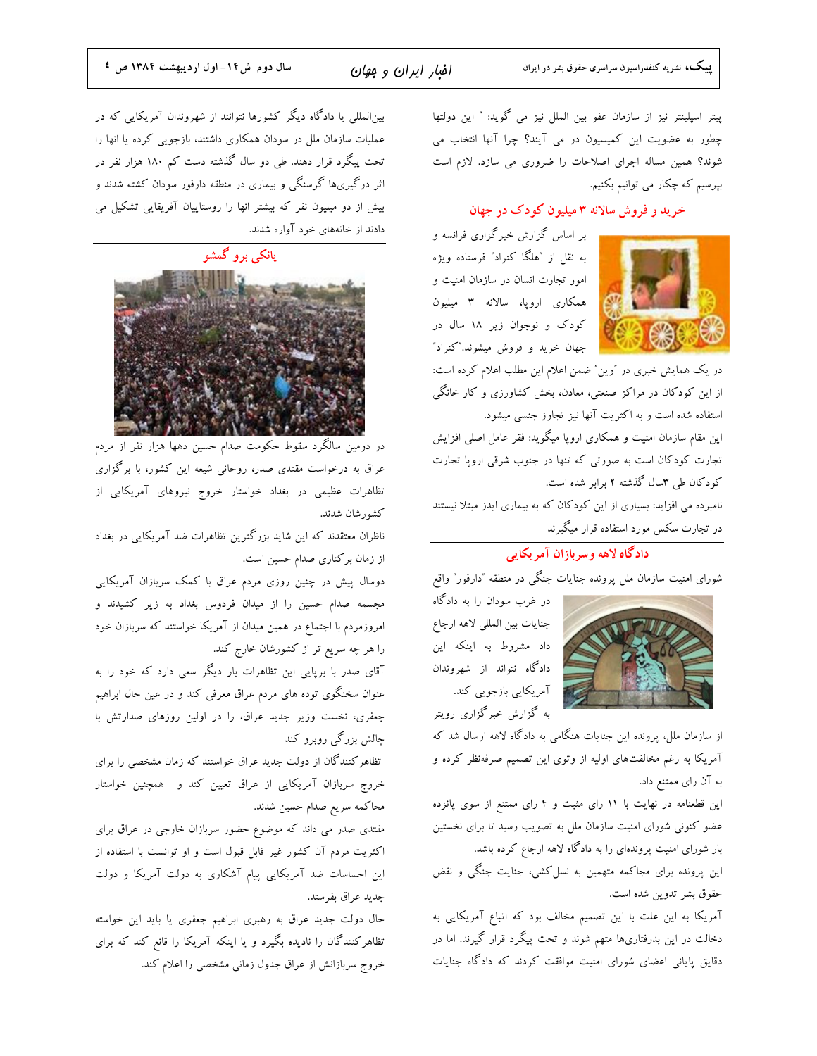پیتر اسپلینتر نیز از سازمان عفو بین الملل نیز می گوید: " این دولتها چطور به عضویت این کمیسیون در می آیند؟ چرا آنها انتخاب می شوند؟ همین مساله اجرای اصلاحات را ضروری می سازد. لازم است بپرسیم که چکار می توانیم بکنیم.

## خرید و فروش سالانه ۳ میلیون کودک در جهان

بر اساس گزارش خبرگزاری فرانسه و به نقل از "هلگا کنراد" فرستاده ویژه امور تجارت انسان در سازمان امنیت و همکاری اروپا، سالانه ۳ میلیون کودک و نوجوان زیر ۱۸ سال در جهان خرید و فروش میشوند."کنراد" در یک همایش خبری در "وین" ضمن اعلام این مطلب اعلام کرده است: از این کودکان در مراکز صنعتی، معادن، بخش کشاورزی و کار خانگی استفاده شده است و به اکثریت آنها نیز تجاوز جنسی میشود.

این مقام سازمان امنیت و همکاری اروپا میگوید: فقر عامل اصلی افزایش تجارت کودکان است به صورتی که تنها در جنوب شرقی اروپا تجارت کودکان طی ۳سال گذشته ۲ برابر شده است.

نامبرده می افزاید: بسیاری از این کودکان که به بیماری ایدز مبتلا نیستند در تجارت سکس مورد استفاده قرار میگیرند

## دادگاه لاهه وسربازان آمریکایی

شورای امنیت سازمان ملل پرونده جنایات جنگی در منطقه "دارفور" واقع در غرب سودان را به دادگاه جنایات بین المللی لاهه ارجاع داد مشروط به اینکه این دادگاه نتواند از شهروندان آمریکایی بازجویی کند.

به گزارش خبرگزاری رویتر از سازمان ملل، پرونده این جنایات هنگامی به دادگاه لاهه ارسال شد که آمریکا به رغم مخالفت‌های اولیه از وتوی این تصمیم صرفنظر کرده و به آن رای ممتنع داد.

این قطعنامه در نهایت با ۱۱ رای مثبت و ۴ رای ممتنع از سوی پانزده عضو کنونی شورای امنیت سازمان ملل به تصویب رسید تا برای نخستین بار شورای امنیت پرونده‌ای را به دادگاه لاهه ارجاع کرده باشد.

این پرونده برای مجاکمه متهمین به نسل‌کشی، جنایت جنگی و نقض حقوق بشر تدوین شده است.

آمریکا به این علت با این تصمیم مخالف بود که اتباع آمریکایی به دخالت در این بدرفتاری‌ها متهم شوند و تحت پیگرد قرار گیرند. اما در دقایق پایانی اعضای شورای امنیت موافقت کردند که دادگاه جنایات بین‌المللی یا دادگاه دیگر کشورها نتوانند از شهروندان آمریکایی که در عملیات سازمان ملل در سودان همکاری داشتند، بازجویی کرده یا انها را تحت پیگرد قرار دهند. طی دو سال گذشته دست کم ۱۸۰ هزار نفر در اثر درگیری‌ها گرسنگی و بیماری در منطقه دارفور سودان کشته شدند و بیش از دو میلیون نفر که بیشتر انها را روستاییان آفریقایی تشکیل می دادند از خانه‌های خود آواره شدند.

## یانکی برو گمشو

در دومین سالگرد سقوط حکومت صدام حسین دهها هزار نفر از مردم عراق به درخواست مقتدی صدر، روحانی شیعه این کشور، با برگزاری تظاهرات عظیمی در بغداد خواستار خروج نیروهای آمریکایی از کشورشان شدند.

ناظران معتقدند که این شاید بزرگترین تظاهرات ضد آمریکایی در بغداد از زمان برکناری صدام حسین است.

دوسال پیش در چنین روزی مردم عراق با کمک سربازان آمریکایی مجسمه صدام حسین را از میدان فردوس بغداد به زیر کشیدند و امروزمردم با اجتماع در همین میدان از آمریکا خواستند که سربازان خود را هر چه سریع تر از کشورشان خارج کند.

آقای صدر با برپایی این تظاهرات بار دیگر سعی دارد که خود را به عنوان سخنگوی توده های مردم عراق معرفی کند و در عین حال ابراهیم جعفری، نخست وزیر جدید عراق، را در اولین روزهای صدارتش با چالش بزرگی روبرو کند

تظاهرکنندگان از دولت جدید عراق خواستند که زمان مشخصی را برای خروج سربازان آمریکایی از عراق تعیین کند و همچنین خواستار محاکمه سریع صدام حسین شدند.

مقتدی صدر می داند که موضوع حضور سربازان خارجی در عراق برای اکثریت مردم آن کشور غیر قابل قبول است و او توانست با استفاده از این احساسات ضد آمریکایی پیام آشکاری به دولت آمریکا و دولت جدید عراق بفرستد.

حال دولت جدید عراق به رهبری ابراهیم جعفری یا باید این خواسته تظاهرکنندگان را نادیده بگیرد و یا اینکه آمریکا را قانع کند که برای خروج سربازانش از عراق جدول زمانی مشخصی را اعلام کند.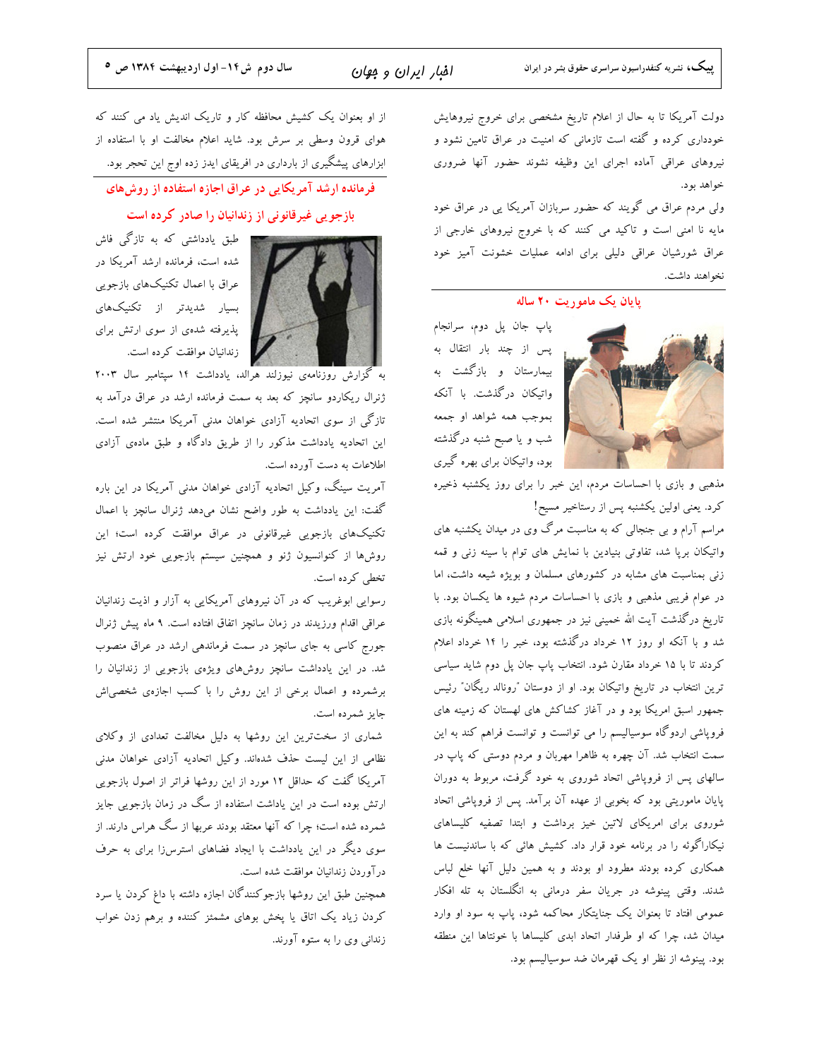دولت آمریکا تا به حال از اعلام تاریخ مشخصی برای خروج نیروهایش خودداری کرده و گفته است تازمانی که امنیت در عراق تامین نشود و نیروهای عراقی آماده اجرای این وظیفه نشوند حضور آنها ضروری خواهد بود.

ولی مردم عراق می گویند که حضور سربازان آمریکا یی در عراق خود مایه نا امنی است و تاکید می کنند که با خروج نیروهای خارجی از عراق شورشیان عراقی دلیلی برای ادامه عملیات خشونت آمیز خود نخواهند داشت.

## پایان یک ماموریت ۲۰ ساله

پاپ جان پل دوم، سرانجام پس از چند بار انتقال به بیمارستان و بازگشت به واتیکان درگذشت. با آنکه بموجب همه شواهد او جمعه شب و یا صبح شنبه درگذشته بود، واتیکان برای بهره گیری مذهبی و بازی با احساسات مردم، این خبر را برای روز یکشنبه ذخیره کرد. یعنی اولین یکشنبه پس از رستاخیر مسیح!

مراسم آرام و بی جنجالی که به مناسبت مرگ وی در میدان یکشنبه های واتیکان برپا شد، تفاوتی بنیادین با نمایش های توام با سینه زنی و قمه زنی بمناسبت های مشابه در کشورهای مسلمان و بویژه شیعه داشت، اما در عوام فریبی مذهبی و بازی با احساسات مردم شیوه ها یکسان بود. با تاریخ درگذشت آیت الله خمینی نیز در جمهوری اسلامی همینگونه بازی شد و با آنکه او روز ۱۲ خرداد درگذشته بود، خبر را ۱۴ خرداد اعلام کردند تا با ۱۵ خرداد مقارن شود. انتخاب پاپ جان پل دوم شاید سیاسی ترین انتخاب در تاریخ واتیکان بود. او از دوستان "رونالد ریگان" رئیس جمهور اسبق امریکا بود و در آغاز کشاکش های لهستان که زمینه های فروپاشی اردوگاه سوسیالیسم را می توانست و توانست فراهم کند به این سمت انتخاب شد. آن چهره به ظاهرا مهربان و مردم دوستی که پاپ در سالهای پس از فروپاشی اتحاد شوروی به خود گرفت، مربوط به دوران پایان ماموریتی بود که بخوبی از عهده آن برآمد. پس از فروپاشی اتحاد شوروی برای امریکای لاتین خیز برداشت و ابتدا تصفیه کلیساهای نیکاراگوئه را در برنامه خود قرار داد. کشیش هائی که با ساندنیست ها همکاری کرده بودند مطرود او بودند و به همین دلیل آنها خلع لباس شدند. وقتی پینوشه در جریان سفر درمانی به انگلستان به تله افکار عمومی افتاد تا بعنوان یک جنایتکار محاکمه شود، پاپ به سود او وارد میدان شد، چرا که او طرفدار اتحاد ابدی کلیساها با خونتاها این منطقه بود. پینوشه از نظر او یک قهرمان ضد سوسیالیسم بود.

از او بعنوان یک کشیش محافظه کار و تاریک اندیش یاد می کنند که هوای قرون وسطی بر سرش بود. شاید اعلام مخالفت او با استفاده از ابزارهای پیشگیری از بارداری در افریقای ایدز زده اوج این تحجر بود.

## فرمانده ارشد آمریکایی در عراق اجازه استفاده از روش‌های بازجویی غیرقانونی از زندانیان را صادر کرده است

طبق یادداشتی که به تازگی فاش شده است، فرمانده ارشد آمریکا در عراق با اعمال تکنیک‌های بازجویی بسیار شدیدتر از تکنیک‌های پذیرفته شده‌ی از سوی ارتش برای زندانیان موافقت کرده است.

به گزارش روزنامه‌ی نیوزلند هرالد، یادداشت ۱۴ سپتامبر سال ۲۰۰۳ ژنرال ریکاردو سانچز که بعد به سمت فرمانده ارشد در عراق درآمد به تازگی از سوی اتحادیه آزادی خواهان مدنی آمریکا منتشر شده است. این اتحادیه یادداشت مذکور را از طریق دادگاه و طبق ماده‌ی آزادی اطلاعات به دست آورده است.

آمریت سینگ، وکیل اتحادیه آزادی خواهان مدنی آمریکا در این باره گفت: این یادداشت به طور واضح نشان می‌دهد ژنرال سانچز با اعمال تکنیک‌های بازجویی غیرقانونی در عراق موافقت کرده است؛ این روش‌ها از کنوانسیون ژنو و همچنین سیستم بازجویی خود ارتش نیز تخطی کرده است.

رسوایی ابوغریب که در آن نیروهای آمریکایی به آزار و اذیت زندانیان عراقی اقدام ورزیدند در زمان سانچز اتفاق افتاده است. ۹ ماه پیش ژنرال جورج کاسی به جای سانچز در سمت فرماندهی ارشد در عراق منصوب شد. در این یادداشت سانچز روش‌های ویژه‌ی بازجویی از زندانیان را برشمرده و اعمال برخی از این روش را با کسب اجازه‌ی شخصی‌اش جایز شمرده است.

شماری از سخت‌ترین این روشها به دلیل مخالفت تعدادی از وکلای نظامی از این لیست حذف شده‌اند. وکیل اتحادیه آزادی خواهان مدنی آمریکا گفت که حداقل ۱۲ مورد از این روشها فراتر از اصول بازجویی ارتش بوده است در این یاداشت استفاده از سگ در زمان بازجویی جایز شمرده شده است؛ چرا که آنها معتقد بودند عربها از سگ هراس دارند. از سوی دیگر در این یادداشت با ایجاد فضاهای استرس‌زا برای به حرف درآوردن زندانیان موافقت شده است.

همچنین طبق این روشها بازجوکنندگان اجازه داشته با داغ کردن یا سرد کردن زیاد یک اتاق یا پخش بوهای مشمئز کننده و برهم زدن خواب زندانی وی را به ستوه آورند.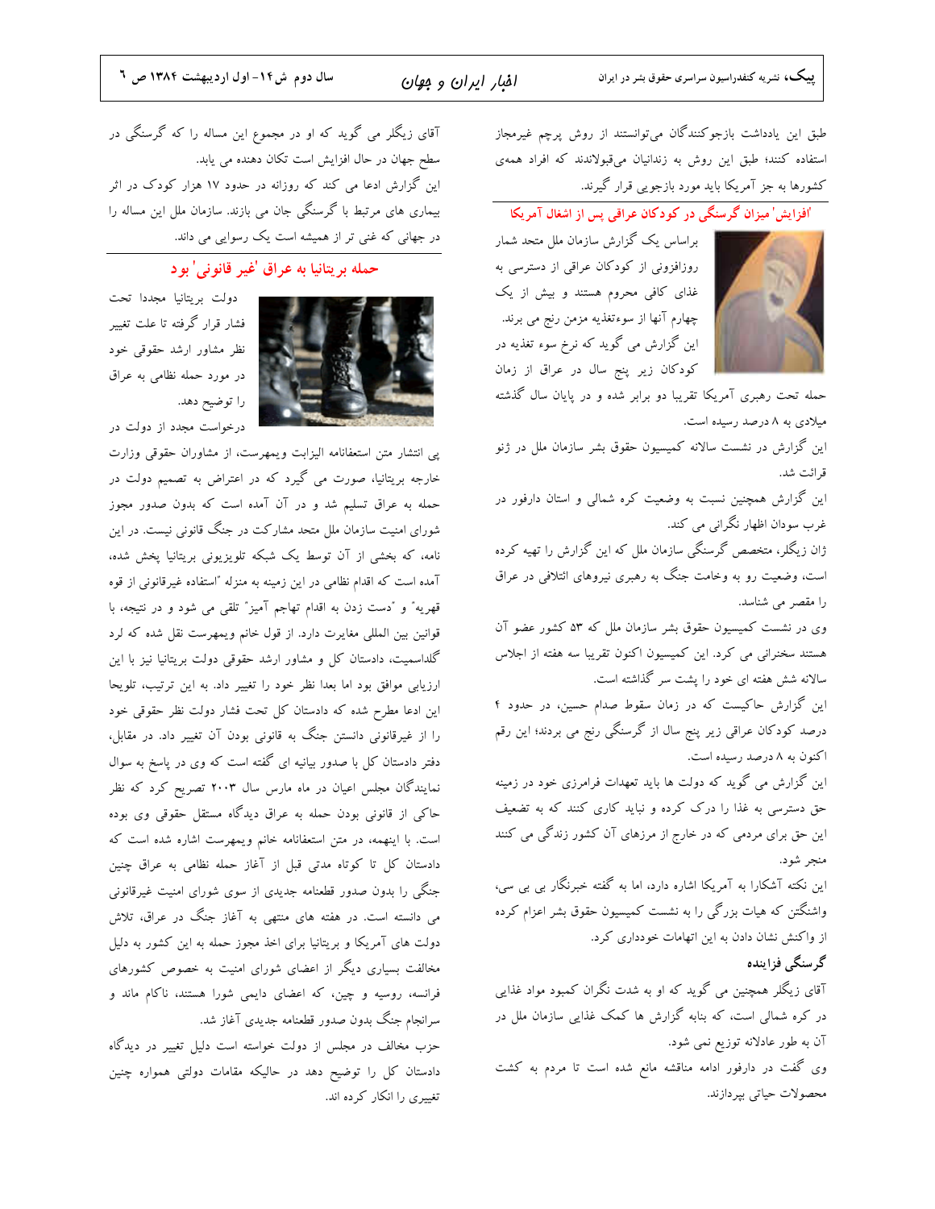طبق این یادداشت بازجوکنندگان می‌توانستند از روش پرچم غیرمجاز استفاده کنند؛ طبق این روش به زندانیان می‌قبولاندند که افراد همه‌ی کشورها به جز آمریکا باید مورد بازجویی قرار گیرند.

## 'افزایش' میزان گرسنگی در کودکان عراقی پس از اشغال آمریکا

براساس یک گزارش سازمان ملل متحد شمار روزافزونی از کودکان عراقی از دسترسی به غذای کافی محروم هستند و بیش از یک چهارم آنها از سوءتغذیه مزمن رنج می برند.

این گزارش می گوید که نرخ سوء تغذیه در کودکان زیر پنج سال در عراق از زمان حمله تحت رهبری آمریکا تقریبا دو برابر شده و در پایان سال گذشته میلادی به ۸ درصد رسیده است.

این گزارش در نشست سالانه کمیسیون حقوق بشر سازمان ملل در ژنو قرائت شد.

این گزارش همچنین نسبت به وضعیت کره شمالی و استان دارفور در غرب سودان اظهار نگرانی می کند.

ژان زیگلر، متخصص گرسنگی سازمان ملل که این گزارش را تهیه کرده است، وضعیت رو به وخامت جنگ به رهبری نیروهای ائتلافی در عراق را مقصر می شناسد.

وی در نشست کمیسیون حقوق بشر سازمان ملل که ۵۳ کشور عضو آن هستند سخنرانی می کرد. این کمیسیون اکنون تقریبا سه هفته از اجلاس سالانه شش هفته ای خود را پشت سر گذاشته است.

این گزارش حاکیست که در زمان سقوط صدام حسین، در حدود ۴ درصد کودکان عراقی زیر پنج سال از گرسنگی رنج می بردند؛ این رقم اکنون به ۸ درصد رسیده است.

این گزارش می گوید که دولت ها باید تعهدات فرامرزی خود در زمینه حق دسترسی به غذا را درک کرده و نباید کاری کنند که به تضعیف این حق برای مردمی که در خارج از مرزهای آن کشور زندگی می کنند منجر شود.

این نکته آشکارا به آمریکا اشاره دارد، اما به گفته خبرنگار بی بی سی، واشنگتن که هیات بزرگی را به نشست کمیسیون حقوق بشر اعزام کرده از واکنش نشان دادن به این اتهامات خودداری کرد.

### گرسنگی فزاینده

آقای زیگلر همچنین می گوید که او به شدت نگران کمبود مواد غذایی در کره شمالی است، که بنابه گزارش ها کمک غذایی سازمان ملل در آن به طور عادلانه توزیع نمی شود.

وی گفت در دارفور ادامه مناقشه مانع شده است تا مردم به کشت محصولات حیاتی بپردازند.

آقای زیگلر می گوید که او در مجموع این مساله را که گرسنگی در سطح جهان در حال افزایش است تکان دهنده می یابد.

این گزارش ادعا می کند که روزانه در حدود ۱۷ هزار کودک در اثر بیماری های مرتبط با گرسنگی جان می بازند. سازمان ملل این مساله را در جهانی که غنی تر از همیشه است یک رسوایی می داند.

## حمله بریتانیا به عراق 'غیر قانونی' بود

دولت بریتانیا مجددا تحت فشار قرار گرفته تا علت تغییر نظر مشاور ارشد حقوقی خود در مورد حمله نظامی به عراق را توضیح دهد.

درخواست مجدد از دولت در پی انتشار متن استعفانامه الیزابت ویمهرست، از مشاوران حقوقی وزارت خارجه بریتانیا، صورت می گیرد که در اعتراض به تصمیم دولت در حمله به عراق تسلیم شد و در آن آمده است که بدون صدور مجوز شورای امنیت سازمان ملل متحد مشارکت در جنگ قانونی نیست. در این نامه، که بخشی از آن توسط یک شبکه تلویزیونی بریتانیا پخش شده، آمده است که اقدام نظامی در این زمینه به منزله "استفاده غیرقانونی از قوه قهریه" و "دست زدن به اقدام تهاجم آمیز" تلقی می شود و در نتیجه، با قوانین بین المللی مغایرت دارد. از قول خانم ویمهرست نقل شده که لرد گلداسمیت، دادستان کل و مشاور ارشد حقوقی دولت بریتانیا نیز با این ارزیابی موافق بود اما بعدا نظر خود را تغییر داد. به این ترتیب، تلویحا این ادعا مطرح شده که دادستان کل تحت فشار دولت نظر حقوقی خود را از غیرقانونی دانستن جنگ به قانونی بودن آن تغییر داد. در مقابل، دفتر دادستان کل با صدور بیانیه ای گفته است که وی در پاسخ به سوال نمایندگان مجلس اعیان در ماه مارس سال ۲۰۰۳ تصریح کرد که نظر حاکی از قانونی بودن حمله به عراق دیدگاه مستقل حقوقی وی بوده است. با اینهمه، در متن استعفانامه خانم ویمهرست اشاره شده است که دادستان کل تا کوتاه مدتی قبل از آغاز حمله نظامی به عراق چنین جنگی را بدون صدور قطعنامه جدیدی از سوی شورای امنیت غیرقانونی می دانسته است. در هفته های منتهی به آغاز جنگ در عراق، تلاش دولت های آمریکا و بریتانیا برای اخذ مجوز حمله به این کشور به دلیل مخالفت بسیاری دیگر از اعضای شورای امنیت به خصوص کشورهای فرانسه، روسیه و چین، که اعضای دایمی شورا هستند، ناکام ماند و سرانجام جنگ بدون صدور قطعنامه جدیدی آغاز شد.

حزب مخالف در مجلس از دولت خواسته است دلیل تغییر در دیدگاه دادستان کل را توضیح دهد در حالیکه مقامات دولتی همواره چنین تغییری را انکار کرده اند.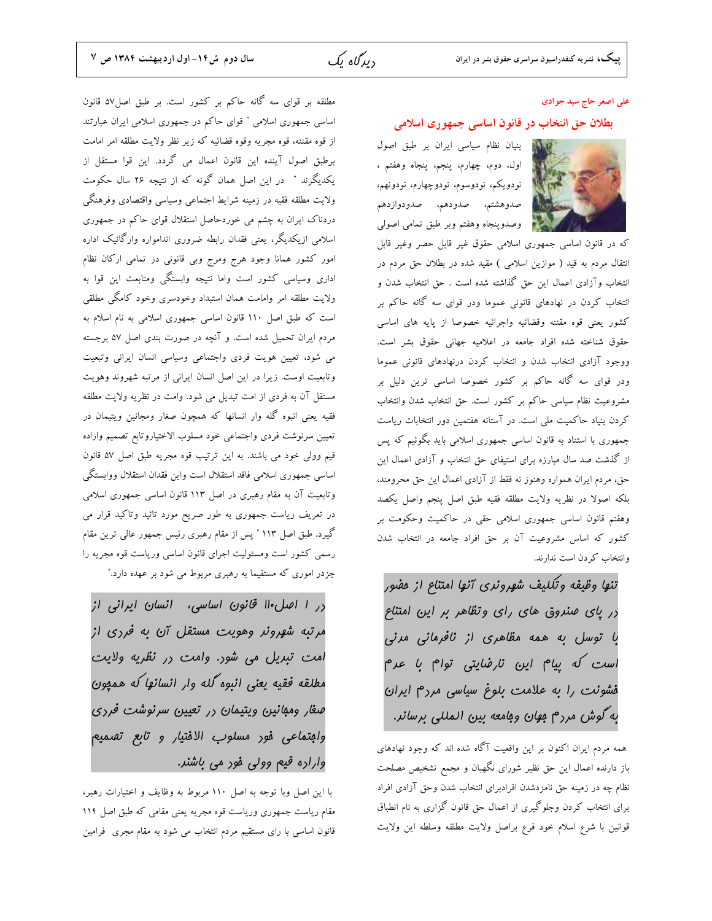علی اصغر حاج سید جوادی

## بطلان حق انتخاب در قانون اساسی جمهوری اسلامی

بنیان نظام سیاسی ایران بر طبق اصول اول، دوم، چهارم، پنجم، پنجاه وهفتم ، نودویکم، نودوسوم، نودوچهارم، نودونهم، صدوهشتم، صدودهم، صدودوازدهم وصدوپنجاه وهفتم وبر طبق تمامی اصولی که در قانون اساسی جمهوری اسلامی حقوق غیر قابل حصر وغیر قابل انتقال مردم به قید ( موازین اسلامی ) مقید شده در بطلان حق مردم در انتخاب وآزادی اعمال این حق گذاشته شده است . حق انتخاب شدن و انتخاب کردن در نهادهای قانونی عموما ودر قوای سه گانه حاکم بر کشور یعنی قوه مقننه وقضائیه واجرائیه خصوصا از پایه های اساسی حقوق شناخته شده افراد جامعه در اعلامیه جهانی حقوق بشر است. ووجود آزادی انتخاب شدن و انتخاب کردن درنهادهای قانونی عموما ودر قوای سه گانه حاکم بر کشور خصوصا اساسی ترین دلیل بر مشروعیت نظام سیاسی حاکم بر کشور است. حق انتخاب شدن وانتخاب کردن بنیاد حاکمیت ملی است. در آستانه هفتمین دور انتخابات ریاست جمهوری با استناد به قانون اساسی جمهوری اسلامی باید بگوئیم که پس از گذشت صد سال مبارزه برای استیفای حق انتخاب و آزادی اعمال این حق، مردم ایران همواره وهنوز نه فقط از آزادی اعمال این حق محرومند، بلکه اصولا در نظریه ولایت مطلقه فقیه طبق اصل پنجم واصل یکصد وهفتم قانون اساسی جمهوری اسلامی حقی در حاکمیت وحکومت بر کشور که اساس مشروعیت آن بر حق افراد جامعه در انتخاب شدن وانتخاب کردن است ندارند.

> *تنها وظیفه وتکلیف شهروندی آنها امتناع از حضور در پای صندوق های رای وتظاهر بر این امتناع با توسل به همه مظاهری از نافرمانی مدنی است که پیام این نارضایتی توام با عدم خشونت را به علامت بلوغ سیاسی مردم ایران به گوش مردم جهان وجامعه بین المللی برساند.*

همه مردم ایران اکنون بر این واقعیت آگاه شده اند که وجود نهادهای باز دارنده اعمال این حق نظیر شورای نگهبان و مجمع تشخیص مصلحت نظام چه در زمینه حق نامزدشدن افرادبرای انتخاب شدن وحق آزادی افراد برای انتخاب کردن وجلوگیری از اعمال حق قانون گزاری به نام انطباق قوانین با شرع اسلام خود فرع براصل ولایت مطلقه وسلطه این ولایت مطلقه بر قوای سه گانه حاکم بر کشور است. بر طبق اصل۵۷ قانون اساسی جمهوری اسلامی " قوای حاکم در جمهوری اسلامی ایران عبارتند از قوه مقننه، قوه مجریه وقوه قضائیه که زیر نظر ولایت مطلقه امر امامت برطبق اصول آینده این قانون اعمال می گردد. این قوا مستقل از یکدیگرند " در این اصل همان گونه که از نتیجه ۲۶ سال حکومت ولایت مطلقه فقیه در زمینه شرایط اجتماعی وسیاسی واقتصادی وفرهنگی دردناک ایران به چشم می خوردحاصل استقلال قوای حاکم در جمهوری اسلامی ازیکدیگر، یعنی فقدان رابطه ضروری انداموار وارگانیک اداره امور کشور همانا وجود هرج ومرج وبی قانونی در تمامی ارکان نظام اداری وسیاسی کشور است واما نتیجه وابستگی ومتابعت این قوا به ولایت مطلقه امر وامامت همان استبداد وخودسری وخود کامگی مطلقی است که طبق اصل ۱۱۰ قانون اساسی جمهوری اسلامی به نام اسلام به مردم ایران تحمیل شده است. و آنچه در صورت بندی اصل ۵۷ برجسته می شود، تعیین هویت فردی واجتماعی وسیاسی انسان ایرانی وتبعیت وتابعیت اوست. زیرا در این اصل انسان ایرانی از مرتبه شهروند وهویت مستقل آن به فردی از امت تبدیل می شود. وامت در نظریه ولایت مطلقه فقیه یعنی انبوه گله وار انسانها که همچون صغار ومجانین ویتیمان در تعیین سرنوشت فردی واجتماعی خود مسلوب الاختیاروتابع تصمیم واراده قیم وولی خود می باشند. به این ترتیب قوه مجریه طبق اصل ۵۷ قانون اساسی جمهوری اسلامی فاقد استقلال است واین فقدان استقلال ووابستگی وتابعیت آن به مقام رهبری در اصل ۱۱۳ قانون اساسی جمهوری اسلامی در تعریف ریاست جمهوری به طور صریح مورد تائید وتاکید قرار می گیرد. طبق اصل ۱۱۳ " پس از مقام رهبری رئیس جمهور عالی ترین مقام رسمی کشور است ومسئولیت اجرای قانون اساسی وریاست قوه مجریه را جزدر اموری که مستقیما به رهبری مربوط می شود بر عهده دارد."

> *در اصل۱۱۰ قانون اساسی، انسان ایرانی از مرتبه شهروند وهویت مستقل آن به فردی از امت تبدیل می شود. وامت در نظریه ولایت مطلقه فقیه یعنی انبوه گله وار انسانها که همچون صغار ومجانین ویتیمان در تعیین سرنوشت فردی واجتماعی خود مسلوب الاختیار و تابع تصمیم واراده قیم وولی خود می باشند.*

با این اصل وبا توجه به اصل ۱۱۰ مربوط به وظایف و اختیارات رهبر، مقام ریاست جمهوری وریاست قوه مجریه یعنی مقامی که طبق اصل ۱۱۴ قانون اساسی با رای مستقیم مردم انتخاب می شود به مقام مجری فرامین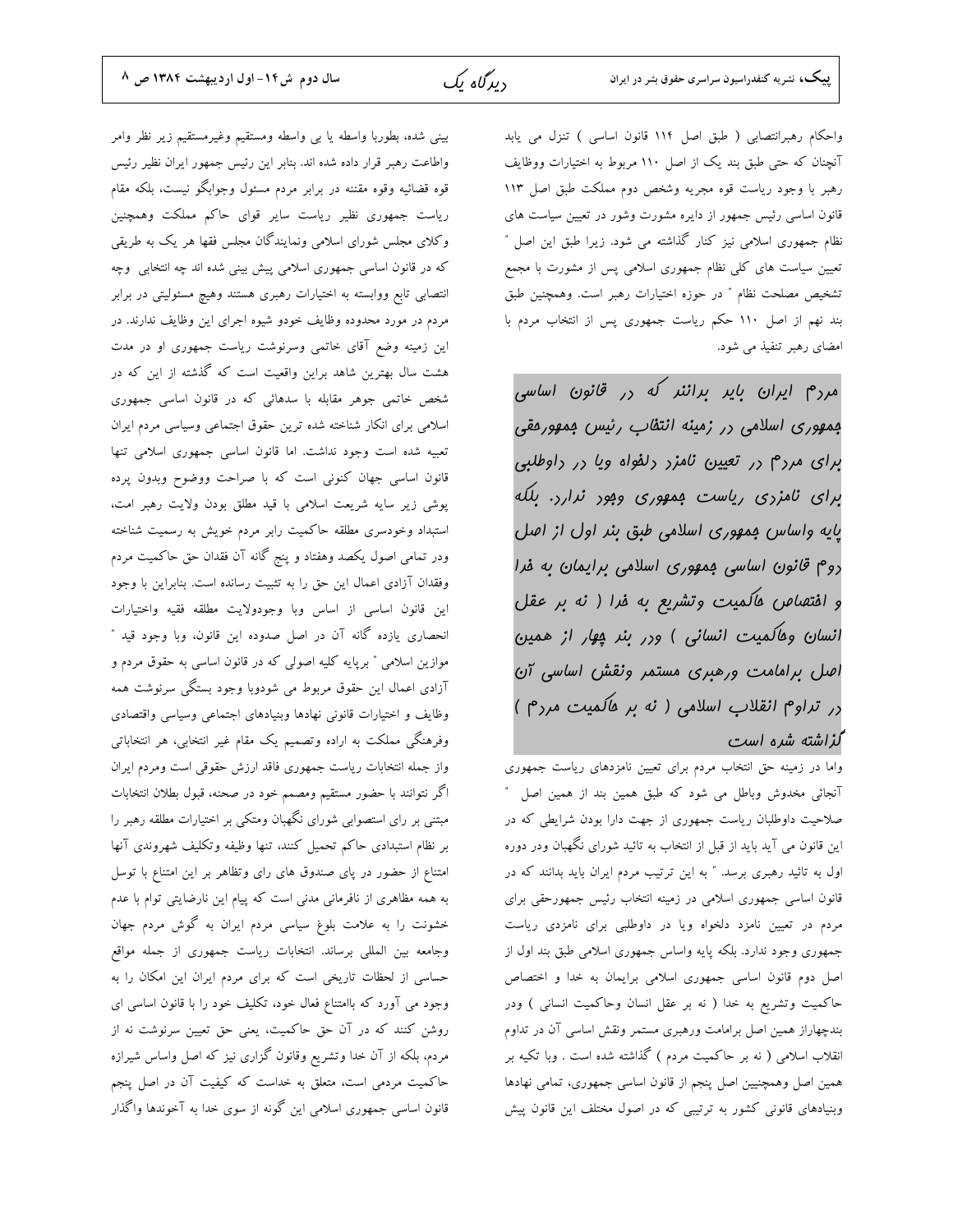واحکام رهبرانتصابی ( طبق اصل ۱۱۴ قانون اساسی ) تنزل می یابد آنچنان که حتی طبق بند یک از اصل ۱۱۰ مربوط به اختیارات ووظایف رهبر با وجود ریاست قوه مجریه وشخص دوم مملکت طبق اصل ۱۱۳ قانون اساسی رئیس جمهور از دایره مشورت وشور در تعیین سیاست های نظام جمهوری اسلامی نیز کنار گذاشته می شود. زیرا طبق این اصل " تعیین سیاست های کلی نظام جمهوری اسلامی پس از مشورت با مجمع تشخیص مصلحت نظام " در حوزه اختیارات رهبر است. وهمچنین طبق بند نهم از اصل ۱۱۰ حکم ریاست جمهوری پس از انتخاب مردم با امضای رهبر تنفیذ می شود.

**مردم ایران باید بدانند که در قانون اساسی جمهوری اسلامی در زمینه انتخاب رئیس جمهورحقی برای مردم در تعیین نامزد دلخواه ویا در داوطلبی برای نامزدی ریاست جمهوری وجود ندارد. بلکه پایه واساس جمهوری اسلامی طبق بند اول از اصل دوم قانون اساسی جمهوری اسلامی برایمان به خدا و اختصاص حاکمیت وتشریع به خدا ( نه بر عقل انسان وحاکمیت انسانی ) ودر بند چهار از همین اصل برامامت ورهبری مستمر ونقش اساسی آن در تداوم انقلاب اسلامی ( نه بر حاکمیت مردم ) گذاشته شده است**

واما در زمینه حق انتخاب مردم برای تعیین نامزدهای ریاست جمهوری آنجائی مخدوش وباطل می شود که طبق همین بند از همین اصل " صلاحیت داوطلبان ریاست جمهوری از جهت دارا بودن شرایطی که در این قانون می آید باید از قبل از انتخاب به تائید شورای نگهبان ودر دوره اول به تائید رهبری برسد. " به این ترتیب مردم ایران باید بدانند که در قانون اساسی جمهوری اسلامی در زمینه انتخاب رئیس جمهورحقی برای مردم در تعیین نامزد دلخواه ویا در داوطلبی برای نامزدی ریاست جمهوری وجود ندارد. بلکه پایه واساس جمهوری اسلامی طبق بند اول از اصل دوم قانون اساسی جمهوری اسلامی برایمان به خدا و اختصاص حاکمیت وتشریع به خدا ( نه بر عقل انسان وحاکمیت انسانی ) ودر بندچهاراز همین اصل برامامت ورهبری مستمر ونقش اساسی آن در تداوم انقلاب اسلامی ( نه بر حاکمیت مردم ) گذاشته شده است . وبا تکیه بر همین اصل وهمچنیین اصل پنجم از قانون اساسی جمهوری، تمامی نهادها وبنیادهای قانونی کشور به ترتیبی که در اصول مختلف این قانون پیش بینی شده، بطوربا واسطه یا بی واسطه ومستقیم وغیرمستقیم زیر نظر وامر واطاعت رهبر قرار داده شده اند. بنابر این رئیس جمهور ایران نظیر رئیس قوه قضائیه وقوه مقننه در برابر مردم مسئول وجوابگو نیست، بلکه مقام ریاست جمهوری نظیر ریاست سایر قوای حاکم مملکت وهمچنین وکلای مجلس شورای اسلامی ونمایندگان مجلس فقها هر یک به طریقی که در قانون اساسی جمهوری اسلامی پیش بینی شده اند چه انتخابی وچه انتصابی تابع ووابسته به اختیارات رهبری هستند وهیچ مسئولیتی در برابر مردم در مورد محدوده وظایف خودو شیوه اجرای این وظایف ندارند. در این زمینه وضع آقای خاتمی وسرنوشت ریاست جمهوری او در مدت هشت سال بهترین شاهد براین واقعیت است که گذشته از این که در شخص خاتمی جوهر مقابله با سدهائی که در قانون اساسی جمهوری اسلامی برای انکار شناخته شده ترین حقوق اجتماعی وسیاسی مردم ایران تعبیه شده است وجود نداشت. اما قانون اساسی جمهوری اسلامی تنها قانون اساسی جهان کنونی است که با صراحت ووضوح وبدون پرده پوشی زیر سایه شریعت اسلامی با قید مطلق بودن ولایت رهبر امت، استبداد وخودسری مطلقه حاکمیت رابر مردم خویش به رسمیت شناخته ودر تمامی اصول یکصد وهفتاد و پنج گانه آن فقدان حق حاکمیت مردم وفقدان آزادی اعمال این حق را به تثبیت رسانده است. بنابراین با وجود این قانون اساسی از اساس وبا وجودولایت مطلقه فقیه واختیارات انحصاری یازده گانه آن در اصل صدوده این قانون، وبا وجود قید " موازین اسلامی " برپایه کلیه اصولی که در قانون اساسی به حقوق مردم و آزادی اعمال این حقوق مربوط می شودوبا وجود بستگی سرنوشت همه وظایف و اختیارات قانونی نهادها وبنیادهای اجتماعی وسیاسی واقتصادی وفرهنگی مملکت به اراده وتصمیم یک مقام غیر انتخابی، هر انتخاباتی واز جمله انتخابات ریاست جمهوری فاقد ارزش حقوقی است ومردم ایران اگر نتوانند با حضور مستقیم ومصمم خود در صحنه، قبول بطلان انتخابات مبتنی بر رای استصوابی شورای نگهبان ومتکی بر اختیارات مطلقه رهبر را بر نظام استبدادی حاکم تحمیل کنند، تنها وظیفه وتکلیف شهروندی آنها امتناع از حضور در پای صندوق های رای وتظاهر بر این امتناع با توسل به همه مظاهری از نافرمانی مدنی است که پیام این نارضایتی توام با عدم خشونت را به علامت بلوغ سیاسی مردم ایران به گوش مردم جهان وجامعه بین المللی برساند. انتخابات ریاست جمهوری از جمله مواقع حساسی از لحظات تاریخی است که برای مردم ایران این امکان را به وجود می آورد که باامتناع فعال خود، تکلیف خود را با قانون اساسی ای روشن کنند که در آن حق حاکمیت، یعنی حق تعیین سرنوشت نه از مردم، بلکه از آن خدا وتشریع وقانون گزاری نیز که اصل واساس شیرازه حاکمیت مردمی است، متعلق به خداست که کیفیت آن در اصل پنجم قانون اساسی جمهوری اسلامی این گونه از سوی خدا به آخوندها واگذار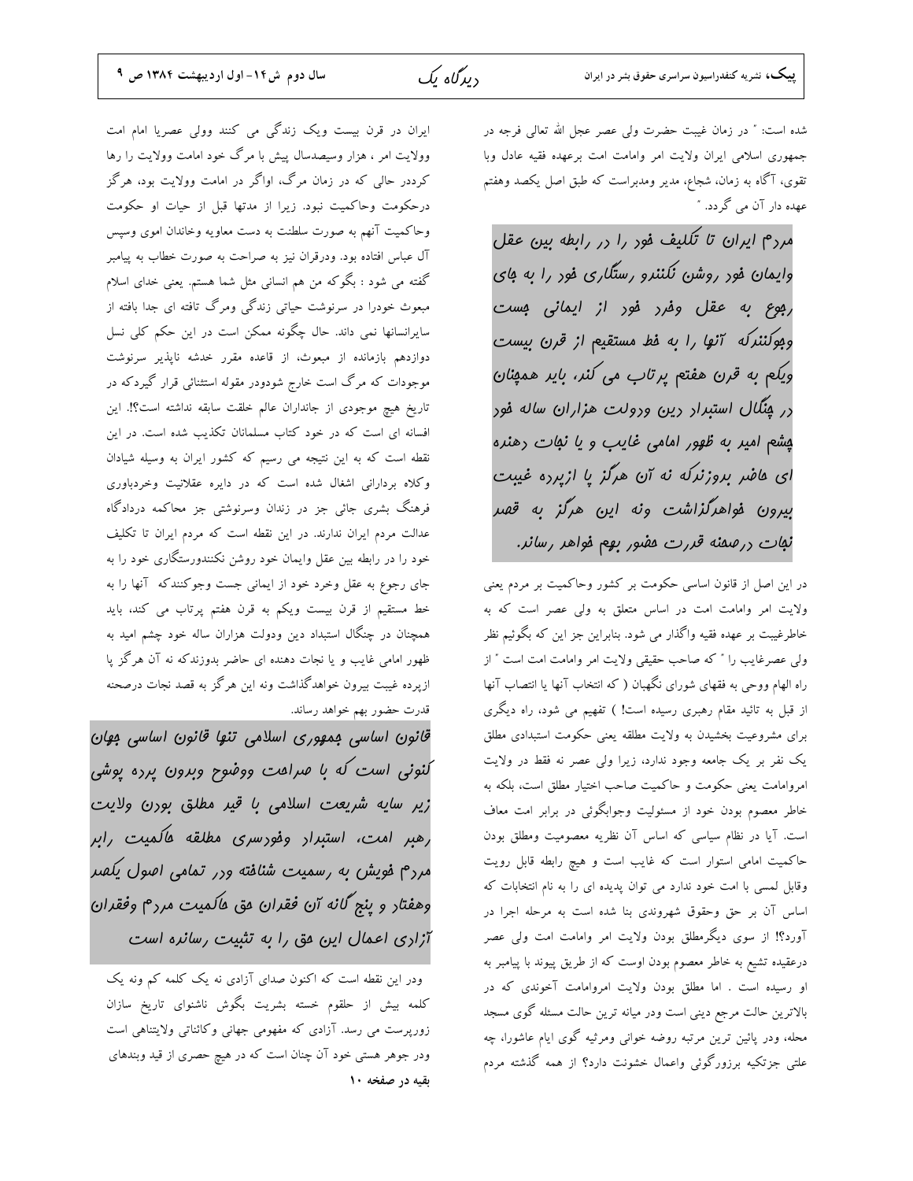شده است: " در زمان غیبت حضرت ولی عصر عجل الله تعالی فرجه در جمهوری اسلامی ایران ولایت امر وامامت امت برعهده فقیه عادل وبا تقوی، آگاه به زمان، شجاع، مدیر ومدبراست که طبق اصل یکصد وهفتم عهده دار آن می گردد. "

**مردم ایران تا تکلیف خود را در رابطه بین عقل وایمان خود روشن نکنندو رستگاری خود را به جای رجوع به عقل وخرد خود از ایمانی جست وجوکنندکه آنها را به خط مستقیم از قرن بیست ویکم به قرن هفتم پرتاب می کند، باید همچنان در چنگال استبداد دین ودولت هزاران ساله خود چشم امید به ظهور امامی غایب و یا نجات دهنده ای حاضر بدوزندکه نه آن هرگز پا ازپرده غیبت بیرون خواهدگذاشت ونه این هرگز به قصد نجات درصحنه قدرت حضور بهم خواهد رساند.**

در این اصل از قانون اساسی حکومت بر کشور وحاکمیت بر مردم یعنی ولایت امر وامامت امت در اساس متعلق به ولی عصر است که به خاطرغیبت بر عهده فقیه واگذار می شود. بنابراین جز این که بگوئیم نظر ولی عصرغایب را " که صاحب حقیقی ولایت امر وامامت امت است " از راه الهام ووحی به فقهای شورای نگهبان ( که انتخاب آنها یا انتصاب آنها از قبل به تائید مقام رهبری رسیده است! ) تفهیم می شود، راه دیگری برای مشروعیت بخشیدن به ولایت مطلقه یعنی حکومت استبدادی مطلق یک نفر بر یک جامعه وجود ندارد، زیرا ولی عصر نه فقط در ولایت امروامامت یعنی حکومت و حاکمیت صاحب اختیار مطلق است، بلکه به خاطر معصوم بودن خود از مسئولیت وجوابگوئی در برابر امت معاف است. آیا در نظام سیاسی که اساس آن نظریه معصومیت ومطلق بودن حاکمیت امامی استوار است که غایب است و هیچ رابطه قابل رویت وقابل لمسی با امت خود ندارد می توان پدیده ای را به نام انتخابات که اساس آن بر حق وحقوق شهروندی بنا شده است به مرحله اجرا در آورد؟! از سوی دیگرمطلق بودن ولایت امر وامامت امت ولی عصر درعقیده تشیع به خاطر معصوم بودن اوست که از طریق پیوند با پیامبر او رسیده است . اما مطلق بودن ولایت امروامامت آخوندی که در بالاترین حالت مرجع دینی است ودر میانه ترین حالت مسئله گوی مسجد محله، ودر پائین ترین مرتبه روضه خوانی ومرثیه گوی ایام عاشورا، چه علتی جزتکیه برزورگوئی واعمال خشونت دارد؟ از همه گذشته مردم ایران در قرن بیست ویک زندگی می کنند وولی عصریا امام امت وولایت امر ، هزار وسیصدسال پیش با مرگ خود امامت وولایت را رها کرددر حالی که در زمان مرگ، اواگر در امامت وولایت بود، هرگز درحکومت وحاکمیت نبود. زیرا از مدتها قبل از حیات او حکومت وحاکمیت آنهم به صورت سلطنت به دست معاویه وخاندان اموی وسپس آل عباس افتاده بود. ودرقران نیز به صراحت به صورت خطاب به پیامبر گفته می شود : بگوکه من هم انسانی مثل شما هستم. یعنی خدای اسلام مبعوث خودرا در سرنوشت حیاتی زندگی ومرگ تافته ای جدا بافته از سایرانسانها نمی داند. حال چگونه ممکن است در این حکم کلی نسل دوازدهم بازمانده از مبعوث، از قاعده مقرر خدشه ناپذیر سرنوشت موجودات که مرگ است خارج شودودر مقوله استثنائی قرار گیردکه در تاریخ هیچ موجودی از جانداران عالم خلقت سابقه نداشته است؟! این افسانه ای است که در خود کتاب مسلمانان تکذیب شده است. در این نقطه است که به این نتیجه می رسیم که کشور ایران به وسیله شیادان وکلاه بردارانی اشغال شده است که در دایره عقلانیت وخردباوری فرهنگ بشری جائی جز در زندان وسرنوشتی جز محاکمه درددادگاه عدالت مردم ایران ندارند. در این نقطه است که مردم ایران تا تکلیف خود را در رابطه بین عقل وایمان خود روشن نکنندورستگاری خود را به جای رجوع به عقل وخرد خود از ایمانی جست وجوکنندکه آنها را به خط مستقیم از قرن بیست ویکم به قرن هفتم پرتاب می کند، باید همچنان در چنگال استبداد دین ودولت هزاران ساله خود چشم امید به ظهور امامی غایب و یا نجات دهنده ای حاضر بدوزندکه نه آن هرگز پا ازپرده غیبت بیرون خواهدگذاشت ونه این هرگز به قصد نجات درصحنه قدرت حضور بهم خواهد رساند.

**قانون اساسی جمهوری اسلامی تنها قانون اساسی جهان کنونی است که با صراحت ووضوح وبدون پرده پوشی زیر سایه شریعت اسلامی با قید مطلق بودن ولایت رهبر امت، استبداد وخودسری مطلقه حاکمیت رابر مردم خویش به رسمیت شناخته ودر تمامی اصول یکصد وهفتاد و پنج گانه آن فقدان حق حاکمیت مردم وفقدان آزادی اعمال این حق را به تثبیت رسانده است**

ودر این نقطه است که اکنون صدای آزادی نه یک کلمه کم ونه یک کلمه بیش از حلقوم خسته بشریت بگوش ناشنوای تاریخ سازان زورپرست می رسد. آزادی که مفهومی جهانی وکائناتی ولایتناهی است ودر جوهر هستی خود آن چنان است که در هیچ حصری از قید وبندهای

**بقیه در صفحه ۱۰**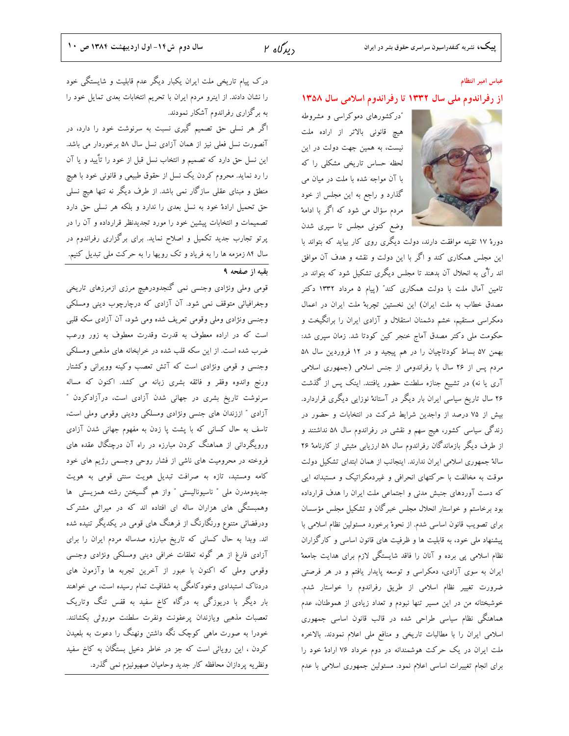عباس امیر انتظام

## از رفراندوم ملی سال ۱۳۳۲ تا رفراندوم اسلامی سال ۱۳۵۸

"درکشورهای دموکراسی و مشروطه هیچ قانونی بالاتر از اراده ملت نیست، به همین جهت دولت در این لحظه حساس تاریخی مشکلی را که با آن مواجه شده با ملت در میان می گذارد و راجع به این مجلس از خود مردم سؤال می شود که اگر با ادامهٔ وضع کنونی مجلس تا سپری شدن دورهٔ ۱۷ تقینه موافقت دارند، دولت دیگری روی کار بیاید که بتواند با این مجلس همکاری کند و اگر با این دولت و نقشه و هدف آن موافق اند رأی به انحلال آن بدهند تا مجلس دیگری تشکیل شود که بتواند در تامین آمال ملت با دولت همکاری کند" (پیام ۵ مرداد ۱۳۳۲ دکتر مصدق خطاب به ملت ایران) این نخستین تجربهٔ ملت ایران در اعمال دمکراسی مستقیم، خشم دشمنان استقلال و آزادی ایران را برانگیخت و حکومت ملی دکتر مصدق آماج خنجر کین کودتا شد. زمان سپری شد: بهمن ۵۷ بساط کودتاچیان را در هم پیچید و در ۱۲ فروردین سال ۵۸ مردم پس از ۲۶ سال با رفراندومی از جنس اسلامی (جمهوری اسلامی آری یا نه) در تشییع جنازه سلطنت حضور یافتند. اینک پس از گذشت ۲۶ سال تاریخ سیاسی ایران بار دیگر در آستانهٔ نوزایی دیگری قراردارد. بیش از ۷۵ درصد از واجدین شرایط شرکت در انتخابات و حضور در زندگی سیاسی کشور، هیچ سهم و نقشی در رفراندوم سال ۵۸ نداشتند و از طرف دیگر بازماندگان رفراندوم سال ۵۸ ارزیابی مثبتی از کارنامهٔ ۲۶ سالهٔ جمهوری اسلامی ایران ندارند. اینجانب از همان ابتدای تشکیل دولت موقت به مخالفت با حرکتهای انحرافی و غیردمکراتیک و مستبدانه ایی که دست آوردهای جنبش مدنی و اجتماعی ملت ایران را هدف قرارداده بود برخاستم و خواستار انحلال مجلس خبرگان و تشکیل مجلس مؤسسان برای تصویب قانون اساسی شدم. از نحوهٔ برخورد مسئولین نظام اسلامی با پیشنهاد ملی خود، به قابلیت ها و ظرفیت های قانون اساسی و کارگزاران نظام اسلامی پی برده و آنان را فاقد شایستگی لازم برای هدایت جامعهٔ ایران به سوی آزادی، دمکراسی و توسعه پایدار یافتم و در هر فرصتی ضرورت تغییر نظام اسلامی از طریق رفراندوم را خواستار شدم. خوشبختانه من در این مسیر تنها نبودم و تعداد زیادی از هموطنان، عدم هماهنگی نظام سیاسی طراحی شده در قالب قانون اساسی جمهوری اسلامی ایران را با مطالبات تاریخی و منافع ملی اعلام نمودند. بالاخره ملت ایران در یک حرکت هوشمندانه در دوم خرداد ۷۶ ارادهٔ خود را برای انجام تغییرات اساسی اعلام نمود. مسئولین جمهوری اسلامی با عدم درک پیام تاریخی ملت ایران یکبار دیگر عدم قابلیت و شایستگی خود را نشان دادند. از اینرو مردم ایران با تحریم انتخابات بعدی تمایل خود را به برگزاری رفراندوم آشکار نمودند.

اگر هر نسلی حق تصمیم گیری نسبت به سرنوشت خود را دارد، در آنصورت نسل فعلی نیز از همان آزادی نسل سال ۵۸ برخوردار می باشد. این نسل حق دارد که تصمیم و انتخاب نسل قبل از خود را تأیید و یا آن را رد نماید. محروم کردن یک نسل از حقوق طبیعی و قانونی خود با هیچ منطق و مبنای عقلی سازگار نمی باشد. از طرف دیگر نه تنها هیچ نسلی حق تحمیل ارادهٔ خود به نسل بعدی را ندارد و بلکه هر نسلی حق دارد تصمیمات و انتخابات پیشین خود را مورد تجدیدنظر قرارداده و آن را در پرتو تجارب جدید تکمیل و اصلاح نماید. برای برگزاری رفراندوم در سال ۸۴ زمزمه ها را به فریاد و تک رویها را به حرکت ملی تبدیل کنیم.

---

### بقیه از صفحه ۹

قومی وملی ونژادی وجنسی نمی گنجدودرهیچ مرزی ازمرزهای تاریخی وجغرافیائی متوقف نمی شود. آن آزادی که درچارچوب دینی ومسلکی وجنسی ونژادی وملی وقومی تعریف شده ومی شود، آن آزادی سکه قلبی است که در اراده معطوف به قدرت وقدرت معطوف به زور ورعب ضرب شده است. از این سکه قلب شده در خرابخانه های مذهبی ومسلکی وجنسی و قومی ونژادی است که آتش تعصب وکینه وویرانی وکشتار ورنج واندوه وفقر و فاقه بشری زبانه می کشد. اکنون که مساله سرنوشت تاریخ بشری در جهانی شدن آزادی است، درآزادکردن " آزادی " اززندان های جنسی ونژادی ومسلکی ودینی وقومی وملی است، تاسف به حال کسانی که با پشت پا زدن به مفهوم جهانی شدن آزادی وروبرگردانی از هماهنگ کردن مبارزه در راه آن درچنگال عقده های فروخته در محرومیت های ناشی از فشار روحی وجسمی رژیم های خود کامه ومستبد، تازه به صرافت تبدیل هویت سنتی قومی به هویت جدیدومدرن ملی " ناسیونالیستی " واز هم گسیختن رشته همزیستی ها وهمبستگی های هزاران ساله ای افتاده اند که در میراثی مشترک ودرفضائی متنوع ورنگارنگ از فرهنگ های قومی در یکدیگر تنیده شده اند. وبدا به حال کسانی که تاریخ مبارزه صدساله مردم ایران را برای آزادی فارغ از هر گونه تعلقات خرافی دینی ومسلکی ونژادی وجنسی وقومی وملی که اکنون با عبور از آخرین تجربه ها وآزمون های دردناک استبدادی وخودکامگی به شفافیت تمام رسیده است، می خواهند بار دیگر با دریوزگی به درگاه کاخ سفید به قفس تنگ وتاریک تعصبات مذهبی ویازندان پرعفونت ونفرت سلطنت موروثی بکشانند. خودرا به صورت ماهی کوچک نگه داشتن ونهنگ را دعوت به بلعیدن کردن ، این رویائی است که جز در خاطر دخیل بستگان به کاخ سفید ونظریه پردازان محافظه کار جدید وحامیان صهیونیزم نمی گذرد.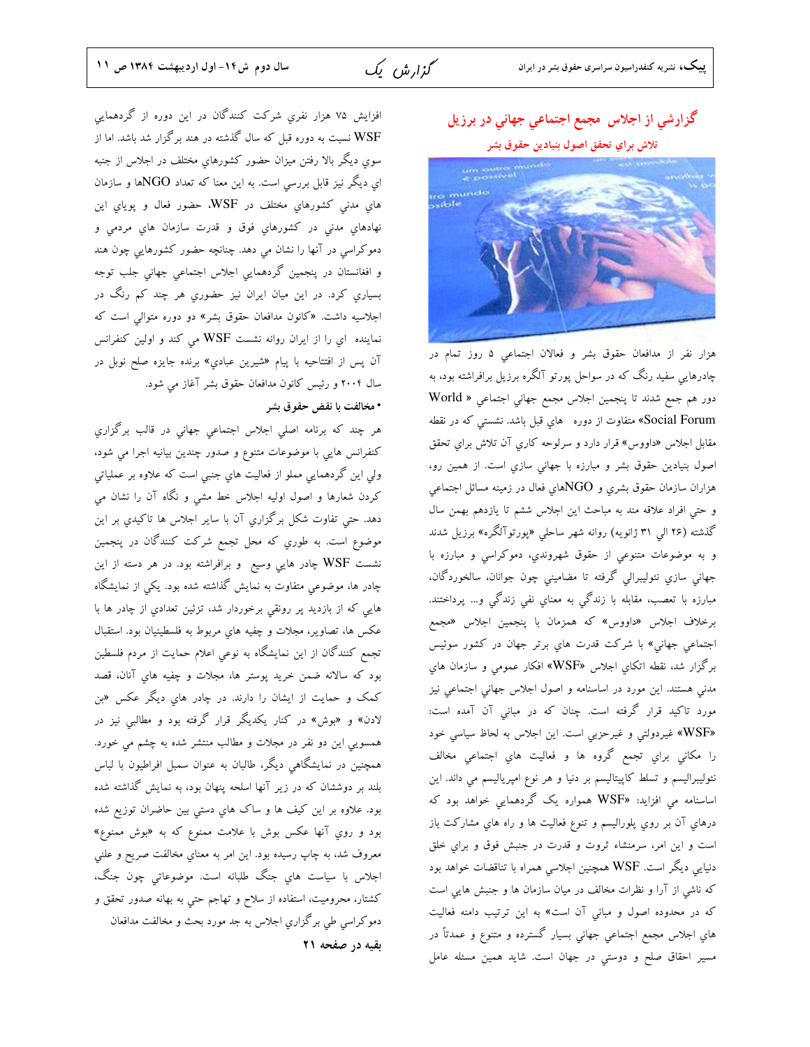# گزارشي از اجلاس مجمع اجتماعي جهاني در برزيل

## تلاش براي تحقق اصول بنيادين حقوق بشر

هزار نفر از مدافعان حقوق بشر و فعالان اجتماعي ۵ روز تمام در چادرهايي سفيد رنگ که در سواحل پورتو آلگره برزيل برافراشته بود، به دور هم جمع شدند تا پنجمين اجلاس مجمع جهاني اجتماعي « World Social Forum» متفاوت از دوره هاي قبل باشد. نشستي که در نقطه مقابل اجلاس «داووس» قرار دارد و سرلوحه کاري آن تلاش براي تحقق اصول بنيادين حقوق بشر و مبارزه با جهاني سازي است. از همين رو، هزاران سازمان حقوق بشري و NGOهاي فعال در زمينه مسائل اجتماعي و حتي افراد علاقه مند به مباحث اين اجلاس ششم تا يازدهم بهمن سال گذشته (۲۶ الي ۳۱ ژانويه) روانه شهر ساحلي «پورتوآلگره» برزيل شدند و به موضوعات متنوعي از حقوق شهروندي، دموکراسي و مبارزه با جهاني سازي نئوليبرالي گرفته تا مضاميني چون جوانان، سالخوردگان، مبارزه با تعصب، مقابله با زندگي به معناي نفي زندگي و... پرداختند. برخلاف اجلاس «داووس» که همزمان با پنجمين اجلاس «مجمع اجتماعي جهاني» با شرکت قدرت هاي برتر جهان در کشور سوئيس برگزار شد، نقطه اتکاي اجلاس «WSF» افکار عمومي و سازمان هاي مدني هستند. اين مورد در اساسنامه و اصول اجلاس جهاني اجتماعي نيز مورد تاکيد قرار گرفته است. چنان که در مباني آن آمده است: «WSF» غيردولتي و غيرحزبي است. اين اجلاس به لحاظ سياسي خود را مکاني براي تجمع گروه ها و فعاليت هاي اجتماعي مخالف نئوليبراليسم و تسلط کاپيتاليسم بر دنيا و هر نوع امپرياليسم مي داند. اين اساسنامه مي افزايد: «WSF همواره يک گردهمايي خواهد بود که درهاي آن بر روي پلوراليسم و تنوع فعاليت ها و راه هاي مشارکت باز است و اين امر، سرمنشاء ثروت و قدرت در جنبش فوق و براي خلق دنيايي ديگر است. WSF همچنين اجلاسي همراه با تناقضات خواهد بود که ناشي از آرا و نظرات مخالف در ميان سازمان ها و جنبش هايي است که در محدوده اصول و مباني آن است» به اين ترتيب دامنه فعاليت هاي اجلاس مجمع اجتماعي جهاني بسيار گسترده و متنوع و عمدتاً در مسير احقاق صلح و دوستي در جهان است. شايد همين مسئله عامل افزايش ۷۵ هزار نفري شرکت کنندگان در اين دوره از گردهمايي WSF نسبت به دوره قبل که سال گذشته در هند برگزار شد باشد. اما از سوي ديگر بالا رفتن ميزان حضور کشورهاي مختلف در اجلاس از جنبه اي ديگر نيز قابل بررسي است. به اين معنا که تعداد NGOها و سازمان هاي مدني کشورهاي مختلف در WSF، حضور فعال و پوياي اين نهادهاي مدني در کشورهاي فوق و قدرت سازمان هاي مردمي و دموکراسي در آنها را نشان مي دهد. چنانچه حضور کشورهايي چون هند و افغانستان در پنجمين گردهمايي اجلاس اجتماعي جهاني جلب توجه بسياري کرد. در اين ميان ايران نيز حضوري هر چند کم رنگ در اجلاسيه داشت. «کانون مدافعان حقوق بشر» دو دوره متوالي است که نماينده اي را از ايران روانه نشست WSF مي کند و اولين کنفرانس آن پس از افتتاحيه با پيام «شيرين عبادي» برنده جايزه صلح نوبل در سال ۲۰۰۴ و رئيس کانون مدافعان حقوق بشر آغاز مي شود.

**• مخالفت با نقض حقوق بشر**

هر چند که برنامه اصلي اجلاس اجتماعي جهاني در قالب برگزاري کنفرانس هايي با موضوعات متنوع و صدور چندين بيانيه اجرا مي شود، ولي اين گردهمايي مملو از فعاليت هاي جنبي است که علاوه بر عملياتي کردن شعارها و اصول اوليه اجلاس خط مشي و نگاه آن را نشان مي دهد. حتي تفاوت شکل برگزاري آن با ساير اجلاس ها تاکيدي بر اين موضوع است. به طوري که محل تجمع شرکت کنندگان در پنجمين نشست WSF چادر هايي وسيع و برافراشته بود. در هر دسته از اين چادر ها، موضوعي متفاوت به نمايش گذاشته شده بود. يکي از نمايشگاه هايي که از بازديد پر رونقي برخوردار شد، تزئين تعدادي از چادر ها با عکس ها، تصاوير، مجلات و چفيه هاي مربوط به فلسطينيان بود. استقبال تجمع کنندگان از اين نمايشگاه به نوعي اعلام حمايت از مردم فلسطين بود که سالانه ضمن خريد پوستر ها، مجلات و چفيه هاي آنان، قصد کمک و حمايت از ايشان را دارند. در چادر هاي ديگر عکس «بن لادن» و «بوش» در کنار يکديگر قرار گرفته بود و مطالبي نيز در همسويي اين دو نفر در مجلات و مطالب منتشر شده به چشم مي خورد. همچنين در نمايشگاهي ديگر، طالبان به عنوان سمبل افراطيون با لباس بلند بر دوششان که در زير آنها اسلحه پنهان بود، به نمايش گذاشته شده بود. علاوه بر اين کيف ها و ساک هاي دستي بين حاضران توزيع شده بود و روي آنها عکس بوش با علامت ممنوع که به «بوش ممنوع» معروف شد، به چاپ رسيده بود. اين امر به معناي مخالفت صريح و علني اجلاس با سياست هاي جنگ طلبانه است. موضوعاتي چون جنگ، کشتار، محروميت، استفاده از سلاح و تهاجم حتي به بهانه صدور تحقق و دموکراسي طي برگزاري اجلاس به جد مورد بحث و مخالفت مدافعان

**بقيه در صفحه ۲۱**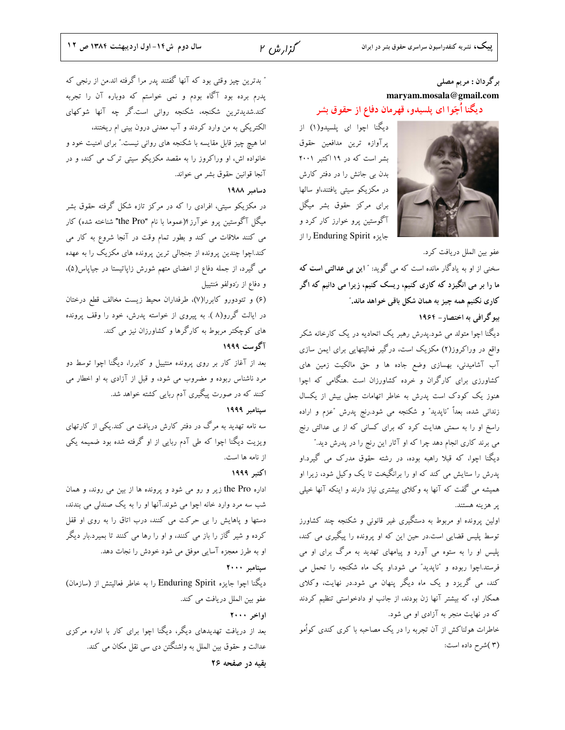برگردان : مریم مصلی
maryam.mosala@gmail.com

## دیگنا اُچوا ای پلسیدو، قهرمان دفاع از حقوق بشر

دیگنا اچوا ای پلسیدو(۱) از پرآوازه ترین مدافعین حقوق بشر است که در ۱۹ اکتبر ۲۰۰۱ بدن بی جانش را در دفتر کارش در مکزیکو سیتی یافتند،او سالها برای مرکز حقوق بشر میگل آگوستین پرو خوارز کار کرد و جایزه Enduring Spirit را از عفو بین الملل دریافت کرد.

سخنی از او به یادگار مانده است که می گوید: "**این بی عدالتی است که ما را بر می انگیزد که کاری کنیم، ریسک کنیم، زیرا می دانیم که اگر کاری نکنیم همه چیز به همان شکل باقی خواهد ماند.**"

### بیوگرافی به اختصار- ۱۹۶۴

دیگنا اچوا متولد می شود.پدرش رهبر یک اتحادیه در یک کارخانه شکر واقع در وراکروز(۲) مکزیک است، درگیر فعالیتهایی برای ایمن سازی آب آشامیدنی، بهسازی وضع جاده ها و حق مالکیت زمین های کشاورزی برای کارگران و خرده کشاورزان است .هنگامی که اچوا هنوز یک کودک است پدرش به خاطر اتهامات جعلی بیش از یکسال زندانی شده، بعداً "ناپدید" و شکنجه می شود.رنج پدرش "عزم و اراده راسخ او را به سمتی هدایت کرد که برای کسانی که از بی عدالتی رنج می برند کاری انجام دهد چرا که او آثار این رنج را در پدرش دید."

دیگنا اچوا، که قبلا راهبه بوده، در رشته حقوق مدرک می گیرد.او پدرش را ستایش می کند که او را برانگیخت تا یک وکیل شود، زیرا او همیشه می گفت که آنها به وکلای بیشتری نیاز دارند و اینکه آنها خیلی پر هزینه هستند.

اولین پرونده او مربوط به دستگیری غیر قانونی و شکنجه چند کشاورز توسط پلیس قضایی است.در حین این که او پرونده را پیگیری می کند، پلیس او را به ستوه می آورد و پیامهای تهدید به مرگ برای او می فرستد.اچوا ربوده و "ناپدید" می شود.او یک ماه شکنجه را تحمل می کند، می گریزد و یک ماه دیگر پنهان می شود.در نهایت، وکلای همکار او، که بیشتر آنها زن بودند، از جانب او دادخواستی تنظیم کردند که در نهایت منجر به آزادی او می شود.

خاطرات هولناکش از آن تجربه را در یک مصاحبه با کری کندی کواُمو (۳)شرح داده است:

" بدترین چیز وقتی بود که آنها گفتند پدر مرا گرفته اند.من از رنجی که پدرم برده بود آگاه بودم و نمی خواستم که دوباره آن را تجربه کند.شدیدترین شکنجه، شکنجه روانی است.گر چه آنها شوکهای الکتریکی به من وارد کردند و آب معدنی درون بینی ام ریختند، اما هیچ چیز قابل مقایسه با شکنجه های روانی نیست." برای امنیت خود و خانواده اش، او وراکروز را به مقصد مکزیکو سیتی ترک می کند، و در آنجا قوانین حقوق بشر می خواند.

### دسامبر ۱۹۸۸

در مکزیکو سیتی، افرادی را که در مرکز تازه شکل گرفته حقوق بشر میگل آگوستین پرو خوآرز۴(عموما با نام "the Pro" شناخته شده) کار می کنند ملاقات می کند و بطور تمام وقت در آنجا شروع به کار می کند.اچوا چندین پرونده از جنجالی ترین پرونده های مکزیک را به عهده می گیرد، از جمله دفاع از اعضای متهم شورش زاپاتیستا در جیاپاس(۵)، و دفاع از رَدولفو مَنتییل

(۶) و تئودورو کابررا(۷)، طرفداران محیط زیست مخالف قطع درختان در ایالت گررو(۸) . به پیروی از خواسته پدرش، خود را وقف پرونده های کوچکتر مربوط به کارگرها و کشاورزان نیز می کند.

### آگوست ۱۹۹۹

بعد از آغاز کار بر روی پرونده منتییل و کابررا، دیگنا اچوا توسط دو مرد ناشناس ربوده و مضروب می شود، و قبل از آزادی به او اخطار می کنند که در صورت پیگیری آدم ربایی کشته خواهد شد.

### سپتامبر ۱۹۹۹

سه نامه تهدید به مرگ در دفتر کارش دریافت می کند.یکی از کارتهای ویزیت دیگنا اچوا که طی آدم ربایی از او گرفته شده بود ضمیمه یکی از نامه ها است.

### اکتبر ۱۹۹۹

اداره the Pro زیر و رو می شود و پرونده ها از بین می روند، و همان شب سه مرد وارد خانه اچوا می شوند.آنها او را به یک صندلی می بندند، دستها و پاهایش را بی حرکت می کنند، درب اتاق را به روی او قفل کرده و شیر گاز را باز می کنند، و او را رها می کنند تا بمیرد.بار دیگر او به طرز معجزه آسایی موفق می شود خودش را نجات دهد.

### سپتامبر ۲۰۰۰

دیگنا اچوا جایزه Enduring Spirit را به خاطر فعالیتش از (سازمان) عفو بین الملل دریافت می کند.

### اواخر ۲۰۰۰

بعد از دریافت تهدیدهای دیگر، دیگنا اچوا برای کار با اداره مرکزی عدالت و حقوق بین الملل به واشنگتن دی سی نقل مکان می کند.

**بقیه در صفحه ۲۶**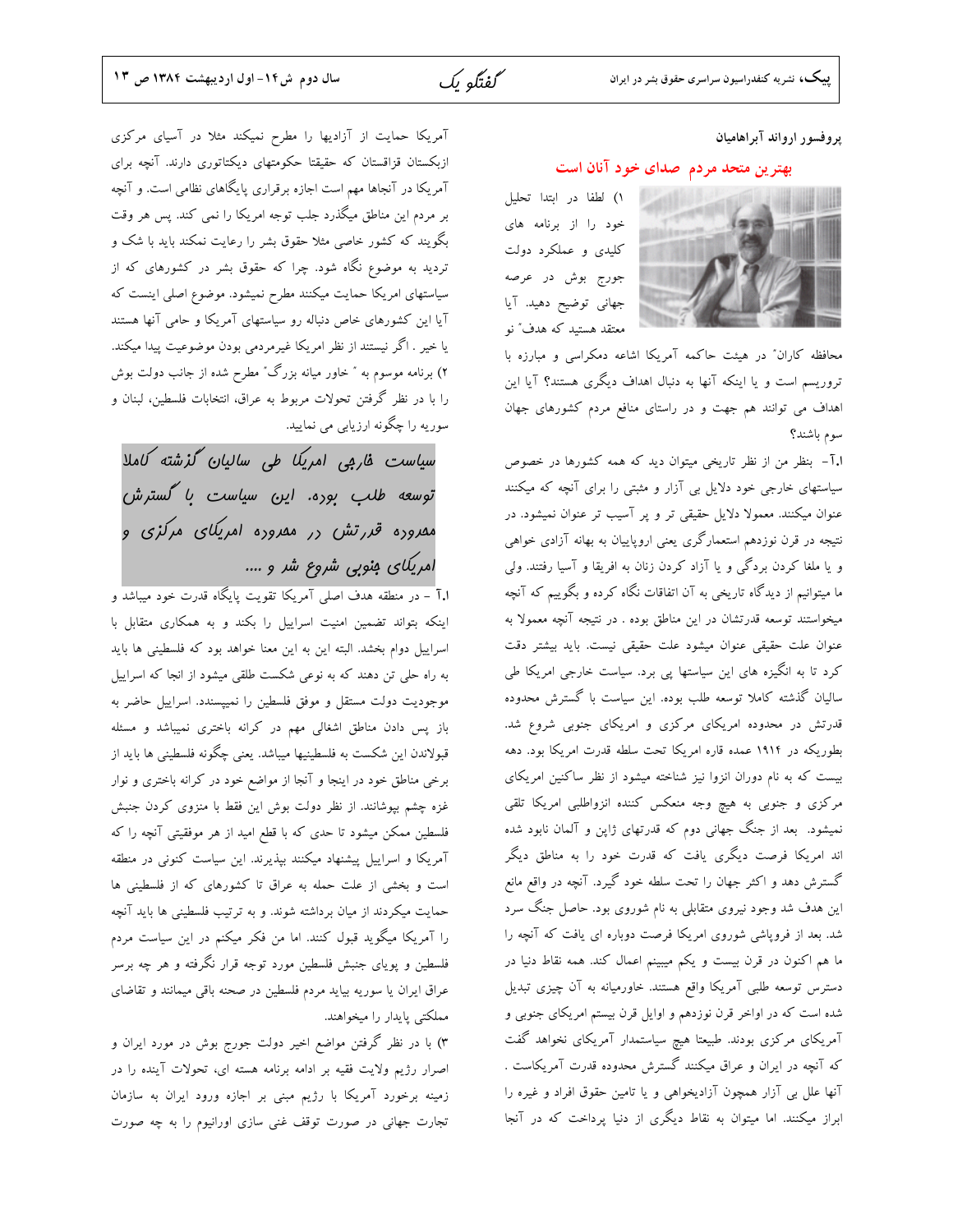پروفسور یرواند آبراهامیان

## بهترین متحد مردم صدای خود آنان است

۱) لطفا در ابتدا تحلیل خود را از برنامه های کلیدی و عملکرد دولت جورج بوش در عرصه جهانی توضیح دهید. آیا معتقد هستید که هدف" نو محافظه کاران" در هیئت حاکمه آمریکا اشاعه دمکراسی و مبارزه با تروریسم است و یا اینکه آنها به دنبال اهداف دیگری هستند؟ آیا این اهداف می توانند هم جهت و در راستای منافع مردم کشورهای جهان سوم باشند؟

**۱.آ**– بنظر من از نظر تاریخی میتوان دید که همه کشورها در خصوص سیاستهای خارجی خود دلایل بی آزار و مثبتی را برای آنچه که میکنند عنوان میکنند. معمولا دلایل حقیقی تر و پر آسیب تر عنوان نمیشود. در نتیجه در قرن نوزدهم استعمارگری یعنی اروپاییان به بهانه آزادی خواهی و یا ملغا کردن بردگی و یا آزاد کردن زنان به افریقا و آسیا رفتند. ولی ما میتوانیم از دیدگاه تاریخی به آن اتفاقات نگاه کرده و بگوییم که آنچه میخواستند توسعه قدرتشان در این مناطق بوده . در نتیجه آنچه معمولا به عنوان علت حقیقی عنوان میشود علت حقیقی نیست. باید بیشتر دقت کرد تا به انگیزه های این سیاستها پی برد. سیاست خارجی امریکا طی سالیان گذشته کاملا توسعه طلب بوده. این سیاست با گسترش محدوده قدرتش در محدوده امریکای مرکزی و امریکای جنوبی شروع شد. بطوریکه در ۱۹۱۴ عمده قاره امریکا تحت سلطه قدرت امریکا بود. دهه بیست که به نام دوران انزوا نیز شناخته میشود از نظر ساکنین امریکای مرکزی و جنوبی به هیچ وجه منعکس کننده انزواطلبی امریکا تلقی نمیشود. بعد از جنگ جهانی دوم که قدرتهای ژاپن و آلمان نابود شده اند امریکا فرصت دیگری یافت که قدرت خود را به مناطق دیگر گسترش دهد و اکثر جهان را تحت سلطه خود گیرد. آنچه در واقع مانع این هدف شد وجود نیروی متقابلی به نام شوروی بود. حاصل جنگ سرد شد. بعد از فروپاشی شوروی امریکا فرصت دوباره ای یافت که آنچه را ما هم اکنون در قرن بیست و یکم میبینیم اعمال کند. همه نقاط دنیا در دسترس توسعه طلبی آمریکا واقع هستند. خاورمیانه به آن چیزی تبدیل شده است که در اواخر قرن نوزدهم و اوایل قرن بیستم امریکای جنوبی و آمریکای مرکزی بودند. طبیعتا هیچ سیاستمدار آمریکای نخواهد گفت که آنچه در ایران و عراق میکنند گسترش محدوده قدرت آمریکاست . آنها علل بی آزار همچون آزادیخواهی و یا تامین حقوق افراد و غیره را ابراز میکنند. اما میتوان به نقاط دیگری از دنیا پرداخت که در آنجا آمریکا حمایت از آزادیها را مطرح نمیکند مثلا در آسیای مرکزی ازبکستان قزاقستان که حقیقتا حکومتهای دیکتاتوری دارند. آنچه برای آمریکا در آنجاها مهم است اجازه برقراری پایگاهای نظامی است. و آنچه بر مردم این مناطق میگذرد جلب توجه امریکا را نمی کند. پس هر وقت بگویند که کشور خاصی مثلا حقوق بشر را رعایت نمکند باید با شک و تردید به موضوع نگاه شود. چرا که حقوق بشر در کشورهای که از سیاستهای امریکا حمایت میکنند مطرح نمیشود. موضوع اصلی اینست که آیا این کشورهای خاص دنباله رو سیاستهای آمریکا و حامی آنها هستند یا خیر . اگر نیستند از نظر امریکا غیرمردمی بودن موضوعیت پیدا میکند.

۲) برنامه موسوم به " خاور میانه بزرگ" مطرح شده از جانب دولت بوش را با در نظر گرفتن تحولات مربوط به عراق، انتخابات فلسطین، لبنان و سوریه را چگونه ارزیابی می نمایید.

> *سیاست خارجی امریکا طی سالیان گذشته کاملا توسعه طلب بوده. این سیاست با گسترش محدوده قدرتش در محدوده امریکای مرکزی و امریکای جنوبی شروع شد و ....*

**۲.آ** – در منطقه هدف اصلی آمریکا تقویت پایگاه قدرت خود میباشد و اینکه بتواند تضمین امنیت اسراییل را بکند و به همکاری متقابل با اسراییل دوام بخشد. البته این به این معنا خواهد بود که فلسطینی ها باید به راه حلی تن دهند که به نوعی شکست طلقی میشود از انجا که اسراییل موجودیت دولت مستقل و موفق فلسطین را نمیپسندند. اسراییل حاضر به باز پس دادن مناطق اشغالی مهم در کرانه باختری نمیباشد و مسئله قبولاندن این شکست به فلسطینیها میباشد. یعنی چگونه فلسطینی ها باید از برخی مناطق خود در اینجا و آنجا از مواضع خود در کرانه باختری و نوار غزه چشم بپوشانند. از نظر دولت بوش این فقط با منزوی کردن جنبش فلسطین ممکن میشود تا حدی که با قطع امید از هر موفقیتی آنچه را که آمریکا و اسراییل پیشنهاد میکنند بپذیرند. این سیاست کنونی در منطقه است و بخشی از علت حمله به عراق تا کشورهای که از فلسطینی ها حمایت میکردند از میان برداشته شوند. و به ترتیب فلسطینی ها باید آنچه را آمریکا میگوید قبول کنند. اما من فکر میکنم در این سیاست مردم فلسطین و پویای جنبش فلسطین مورد توجه قرار نگرفته و هر چه برسر عراق ایران یا سوریه بیاید مردم فلسطین در صحنه باقی میمانند و تقاضای مملکتی پایدار را میخواهند.

۳) با در نظر گرفتن مواضع اخیر دولت جورج بوش در مورد ایران و اصرار رژیم ولایت فقیه بر ادامه برنامه هسته ای، تحولات آینده را در زمینه برخورد آمریکا با رژیم مبنی بر اجازه ورود ایران به سازمان تجارت جهانی در صورت توقف غنی سازی اورانیوم را به چه صورت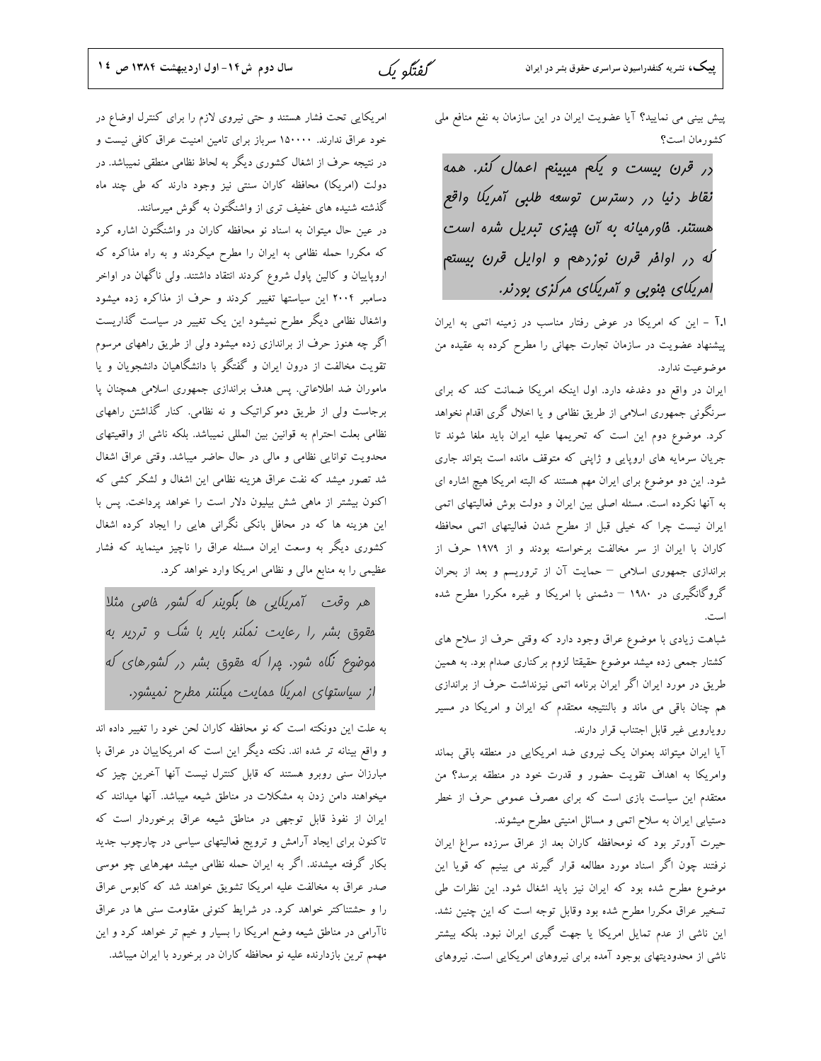پیش بینی می نمایید؟ آیا عضویت ایران در این سازمان به نفع منافع ملی کشورمان است؟

> در قرن بیست و یکم میبینم اعمال کنر. همه نقاط دنیا در دسترس توسعه طلبی آمریکا واقع هستند. خاورمیانه به آن چیزی تبدیل شده است که در اواخر قرن نوزدهم و اوایل قرن بیستم امریکای جنوبی و آمریکای مرکزی بودند.

ا.آ – این که امریکا در عوض رفتار مناسب در زمینه اتمی به ایران پیشنهاد عضویت در سازمان تجارت جهانی را مطرح کرده به عقیده من موضوعیت ندارد.

ایران در واقع دو دغدغه دارد. اول اینکه امریکا ضمانت کند که برای سرنگونی جمهوری اسلامی از طریق نظامی و یا اخلال گری اقدام نخواهد کرد. موضوع دوم این است که تحریمها علیه ایران باید ملغا شوند تا جریان سرمایه های اروپایی و ژاپنی که متوقف مانده است بتواند جاری شود. این دو موضوع برای ایران مهم هستند که البته امریکا هیچ اشاره ای به آنها نکرده است. مسئله اصلی بین ایران و دولت بوش فعالیتهای اتمی ایران نیست چرا که خیلی قبل از مطرح شدن فعالیتهای اتمی محافظه کاران با ایران از سر مخالفت برخواسته بودند و از ۱۹۷۹ حرف از براندازی جمهوری اسلامی – حمایت آن از تروریسم و بعد از بحران گروگانگیری در ۱۹۸۰ – دشمنی با امریکا و غیره مکررا مطرح شده است.

شباهت زیادی با موضوع عراق وجود دارد که وقتی حرف از سلاح های کشتار جمعی زده میشد موضوع حقیقتا لزوم برکناری صدام بود. به همین طریق در مورد ایران اگر ایران برنامه اتمی نیزنداشت حرف از براندازی هم چنان باقی می ماند و بالنتیجه معتقدم که ایران و امریکا در مسیر رویارویی غیر قابل اجتناب قرار دارند.

آیا ایران میتواند بعنوان یک نیروی ضد امریکایی در منطقه باقی بماند وامریکا به اهداف تقویت حضور و قدرت خود در منطقه برسد؟ من معتقدم این سیاست بازی است که برای مصرف عمومی حرف از خطر دستیابی ایران به سلاح اتمی و مسائل امنیتی مطرح میشوند.

حیرت آورتر بود که نومحافظه کاران بعد از عراق سرزده سراغ ایران نرفتند چون اگر اسناد مورد مطالعه قرار گیرند می بینیم که قویا این موضوع مطرح شده بود که ایران نیز باید اشغال شود. این نظرات طی تسخیر عراق مکررا مطرح شده بود وقابل توجه است که این چنین نشد. این ناشی از عدم تمایل امریکا یا جهت گیری ایران نبود. بلکه بیشتر ناشی از محدودیتهای بوجود آمده برای نیروهای امریکایی است. نیروهای امریکایی تحت فشار هستند و حتی نیروی لازم را برای کنترل اوضاع در خود عراق ندارند. ۱۵۰۰۰۰ سرباز برای تامین امنیت عراق کافی نیست و در نتیجه حرف از اشغال کشوری دیگر به لحاظ نظامی منطقی نمیباشد. در دولت (امریکا) محافظه کاران سنتی نیز وجود دارند که طی چند ماه گذشته شنیده های خفیف تری از واشنگتون به گوش میرسانند.

در عین حال میتوان به اسناد نو محافظه کاران در واشنگتون اشاره کرد که مکررا حمله نظامی به ایران را مطرح میکردند و به راه مذاکره که اروپاییان و کالین پاول شروع کردند انتقاد داشتند. ولی ناگهان در اواخر دسامبر ۲۰۰۴ این سیاستها تغییر کردند و حرف از مذاکره زده میشود واشغال نظامی دیگر مطرح نمیشود این یک تغییر در سیاست گذاریست اگر چه هنوز حرف از براندازی زده میشود ولی از طریق راههای مرسوم تقویت مخالفت از درون ایران و گفتگو با دانشگاهیان دانشجویان و یا ماموران ضد اطلاعاتی. پس هدف براندازی جمهوری اسلامی همچنان پا برجاست ولی از طریق دموکراتیک و نه نظامی. کنار گذاشتن راههای نظامی بعلت احترام به قوانین بین المللی نمیباشد. بلکه ناشی از واقعیتهای محدویت توانایی نظامی و مالی در حال حاضر میباشد. وقتی عراق اشغال شد تصور میشد که نفت عراق هزینه نظامی این اشغال و لشکر کشی که اکنون بیشتر از ماهی شش بیلیون دلار است را خواهد پرداخت. پس با این هزینه ها که در محافل بانکی نگرانی هایی را ایجاد کرده اشغال کشوری دیگر به وسعت ایران مسئله عراق را ناچیز مینماید که فشار عظیمی را به منابع مالی و نظامی امریکا وارد خواهد کرد.

> هر وقت آمریکایی ها بگویند که کشور خاصی مثلا حقوق بشر را رعایت نمکند باید با شک و تردید به موضوع نگاه شود. چرا که حقوق بشر در کشورهای که از سیاستهای امریکا حمایت میکنند مطرح نمیشود.

به علت این دونکته است که نو محافظه کاران لحن خود را تغییر داده اند و واقع بینانه تر شده اند. نکته دیگر این است که امریکاییان در عراق با مبارزان سنی روبرو هستند که قابل کنترل نیست وآنها آخرین چیز که میخواهند دامن زدن به مشکلات در مناطق شیعه میباشد. آنها میدانند که ایران از نفوذ قابل توجهی در مناطق شیعه عراق برخوردار است که تاکنون برای ایجاد آرامش و ترویج فعالیتهای سیاسی در چارچوب جدید بکار گرفته میشدند. اگر به ایران حمله نظامی میشد مهرهایی چو موسی صدر عراق به مخالفت علیه امریکا تشویق خواهند شد که کابوس عراق را و حشتناکتر خواهد کرد. در شرایط کنونی مقاومت سنی ها در عراق ناآرامی در مناطق شیعه وضع امریکا را بسیار و خیم تر خواهد کرد و این مهمم ترین بازدارنده علیه نو محافظه کاران در برخورد با ایران میباشد.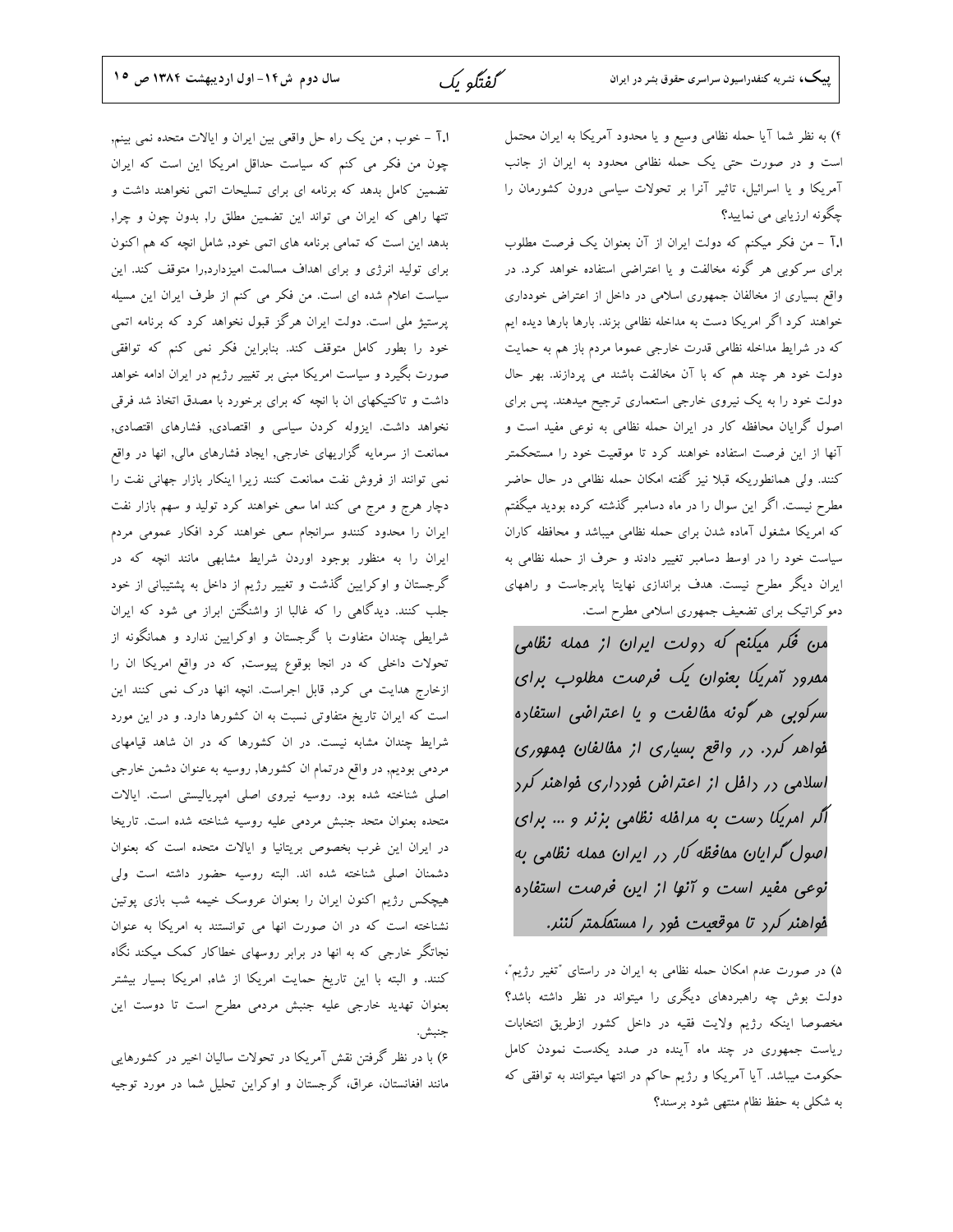۴) به نظر شما آیا حمله نظامی وسیع و یا محدود آمریکا به ایران محتمل است و در صورت حتی یک حمله نظامی محدود به ایران از جانب آمریکا و یا اسرائیل، تاثیر آنرا بر تحولات سیاسی درون کشورمان را چگونه ارزیابی می نمایید؟

**ا.آ** – من فکر میکنم که دولت ایران از آن بعنوان یک فرصت مطلوب برای سرکوبی هر گونه مخالفت و یا اعتراضی استفاده خواهد کرد. در واقع بسیاری از مخالفان جمهوری اسلامی در داخل از اعتراض خودداری خواهند کرد اگر امریکا دست به مداخله نظامی بزند. بارها بارها دیده ایم که در شرایط مداخله نظامی قدرت خارجی عموما مردم باز هم به حمایت دولت خود هر چند هم که با آن مخالفت باشند می پردازند. بهر حال دولت خود را به یک نیروی خارجی استعماری ترجیح میدهند. پس برای اصول گرایان محافظه کار در ایران حمله نظامی به نوعی مفید است و آنها از این فرصت استفاده خواهند کرد تا موقعیت خود را مستحکمتر کنند. ولی همانطوریکه قبلا نیز گفته امکان حمله نظامی در حال حاضر مطرح نیست. اگر این سوال را در ماه دسامبر گذشته کرده بودید میگفتم که امریکا مشغول آماده شدن برای حمله نظامی میباشد و محافظه کاران سیاست خود را در اوسط دسامبر تغییر دادند و حرف از حمله نظامی به ایران دیگر مطرح نیست. هدف براندازی نهایتا پابرجاست و راههای دموکراتیک برای تضعیف جمهوری اسلامی مطرح است.

> *من فکر میکنم که دولت ایران از حمله نظامی محدود آمریکا بعنوان یک فرصت مطلوب برای سرکوبی هر گونه مخالفت و یا اعتراضی استفاده خواهد کرد. در واقع بسیاری از مخالفان جمهوری اسلامی در داخل از اعتراض خودداری خواهند کرد اگر امریکا دست به مداخله نظامی بزند و ... برای اصول گرایان محافظه کار در ایران حمله نظامی به نوعی مفید است و آنها از این فرصت استفاده خواهند کرد تا موقعیت خود را مستحکمتر کنند.*

۵) در صورت عدم امکان حمله نظامی به ایران در راستای "تغیر رژیم"، دولت بوش چه راهبردهای دیگری را میتواند در نظر داشته باشد؟ مخصوصا اینکه رژیم ولایت فقیه در داخل کشور ازطریق انتخابات ریاست جمهوری در چند ماه آینده در صدد یکدست نمودن کامل حکومت میباشد. آیا آمریکا و رژیم حاکم در انتها میتوانند به توافقی که به شکلی به حفظ نظام منتهی شود برسند؟

**ا.آ** – خوب , من یک راه حل واقعی بین ایران و ایالات متحده نمی بینم, چون من فکر می کنم که سیاست حداقل امریکا این است که ایران تضمین کامل بدهد که برنامه ای برای تسلیحات اتمی نخواهند داشت و تنها راهی که ایران می تواند این تضمین مطلق را, بدون چون و چرا, بدهد این است که تمامی برنامه های اتمی خود, شامل انچه که هم اکنون برای تولید انرژی و برای اهداف مسالمت امیزدارد,را متوقف کند. این سیاست اعلام شده ای است. من فکر می کنم از طرف ایران این مسیله پرستیژ ملی است. دولت ایران هرگز قبول نخواهد کرد که برنامه اتمی خود را بطور کامل متوقف کند. بنابراین فکر نمی کنم که توافقی صورت بگیرد و سیاست امریکا مبنی بر تغییر رژیم در ایران ادامه خواهد داشت و تاکتیکهای ان با انچه که برای برخورد با مصدق اتخاذ شد فرقی نخواهد داشت. ایزوله کردن سیاسی و اقتصادی, فشارهای اقتصادی, ممانعت از سرمایه گزاریهای خارجی, ایجاد فشارهای مالی, انها در واقع نمی توانند از فروش نفت ممانعت کنند زیرا اینکار بازار جهانی نفت را دچار هرج و مرج می کند اما سعی خواهند کرد تولید و سهم بازار نفت ایران را محدود کنندو سرانجام سعی خواهند کرد افکار عمومی مردم ایران را به منظور بوجود اوردن شرایط مشابهی مانند انچه که در گرجستان و اوکرایین گذشت و تغییر رژیم از داخل به پشتیبانی از خود جلب کنند. دیدگاهی را که غالبا از واشنگتن ابراز می شود که ایران شرایطی چندان متفاوت با گرجستان و اوکرایین ندارد و همانگونه از تحولات داخلی که در انجا بوقوع پیوست, که در واقع امریکا ان را ازخارج هدایت می کرد, قابل اجراست. انچه انها درک نمی کنند این است که ایران تاریخ متفاوتی نسبت به ان کشورها دارد. و در این مورد شرایط چندان مشابه نیست. در ان کشورها که در ان شاهد قیامهای مردمی بودیم, در واقع درتمام ان کشورها, روسیه به عنوان دشمن خارجی اصلی شناخته شده بود. روسیه نیروی اصلی امپریالیستی است. ایالات متحده بعنوان متحد جنبش مردمی علیه روسیه شناخته شده است. تاریخا در ایران این غرب بخصوص بریتانیا و ایالات متحده است که بعنوان دشمنان اصلی شناخته شده اند. البته روسیه حضور داشته است ولی هیچکس رژیم اکنون ایران را بعنوان عروسک خیمه شب بازی پوتین نشناخته است که در ان صورت انها می توانستند به امریکا به عنوان نجاتگر خارجی که به انها در برابر روسهای خطاکار کمک میکند نگاه کنند. و البته با این تاریخ حمایت امریکا از شاه, امریکا بسیار بیشتر بعنوان تهدید خارجی علیه جنبش مردمی مطرح است تا دوست این جنبش.

۶) با در نظر گرفتن نقش آمریکا در تحولات سالیان اخیر در کشورهایی مانند افغانستان، عراق، گرجستان و اوکراین تحلیل شما در مورد توجیه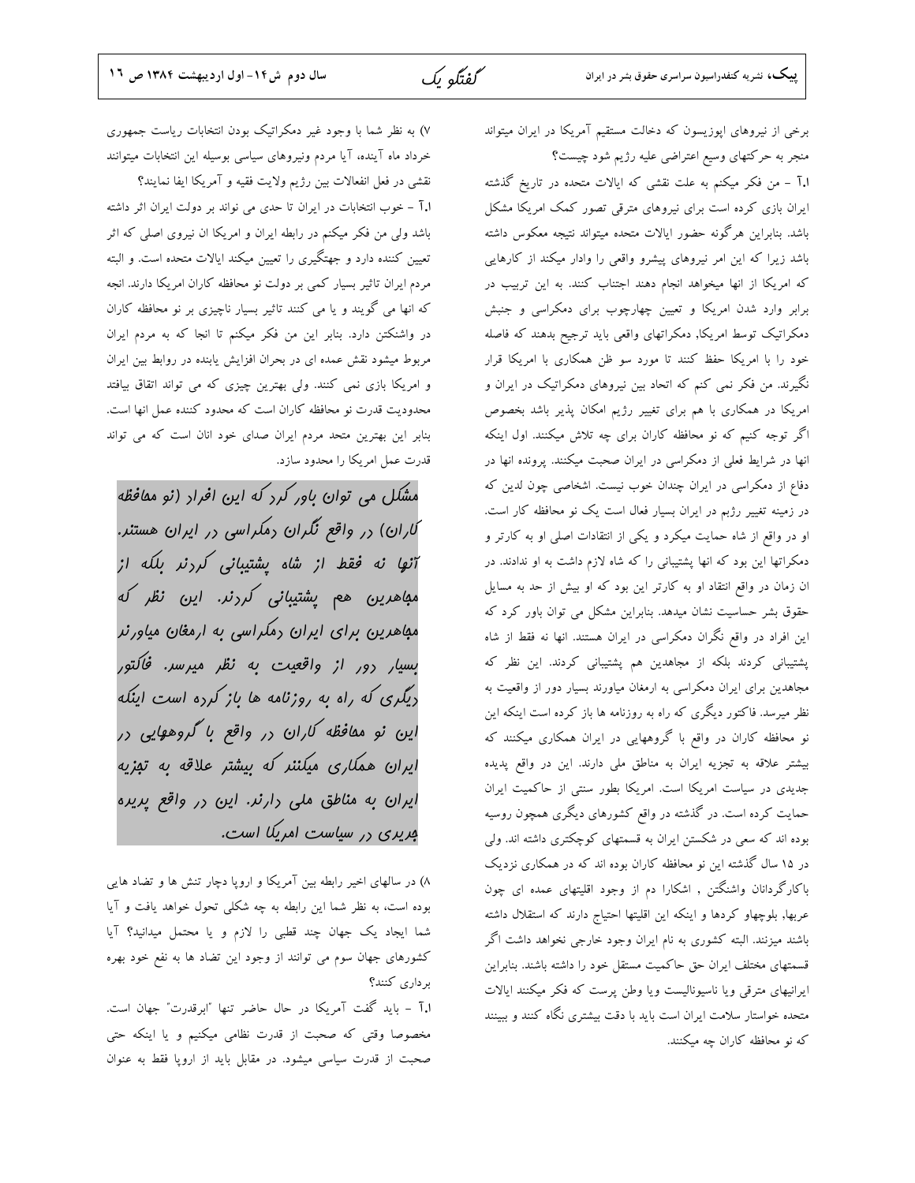برخی از نیروهای اپوزیسون که دخالت مستقیم آمریکا در ایران میتواند منجر به حرکتهای وسیع اعتراضی علیه رژیم شود چیست؟

**ا.آ** – من فکر میکنم به علت نقشی که ایالات متحده در تاریخ گذشته ایران بازی کرده است برای نیروهای مترقی تصور کمک امریکا مشکل باشد. بنابراین هرگونه حضور ایالات متحده میتواند نتیجه معکوس داشته باشد زیرا که این امر نیروهای پیشرو واقعی را وادار میکند از کارهایی که امریکا از انها میخواهد انجام دهند اجتناب کنند. به این تربیب در برابر وارد شدن امریکا و تعیین چهارچوب برای دمکراسی و جنبش دمکراتیک توسط امریکا, دمکراتهای واقعی باید ترجیح بدهند که فاصله خود را با امریکا حفظ کنند تا مورد سو ظن همکاری با امریکا قرار نگیرند. من فکر نمی کنم که اتحاد بین نیروهای دمکراتیک در ایران و امریکا در همکاری با هم برای تغییر رژیم امکان پذیر باشد بخصوص اگر توجه کنیم که نو محافظه کاران برای چه تلاش میکنند. اول اینکه انها در شرایط فعلی از دمکراسی در ایران صحبت میکنند. پرونده انها در دفاع از دمکراسی در ایران چندان خوب نیست. اشخاصی چون لدین که در زمینه تغییر رژیم در ایران بسیار فعال است یک نو محافظه کار است. او در واقع از شاه حمایت میکرد و یکی از انتقادات اصلی او به کارتر و دمکراتها این بود که انها پشتیبانی را که شاه لازم داشت به او ندادند. در ان زمان در واقع انتقاد او به کارتر این بود که او بیش از حد به مسایل حقوق بشر حساسیت نشان میدهد. بنابراین مشکل می توان باور کرد که این افراد در واقع نگران دمکراسی در ایران هستند. انها نه فقط از شاه پشتیبانی کردند بلکه از مجاهدین هم پشتیبانی کردند. این نظر که مجاهدین برای ایران دمکراسی به ارمغان میاورند بسیار دور از واقعیت به نظر میرسد. فاکتور دیگری که راه به روزنامه ها باز کرده است اینکه این نو محافظه کاران در واقع با گروههایی در ایران همکاری میکنند که بیشتر علاقه به تجزیه ایران به مناطق ملی دارند. این در واقع پدیده جدیدی در سیاست امریکا است. امریکا بطور سنتی از حاکمیت ایران حمایت کرده است. در گذشته در واقع کشورهای دیگری همچون روسیه بوده اند که سعی در شکستن ایران به قسمتهای کوچکتری داشته اند. ولی در ۱۵ سال گذشته این نو محافظه کاران بوده اند که در همکاری نزدیک باکارگردانان واشنگتن , اشکارا دم از وجود اقلیتهای عمده ای چون عربها, بلوچهاو کردها و اینکه این اقلیتها احتیاج دارند که استقلال داشته باشند میزنند. البته کشوری به نام ایران وجود خارجی نخواهد داشت اگر قسمتهای مختلف ایران حق حاکمیت مستقل خود را داشته باشند. بنابراین ایرانیهای مترقی ویا ناسیونالیست ویا وطن پرست که فکر میکنند ایالات متحده خواستار سلامت ایران است باید با دقت بیشتری نگاه کنند و ببینند که نو محافظه کاران چه میکنند.

۷) به نظر شما با وجود غیر دمکراتیک بودن انتخابات ریاست جمهوری خرداد ماه آینده، آیا مردم ونیروهای سیاسی بوسیله این انتخابات میتوانند نقشی در فعل انفعالات بین رژیم ولایت فقیه و آمریکا ایفا نمایند؟

**ا.آ** – خوب انتخابات در ایران تا حدی می تواند بر دولت ایران اثر داشته باشد ولی من فکر میکنم در رابطه ایران و امریکا ان نیروی اصلی که اثر تعیین کننده دارد و جهتگیری را تعیین میکند ایالات متحده است. و البته مردم ایران تاثیر بسیار کمی بر دولت نو محافظه کاران امریکا دارند. انچه که انها می گویند و یا می کنند تاثیر بسیار ناچیزی بر نو محافظه کاران در واشنگتن دارد. بنابر این من فکر میکنم تا انجا که به مردم ایران مربوط میشود نقش عمده ای در بحران افزایش یابنده در روابط بین ایران و امریکا بازی نمی کنند. ولی بهترین چیزی که می تواند اتفاق بیافتد محدودیت قدرت نو محافظه کاران است که محدود کننده عمل انها است. بنابر این بهترین متحد مردم ایران صدای خود انان است که می تواند قدرت عمل امریکا را محدود سازد.

> *مشکل می توان باور کرد که این افراد (نو محافظه کاران) در واقع نگران دمکراسی در ایران هستند. آنها نه فقط از شاه پشتیبانی کردند بلکه از مجاهدین هم پشتیبانی کردند. این نظر که مجاهدین برای ایران دمکراسی به ارمغان میاورند بسیار دور از واقعیت به نظر میرسد. فاکتور دیگری که راه به روزنامه ها باز کرده است اینکه این نو محافظه کاران در واقع با گروههایی در ایران همکاری میکنند که بیشتر علاقه به تجزیه ایران به مناطق ملی دارند. این در واقع پدیده جدیدی در سیاست امریکا است.*

۸) در سالهای اخیر رابطه بین آمریکا و اروپا دچار تنش ها و تضاد هایی بوده است، به نظر شما این رابطه به چه شکلی تحول خواهد یافت و آیا شما ایجاد یک جهان چند قطبی را لازم و یا محتمل میدانید؟ آیا کشورهای جهان سوم می توانند از وجود این تضاد ها به نفع خود بهره برداری کنند؟

**ا.آ** – باید گفت آمریکا در حال حاضر تنها "ابرقدرت" جهان است. مخصوصا وقتی که صحبت از قدرت نظامی میکنیم و یا اینکه حتی صحبت از قدرت سیاسی میشود. در مقابل باید از اروپا فقط به عنوان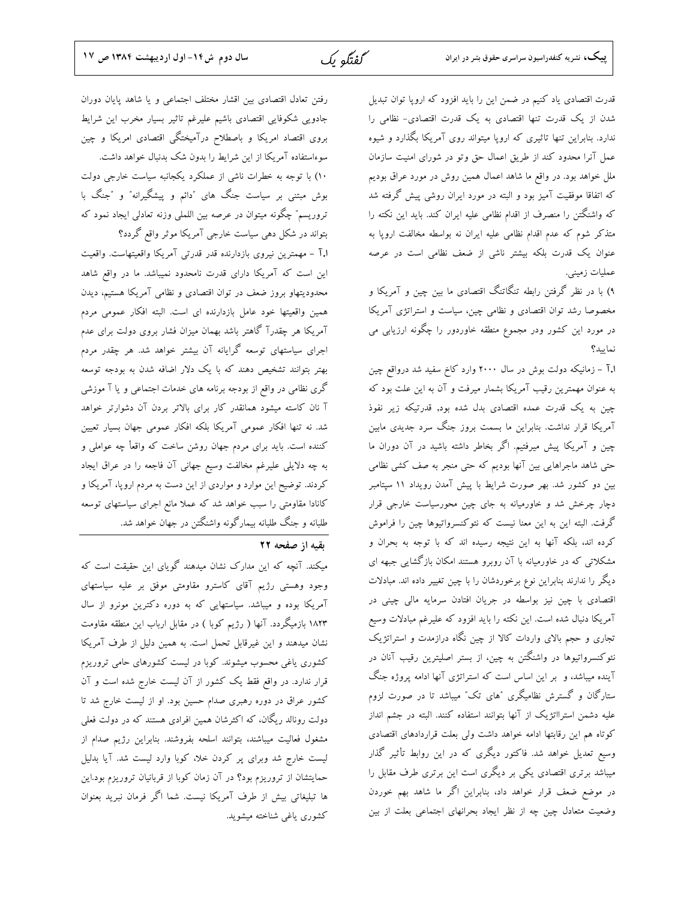قدرت اقتصادی یاد کنیم در ضمن این را باید افزود که اروپا توان تبدیل شدن از یک قدرت تنها اقتصادی به یک قدرت اقتصادی- نظامی را ندارد. بنابراین تنها تاثیری که اروپا میتواند روی آمریکا بگذارد و شیوه عمل آنرا محدود کند از طریق اعمال حق وتو در شورای امنیت سازمان ملل خواهد بود. در واقع ما شاهد اعمال همین روش در مورد عراق بودیم که اتفاقا موفقیت آمیز بود و البته در مورد ایران روشی پیش گرفته شد که واشنگتن را منصرف از اقدام نظامی علیه ایران کند. باید این نکته را متذکر شوم که عدم اقدام نظامی علیه ایران نه بواسطه مخالفت اروپا به عنوان یک قدرت بلکه بیشتر ناشی از ضعف نظامی است در عرصه عملیات زمینی.

۹) با در نظر گرفتن رابطه تنگاتنگ اقتصادی ما بین چین و آمریکا و مخصوصا رشد توان اقتصادی و نظامی چین، سیاست و استراتژی آمریکا در مورد این کشور ودر مجموع منطقه خاوردور را چگونه ارزیابی می نمایید؟

ا.آ - زمانیکه دولت بوش در سال ۲۰۰۰ وارد کاخ سفید شد درواقع چین به عنوان مهمترین رقیب آمریکا بشمار میرفت و آن به این علت بود که چین به یک قدرت عمده اقتصادی بدل شده بود. قدرتیکه زیر نفوذ آمریکا قرار نداشت. بنابراین ما بسمت بروز جنگ سرد جدیدی مابین چین و آمریکا پیش میرفتیم. اگر بخاطر داشته باشید در آن دوران ما حتی شاهد ماجراهایی بین آنها بودیم که حتی منجر به صف کشی نظامی بین دو کشور شد. بهر صورت شرایط با پیش آمدن رویداد ۱۱ سپتامبر دچار چرخش شد و خاورمیانه به جای چین محورسیاست خارجی قرار گرفت. البته این به این معنا نیست که نئوکنسرواتیوها چین را فراموش کرده اند، بلکه آنها به این نتیجه رسیده اند که با توجه به بحران و مشکلاتی که در خاورمیانه با آن روبرو هستند امکان بازگشایی جبهه ای دیگر را ندارند بنابراین نوع برخوردشان را با چین تغییر داده اند. مبادلات اقتصادی با چین نیز بواسطه در جریان افتادن سرمایه مالی چینی در آمریکا دنبال شده است. این نکته را باید افزود که علیرغم مبادلات وسیع تجاری و حجم بالای واردات کالا از چین نگاه درازمدت و استراتژیک نئوکنسرواتیوها در واشنگتن به چین، از بستر اصلیترین رقیب آنان در آینده میباشد، و بر این اساس است که استراتژی آنها ادامه پروژه جنگ ستارگان و گسترش نظامیگری "های تک" میباشد تا در صورت لزوم علیه دشمن استرااتژیک از آنها بتوانند استفاده کنند. البته در چشم انداز کوتاه هم این رقابتها ادامه خواهد داشت ولی بعلت قراردادهای اقتصادی وسیع تعدیل خواهد شد. فاکتور دیگری که در این روابط تأثیر گذار میباشد برتری اقتصادی یکی بر دیگری است این برتری طرف مقابل را در موضع ضعف قرار خواهد داد، بنابراین اگر ما شاهد بهم خوردن وضعیت متعادل چین چه از نظر ایجاد بحرانهای اجتماعی بعلت از بین رفتن تعادل اقتصادی بین اقشار مختلف اجتماعی و یا شاهد پایان دوران جادویی شکوفایی اقتصادی باشیم علیرغم تاثیر بسیار مخرب این شرایط بروی اقتصاد امریکا و باصطلاح درآمیختگی اقتصادی امریکا و چین سوءاستفاده آمریکا از این شرایط را بدون شک بدنبال خواهد داشت.

۱۰) با توجه به خطرات ناشی از عملکرد یکجانبه سیاست خارجی دولت بوش مبتنی بر سیاست جنگ های "دائم و پیشگیرانه" و "جنگ با تروریسم" چگونه میتوان در عرصه بین اللملی وزنه تعادلی ایجاد نمود که بتواند در شکل دهی سیاست خارجی آمریکا موثر واقع گردد؟

ا.آ - مهمترین نیروی بازدارنده قدر قدرتی آمریکا واقعیتهاست. واقعیت این است که آمریکا دارای قدرت نامحدود نمیباشد. ما در واقع شاهد محدودیتهاو بروز ضعف در توان اقتصادی و نظامی آمریکا هستیم، دیدن همین واقعیتها خود عامل بازدارنده ای است. البته افکار عمومی مردم آمریکا هر چقدرآ گاهتر باشد بهمان میزان فشار بروی دولت برای عدم اجرای سیاستهای توسعه گرایانه آن بیشتر خواهد شد. هر چقدر مردم بهتر بتوانند تشخیص دهند که با یک دلار اضافه شدن به بودجه توسعه گری نظامی در واقع از بودجه برنامه های خدمات اجتماعی و یا آ موزشی آ نان کاسته میشود همانقدر کار برای بالاتر بردن آن دشوارتر خواهد شد. نه تنها افکار عمومی آمریکا بلکه افکار عمومی جهان بسیار تعیین کننده است. باید برای مردم جهان روشن ساخت که واقعاً چه عواملی و به چه دلایلی علیرغم مخالفت وسیع جهانی آن فاجعه را در عراق ایجاد کردند. توضیح این موارد و مواردی از این دست به مردم اروپا، آمریکا و کانادا مقاومتی را سبب خواهد شد که عملا مانع اجرای سیاستهای توسعه طلبانه و جنگ طلبانه بیمارگونه واشنگتن در جهان خواهد شد.

**بقیه از صفحه ۲۲**

میکنند. آنچه که این مدارک نشان میدهند گویای این حقیقت است که وجود وهستی رژیم آقای کاسترو مقاومتی موفق بر علیه سیاستهای آمریکا بوده و میباشد. سیاستهایی که به دوره دکترین مونرو از سال ۱۸۲۳ بازمیگردد. آنها ( رژیم کوبا ) در مقابل ارباب این منطقه مقاومت نشان میدهند و این غیرقابل تحمل است. به همین دلیل از طرف آمریکا کشوری یاغی محسوب میشوند. کوبا در لیست کشورهای حامی تروریزم قرار ندارد. در واقع فقط یک کشور از آن لیست خارج شده است و آن کشور عراق در دوره رهبری صدام حسین بود. او از لیست خارج شد تا دولت رونالد ریگان، که اکثرشان همین افرادی هستند که در دولت فعلی مشغول فعالیت میباشند، بتوانند اسلحه بفروشند. بنابراین رژیم صدام از لیست خارج شد وبرای پر کردن خلاء کوبا وارد لیست شد. آیا بدلیل حمایتشان از تروریزم بود؟ در آن زمان کوبا از قربانیان تروریزم بود.این ها تبلیغاتی بیش از طرف آمریکا نیست. شما اگر فرمان نبرید بعنوان کشوری یاغی شناخته میشوید.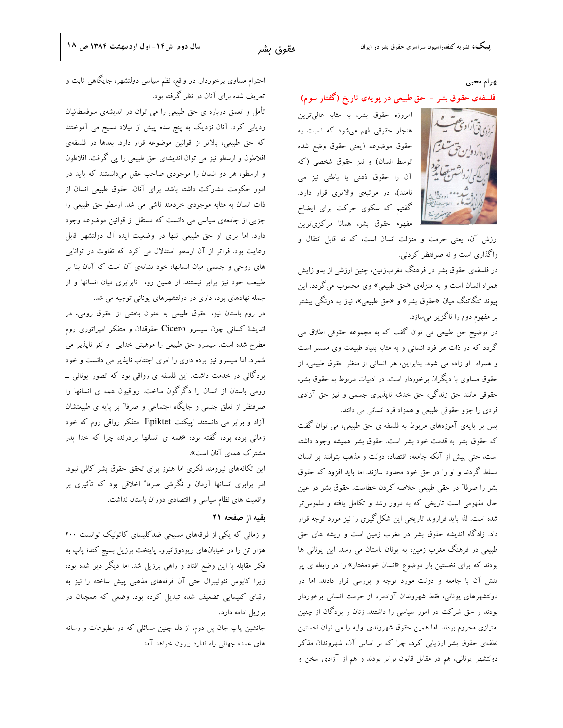بهرام محبی

## فلسفه‌ی حقوق بشر - حق طبیعی در پویه‌ی تاریخ (گفتار سوم)

امروزه حقوق بشر، به مثابه عالی‌ترین هنجار حقوقی فهم می‌شود که نسبت به حقوق موضوعه (یعنی حقوق وضع شده توسط انسان) و نیز حقوق شخصی (که آن را حقوق ذهنی یا باطنی نیز می نامند)، در مرتبه‌ی والاتری قرار دارد. گفتیم که سکوی حرکت برای ایضاح مفهوم حقوق بشر، همانا مرکزی‌ترین ارزش آن، یعنی حرمت و منزلت انسان است، که نه قابل انتقال و واگذاری است و نه صرفنظر کردنی.

در فلسفه‌ی حقوق بشر در فرهنگ مغرب‌زمین، چنین ارزشی از بدو زایش همراه انسان است و به منزله‌ی «حق طبیعی» وی محسوب می‌گردد. این پیوند تنگاتنگ میان «حقوق بشر» و «حق طبیعی»، نیاز به درنگی بیشتر بر مفهوم دوم را ناگزیر می‌سازد.

در توضیح حق طبیعی می توان گفت که به مجموعه حقوقی اطلاق می گردد که در ذات هر فرد انسانی و به مثابه بنیاد طبیعت وی مستتر است و همراه او زاده می شود. بنابراین، هر انسانی از منظر حقوق طبیعی، از حقوق مساوی با دیگران برخوردار است. در ادبیات مربوط به حقوق بشر، حقوقی مانند حق زندگی، حق خدشه ناپذیری جسمی و نیز حق آزادی فردی را جزو حقوقی طبیعی و همزاد فرد انسانی می دانند.

پس بر پایه‌ی آموزه‌های مربوط به فلسفه ی حق طبیعی، می توان گفت که حقوق بشر به قدمت خود بشر است. حقوق بشر همیشه وجود داشته است، حتی پیش از آنکه جامعه، اقتصاد، دولت و مذهب بتوانند بر انسان مسلط گردند و او را در حق خود محدود سازند. اما باید افزود که حقوق بشر را صرفاً در حقی طبیعی خلاصه کردن خطاست. حقوق بشر در عین حال مفهومی است تاریخی که به مرور رشد و تکامل یافته و ملموس‌تر شده است. لذا باید فراروند تاریخی این شکل‌گیری را نیز مورد توجه قرار داد. زادگاه اندیشه حقوق بشر در مغرب زمین است و ریشه های حق طبیعی در فرهنگ مغرب زمین، به یونان باستان می رسد. این یونانی ها بودند که برای نخستین بار موضوع «انسان خودمختار» را در رابطه ی پر تنش آن با جامعه و دولت مورد توجه و بررسی قرار دادند. اما در دولتشهرهای یونانی، فقط شهروندان آزادمرد از حرمت انسانی برخوردار بودند و حق شرکت در امور سیاسی را داشتند. زنان و بردگان از چنین امتیازی محروم بودند. اما همین حقوق شهروندی اولیه را می توان نخستین نطفه‌ی حقوق بشر ارزیابی کرد، چرا که بر اساس آن، شهروندان مذکر دولتشهر یونانی، هم در مقابل قانون برابر بودند و هم از آزادی سخن و احترام مساوی برخوردار. در واقع، نظم سیاسی دولتشهر، جایگاهی ثابت و تعریف شده برای آنان در نظر گرفته بود.

تأمل و تعمق درباره ی حق طبیعی را می توان در اندیشه‌ی سوفسطائیان ردیابی کرد. آنان نزدیک به پنج سده پیش از میلاد مسیح می آموختند که حق طبیعی، بالاتر از قوانین موضوعه قرار دارد. بعدها در فلسفه‌ی افلاطون و ارسطو نیز می توان اندیشه‌ی حق طبیعی را پی گرفت. افلاطون و ارسطو، هر دو انسان را موجودی صاحب عقل می‌دانستند که باید در امور حکومت مشارکت داشته باشد. برای آنان، حقوق طبیعی انسان از ذات انسان به مثابه موجودی خردمند ناشی می شد. ارسطو حق طبیعی را جزیی از جامعه‌ی سیاسی می دانست که مستقل از قوانین موضوعه وجود دارد. اما برای او حق طبیعی تنها در وضعیت ایده آل دولتشهر قابل رعایت بود. فراتر از آن ارسطو استدلال می کرد که تفاوت در توانایی های روحی و جسمی میان انسانها، خود نشانه‌ی آن است که آنان بنا بر طبیعت خود نیز برابر نیستند. از همین رو، نابرابری میان انسانها و از جمله نهادهای برده داری در دولتشهرهای یونانی توجیه می شد.

در روم باستان نیز، حقوق طبیعی به عنوان بخشی از حقوق رومی، در اندیشهٔ کسانی چون سیسرو Cicero حقوقدان و متفکر امپراتوری روم مطرح شده است. سیسرو حق طبیعی را موهبتی خدایی و لغو ناپذیر می شمرد. اما سیسرو نیز برده داری را امری اجتناب ناپذیر می دانست و خود بردگانی در خدمت داشت. این فلسفه ی رواقی بود که تصور یونانی ــ رومی باستان از انسان را دگرگون ساخت. رواقیون همه ی انسانها را صرفنظر از تعلق جنسی و جایگاه اجتماعی و صرفاً بر پایه ی طبیعتشان آزاد و برابر می دانستند. اپیکتت Epiktet متفکر رواقی روم که خود زمانی برده بود، گفته بود: «همه ی انسانها برادرند، چرا که خدا پدر مشترک همه‌ی آنان است».

این تکانه‌های نیرومند فکری اما هنوز برای تحقق حقوق بشر کافی نبود. امر برابری انسانها آرمان و نگرشی صرفاً اخلاقی بود که تأثیری بر واقعیت های نظام سیاسی و اقتصادی دوران باستان نداشت.

### بقیه از صفحه ۲۱

و زمانی که یکی از فرقه‌های مسیحی ضدکلیسای کاتولیک توانست ۲۰۰ هزار تن را در خیابان‌های ریودوژانیرو، پایتخت برزیل بسیج کند؛ پاپ به فکر مقابله با این وضع افتاد و راهی برزیل شد. اما دیگر دیر شده بود، زیرا کابوس نئولیبرال حتی آن فرقه‌های مذهبی پیش ساخته را نیز به رقبای کلیسای تضعیف شده تبدیل کرده بود. وضعی که همچنان در برزیل ادامه دارد.

جانشین پاپ جان پل دوم، از دل چنین مسائلی که در مطبوعات و رسانه های عمده جهانی راه ندارد بیرون خواهد آمد.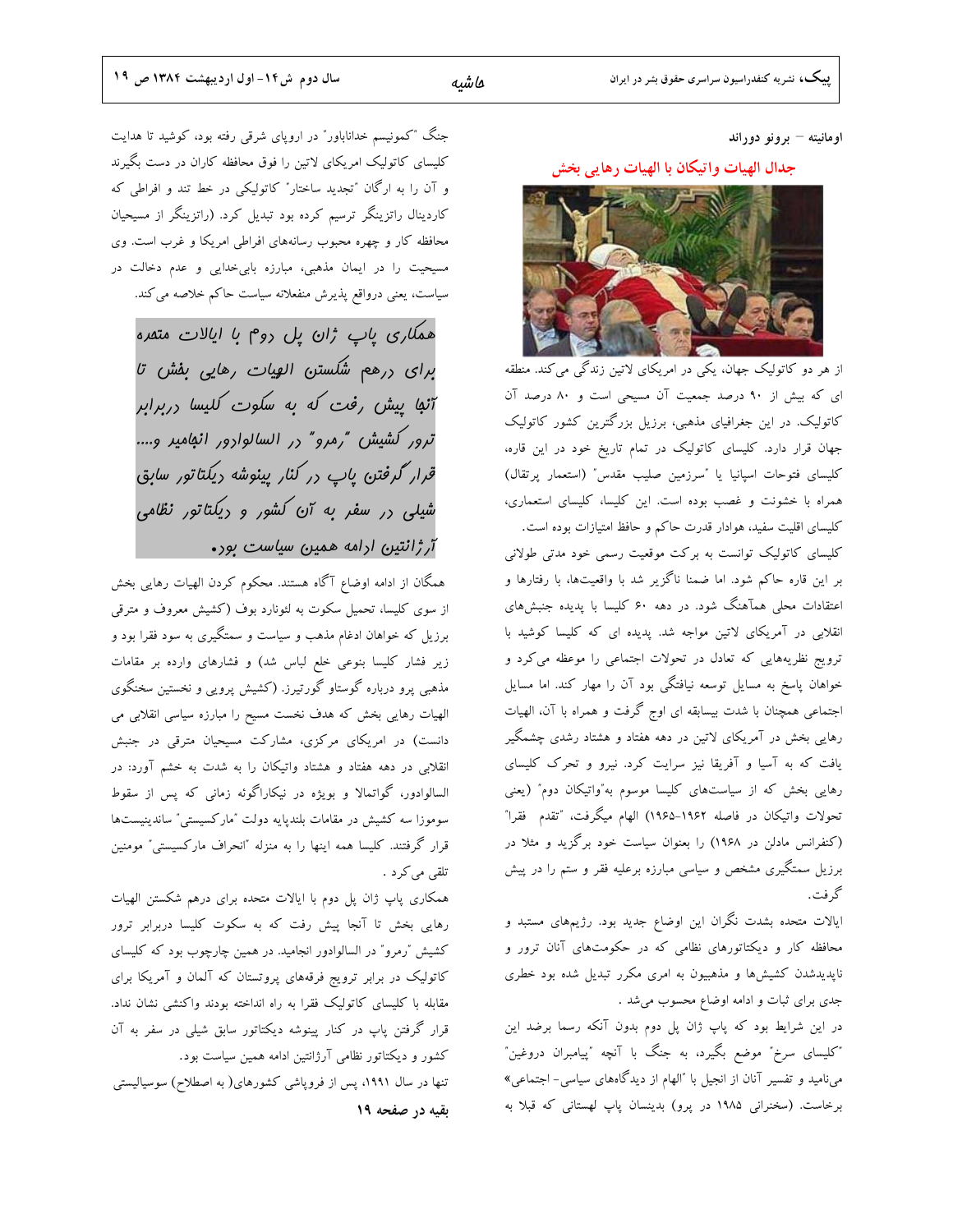اومانیته – برونو دوراند

## جدال الهیات واتیکان با الهیات رهایی بخش

از هر دو کاتولیک جهان، یکی در امریکای لاتین زندگی می‌کند. منطقه ای که بیش از ۹۰ درصد جمعیت آن مسیحی است و ۸۰ درصد آن کاتولیک. در این جغرافیای مذهبی، برزیل بزرگترین کشور کاتولیک جهان قرار دارد. کلیسای کاتولیک در تمام تاریخ خود در این قاره، کلیسای فتوحات اسپانیا یا "سرزمین صلیب مقدس" (استعمار پرتقال) همراه با خشونت و غصب بوده است. این کلیسا، کلیسای استعماری، کلیسای اقلیت سفید، هوادار قدرت حاکم و حافظ امتیازات بوده است.

کلیسای کاتولیک توانست به برکت موقعیت رسمی خود مدتی طولانی بر این قاره حاکم شود. اما ضمنا ناگزیر شد با واقعیت‌ها، با رفتارها و اعتقادات محلی هماهنگ شود. در دهه ۶۰ کلیسا با پدیده جنبش‌های انقلابی در آمریکای لاتین مواجه شد. پدیده ای که کلیسا کوشید با ترویج نظریه‌هایی که تعادل در تحولات اجتماعی را موعظه می‌کرد و خواهان پاسخ به مسایل توسعه نیافتگی بود آن را مهار کند. اما مسایل اجتماعی همچنان با شدت بیسابقه ای اوج گرفت و همراه با آن، الهیات رهایی بخش در آمریکای لاتین در دهه هفتاد و هشتاد رشدی چشمگیر یافت که به آسیا و آفریقا نیز سرایت کرد. نیرو و تحرک کلیسای رهایی بخش که از سیاست‌های کلیسا موسوم به"واتیکان دوم" (یعنی تحولات واتیکان در فاصله ۱۹۶۲-۱۹۶۵) الهام میگرفت، "تقدم فقرا" (کنفرانس مادلن در ۱۹۶۸) را بعنوان سیاست خود برگزید و مثلا در برزیل سمتگیری مشخص و سیاسی مبارزه برعلیه فقر و ستم را در پیش گرفت.

ایالات متحده بشدت نگران این اوضاع جدید بود. رژیم‌های مستبد و محافظه کار و دیکتاتورهای نظامی که در حکومت‌های آنان ترور و ناپدیدشدن کشیش‌ها و مذهبیون به امری مکرر تبدیل شده بود خطری جدی برای ثبات و ادامه اوضاع محسوب می‌شد .

در این شرایط بود که پاپ ژان پل دوم بدون آنکه رسما برضد این "کلیسای سرخ" موضع بگیرد، به جنگ با آنچه "پیامبران دروغین" می‌نامید و تفسیر آنان از انجیل با "الهام از دیدگاه‌های سیاسی- اجتماعی» برخاست. (سخنرانی ۱۹۸۵ در پرو) بدینسان پاپ لهستانی که قبلا به جنگ "کمونیسم خداناباور" در اروپای شرقی رفته بود، کوشید تا هدایت کلیسای کاتولیک امریکای لاتین را فوق محافظه کاران در دست بگیرند و آن را به ارگان "تجدید ساختار" کاتولیکی در خط تند و افراطی که کاردینال راتزینگر ترسیم کرده بود تبدیل کرد. (راتزینگر از مسیحیان محافظه کار و چهره محبوب رسانه‌های افراطی امریکا و غرب است. وی مسیحیت را در ایمان مذهبی، مبارزه بابی‌خدایی و عدم دخالت در سیاست، یعنی درواقع پذیرش منفعلانه سیاست حاکم خلاصه می‌کند.

> همکاری پاپ ژان پل دوم با ایالات متحده برای درهم شکستن الهیات رهایی بخش تا آنجا پیش رفت که به سکوت کلیسا دربرابر ترور کشیش "رمرو" در السالوادور انجامید و.... قرار گرفتن پاپ در کنار پینوشه دیکتاتور سابق شیلی در سفر به آن کشور و دیکتاتور نظامی آرژانتین ادامه همین سیاست بود.

همگان از ادامه اوضاع آگاه هستند. محکوم کردن الهیات رهایی بخش از سوی کلیسا، تحمیل سکوت به لئونارد بوف (کشیش معروف و مترقی برزیل که خواهان ادغام مذهب و سیاست و سمتگیری به سود فقرا بود و زیر فشار کلیسا بنوعی خلع لباس شد) و فشارهای وارده بر مقامات مذهبی پرو درباره گوستاو گورتیرز. (کشیش پرویی و نخستین سخنگوی الهیات رهایی بخش که هدف نخست مسیح را مبارزه سیاسی انقلابی می دانست) در امریکای مرکزی، مشارکت مسیحیان مترقی در جنبش انقلابی در دهه هفتاد و هشتاد واتیکان را به شدت به خشم آورد: در السالوادور، گواتمالا و بویژه در نیکاراگوئه زمانی که پس از سقوط سوموزا سه کشیش در مقامات بلندپایه دولت "مارکسیستی" ساندینیست‌ها قرار گرفتند. کلیسا همه اینها را به منزله "انحراف مارکسیستی" مومنین تلقی می کرد .

همکاری پاپ ژان پل دوم با ایالات متحده برای درهم شکستن الهیات رهایی بخش تا آنجا پیش رفت که به سکوت کلیسا دربرابر ترور کشیش "رمرو" در السالوادور انجامید. در همین چارچوب بود که کلیسای کاتولیک در برابر ترویج فرقه‌های پروتستان که آلمان و آمریکا برای مقابله با کلیسای کاتولیک فقرا به راه انداخته بودند واکنشی نشان نداد. قرار گرفتن پاپ در کنار پینوشه دیکتاتور سابق شیلی در سفر به آن کشور و دیکتاتور نظامی آرژانتین ادامه همین سیاست بود.

تنها در سال ۱۹۹۱، پس از فروپاشی کشورهای( به اصطلاح) سوسیالیستی

**بقیه در صفحه ۱۹**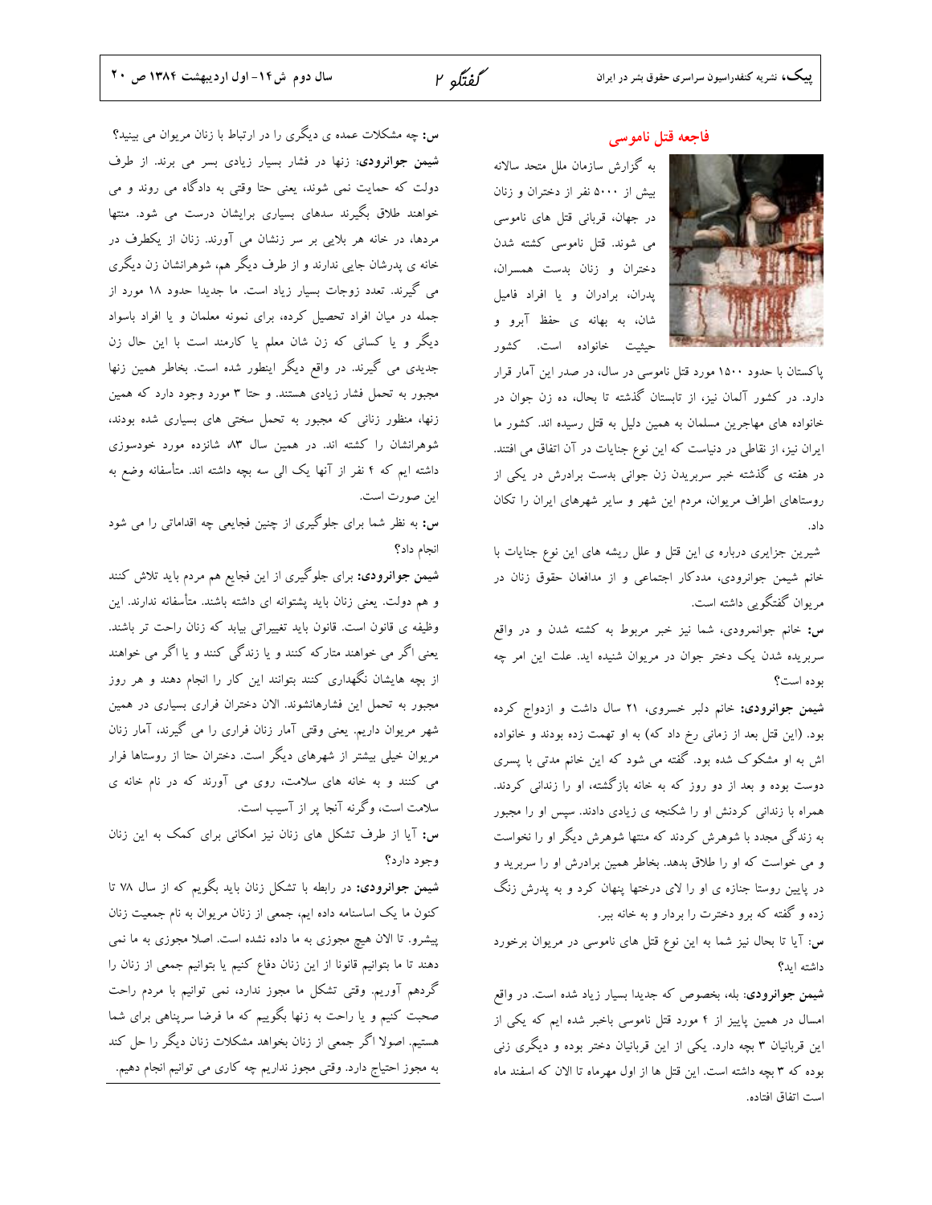## فاجعه قتل ناموسی

به گزارش سازمان ملل متحد سالانه بیش از ۵۰۰۰ نفر از دختران و زنان در جهان، قربانی قتل های ناموسی می شوند. قتل ناموسی کشته شدن دختران و زنان بدست همسران، پدران، برادران و یا افراد فامیل شان، به بهانه ی حفظ آبرو و حیثیت خانواده است. کشور پاکستان با حدود ۱۵۰۰ مورد قتل ناموسی در سال، در صدر این آمار قرار دارد. در کشور آلمان نیز، از تابستان گذشته تا بحال، ده زن جوان در خانواده های مهاجرین مسلمان به همین دلیل به قتل رسیده اند. کشور ما ایران نیز، از نقاطی در دنیاست که این نوع جنایات در آن اتفاق می افتند. در هفته ی گذشته خبر سربریدن زن جوانی بدست برادرش در یکی از روستاهای اطراف مریوان، مردم این شهر و سایر شهرهای ایران را تکان داد.

شیرین جزایری درباره ی این قتل و علل ریشه های این نوع جنایات با خانم شیمن جوانرودی، مددکار اجتماعی و از مدافعان حقوق زنان در مریوان گفتگویی داشته است.

**س:** خانم جوانمرودی، شما نیز خبر مربوط به کشته شدن و در واقع سربریده شدن یک دختر جوان در مریوان شنیده اید. علت این امر چه بوده است؟

**شیمن جوانرودی:** خانم دلبر خسروی، ۲۱ سال داشت و ازدواج کرده بود. (این قتل بعد از زمانی رخ داد که) به او تهمت زده بودند و خانواده اش به او مشکوک شده بود. گفته می شود که این خانم مدتی با پسری دوست بوده و بعد از دو روز که به خانه بازگشته، او را زندانی کردند. همراه با زندانی کردنش او را شکنجه ی زیادی دادند. سپس او را مجبور به زندگی مجدد با شوهرش کردند که منتها شوهرش دیگر او را نخواست و می خواست که او را طلاق بدهد. بخاطر همین برادرش او را سربرید و در پایین روستا جنازه ی او را لای درختها پنهان کرد و به پدرش زنگ زده و گفته که برو دخترت را بردار و به خانه ببر.

**س:** آیا تا بحال نیز شما به این نوع قتل های ناموسی در مریوان برخورد داشته اید؟

**شیمن جوانرودی:** بله، بخصوص که جدیدا بسیار زیاد شده است. در واقع امسال در همین پاییز از ۴ مورد قتل ناموسی باخبر شده ایم که یکی از این قربانیان ۳ بچه دارد. یکی از این قربانیان دختر بوده و دیگری زنی بوده که ۳ بچه داشته است. این قتل ها از اول مهرماه تا الان که اسفند ماه است اتفاق افتاده.

**س:** چه مشکلات عمده ی دیگری را در ارتباط با زنان مریوان می بینید؟

**شیمن جوانرودی:** زنها در فشار بسیار زیادی بسر می برند. از طرف دولت که حمایت نمی شوند، یعنی حتا وقتی به دادگاه می روند و می خواهند طلاق بگیرند سدهای بسیاری برایشان درست می شود. منتها مردها، در خانه هر بلایی بر سر زنشان می آورند. زنان از یکطرف در خانه ی پدرشان جایی ندارند و از طرف دیگر هم، شوهرانشان زن دیگری می گیرند. تعدد زوجات بسیار زیاد است. ما جدیدا حدود ۱۸ مورد از جمله در میان افراد تحصیل کرده، برای نمونه معلمان و یا افراد باسواد دیگر و یا کسانی که زن شان معلم یا کارمند است با این حال زن جدیدی می گیرند. در واقع دیگر اینطور شده است. بخاطر همین زنها مجبور به تحمل فشار زیادی هستند. و حتا ۳ مورد وجود دارد که همین زنها، منظور زنانی که مجبور به تحمل سختی های بسیاری شده بودند، شوهرانشان را کشته اند. در همین سال ۸۳ شانزده مورد خودسوزی داشته ایم که ۴ نفر از آنها یک الی سه بچه داشته اند. متأسفانه وضع به این صورت است.

**س:** به نظر شما برای جلوگیری از چنین فجایعی چه اقداماتی را می شود انجام داد؟

**شیمن جوانرودی:** برای جلوگیری از این فجایع هم مردم باید تلاش کنند و هم دولت. یعنی زنان باید پشتوانه ای داشته باشند. متأسفانه ندارند. این وظیفه ی قانون است. قانون باید تغییراتی بیابد که زنان راحت تر باشند. یعنی اگر می خواهند متارکه کنند و یا زندگی کنند و یا اگر می خواهند از بچه هایشان نگهداری کنند بتوانند این کار را انجام دهند و هر روز مجبور به تحمل این فشارهانشوند. الان دختران فراری بسیاری در همین شهر مریوان داریم. یعنی وقتی آمار زنان فراری را می گیرند، آمار زنان مریوان خیلی بیشتر از شهرهای دیگر است. دختران حتا از روستاها فرار می کنند و به خانه های سلامت، روی می آورند که در نام خانه ی سلامت است، وگرنه آنجا پر از آسیب است.

**س:** آیا از طرف تشکل های زنان نیز امکانی برای کمک به این زنان وجود دارد؟

**شیمن جوانرودی:** در رابطه با تشکل زنان باید بگویم که از سال ۷۸ تا کنون ما یک اساسنامه داده ایم، جمعی از زنان مریوان به نام جمعیت زنان پیشرو. تا الان هیچ مجوزی به ما داده نشده است. اصلا مجوزی به ما نمی دهند تا ما بتوانیم قانونا از این زنان دفاع کنیم یا بتوانیم جمعی از زنان را گردهم آوریم. وقتی تشکل ما مجوز ندارد، نمی توانیم با مردم راحت صحبت کنیم و یا راحت به زنها بگوییم که ما فرضا سرپناهی برای شما هستیم. اصولا اگر جمعی از زنان بخواهد مشکلات زنان دیگر را حل کند به مجوز احتیاج دارد. وقتی مجوز نداریم چه کاری می توانیم انجام دهیم.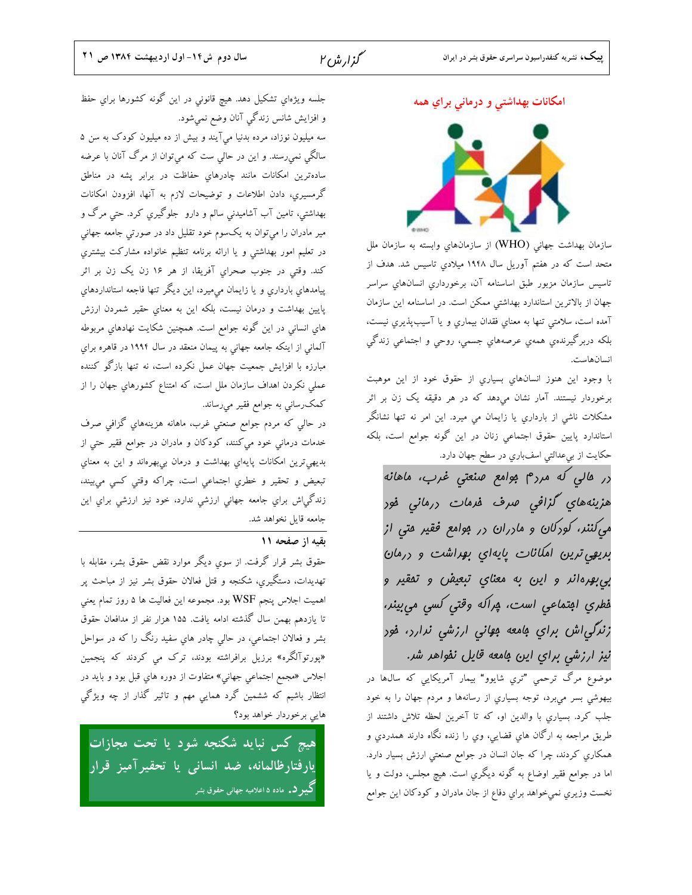## امكانات بهداشتي و درماني براي همه

سازمان بهداشت جهاني (WHO) از سازمان‌هاي وابسته به سازمان ملل متحد است كه در هفتم آوريل سال ۱۹۴۸ ميلادي تاسيس شد. هدف از تاسيس سازمان مزبور طبق اساسنامه آن، برخورداري انسان‌هاي سراسر جهان از بالاترين استاندارد بهداشتي ممكن است. در اساسنامه اين سازمان آمده است، سلامتي تنها به معناي فقدان بيماري و يا آسيب‌پذيري نيست، بلكه دربرگيرنده‌ي همه‌ي عرصه‌هاي جسمي، روحي و اجتماعي زندگي انسان‌هاست.

با وجود اين هنوز انسان‌هاي بسياري از حقوق خود از اين موهبت برخوردار نيستند. آمار نشان مي‌دهد كه در هر دقيقه يك زن بر اثر مشكلات ناشي از بارداري يا زايمان مي ميرد. اين امر نه تنها نشانگر استاندارد پايين حقوق اجتماعي زنان در اين گونه جوامع است، بلكه حكايت از بي‌عدالتي اسف‌باري در سطح جهان دارد.

*در حالي كه مردم جوامع صنعتي غرب، ماهانه هزينه‌هاي گزافي صرف خدمات درماني خود مي‌كنند، كودكان و مادران در جوامع فقير حتي از بديهي‌ترين امكانات پايه‌اي بهداشت و درمان بي‌بهره‌اند و اين به معناي تبعيض و تحقير و خطري اجتماعي است، چراكه وقتي كسي مي‌بيند، زندگي‌اش براي جامعه جهاني ارزشي ندارد، خود نيز ارزشي براي اين جامعه قايل نخواهد شد.*

موضوع مرگ ترحمي "تري شايوو" بيمار آمريكايي كه سال‌ها در بيهوشي بسر مي‌برد، توجه بسياري از رسانه‌ها و مردم جهان را به خود جلب كرد. بسياري با والدين او، كه تا آخرين لحظه تلاش داشتند از طريق مراجعه به ارگان هاي قضايي، وي را زنده نگاه دارند همدردي و همكاري كردند، چرا كه جان انسان در جوامع صنعتي ارزش بسيار دارد. اما در جوامع فقير اوضاع به گونه ديگري است. هيچ مجلس، دولت و يا نخست وزيري نمي‌خواهد براي دفاع از جان مادران و كودكان اين جوامع جلسه ويژه‌اي تشكيل دهد. هيچ قانوني در اين گونه كشورها براي حفظ و افزايش شانس زندگي آنان وضع نمي‌شود.

سه ميليون نوزاد، مرده بدنيا مي‌آيند و بيش از ده ميليون كودك به سن ۵ سالگي نمي‌رسند. و اين در حالي ست كه مي‌توان از مرگ آنان با عرضه ساده‌ترين امكانات مانند چادرهاي حفاظت در برابر پشه در مناطق گرمسيري، دادن اطلاعات و توضيحات لازم به آنها، افزودن امكانات بهداشتي، تامين آب آشاميدني سالم و دارو جلوگيري كرد. حتي مرگ و مير مادران را مي‌توان به يک‌سوم خود تقليل داد در صورتي جامعه جهاني در تعليم امور بهداشتي و يا ارائه برنامه تنظيم خانواده مشاركت بيشتري كند. وقتي در جنوب صحراي آفريقا، از هر ۱۶ زن يک زن بر اثر پيامدهاي بارداري و يا زايمان مي‌ميرد، اين ديگر تنها فاجعه استانداردهاي پايين بهداشت و درمان نيست، بلكه اين به معناي حقير شمردن ارزش هاي انساني در اين گونه جوامع است. همچنين شكايت نهادهاي مربوطه آلماني از اينكه جامعه جهاني به پيمان منعقد در سال ۱۹۹۴ در قاهره براي مبارزه با افزايش جمعيت جهان عمل نكرده است، نه تنها بازگو كننده عملي نكردن اهداف سازمان ملل است، كه امتناع كشورهاي جهان را از كمك‌رساني به جوامع فقير مي‌رساند.

در حالي كه مردم جوامع صنعتي غرب، ماهانه هزينه‌هاي گزافي صرف خدمات درماني خود مي‌كنند، كودكان و مادران در جوامع فقير حتي از بديهي‌ترين امكانات پايه‌اي بهداشت و درمان بي‌بهره‌اند و اين به معناي تبعيض و تحقير و خطري اجتماعي است، چراكه وقتي كسي مي‌بيند، زندگي‌اش براي جامعه جهاني ارزشي ندارد، خود نيز ارزشي براي اين جامعه قايل نخواهد شد.

---

### بقيه از صفحه ۱۱

حقوق بشر قرار گرفت. از سوي ديگر موارد نقض حقوق بشر، مقابله با تهديدات، دستگيري، شكنجه و قتل فعالان حقوق بشر نيز از مباحث پر اهميت اجلاس پنجم WSF بود. مجموعه اين فعاليت ها ۵ روز تمام يعني تا يازدهم بهمن سال گذشته ادامه يافت. ۱۵۵ هزار نفر از مدافعان حقوق بشر و فعالان اجتماعي، در حالي چادر هاي سفيد رنگ را كه در سواحل «پورتوآلگره» برزيل برافراشته بودند، ترک مي كردند كه پنجمين اجلاس «مجمع اجتماعي جهاني» متفاوت از دوره هاي قبل بود و بايد در انتظار باشيم كه ششمين گرد همايي مهم و تاثير گذار از چه ويژگي هايي برخوردار خواهد بود؟

**هيچ كس نبايد شكنجه شود يا تحت مجازات يارفتارظالمانه، ضد انساني يا تحقيرآميز قرار گيرد.** ماده ۵ اعلاميه جهاني حقوق بشر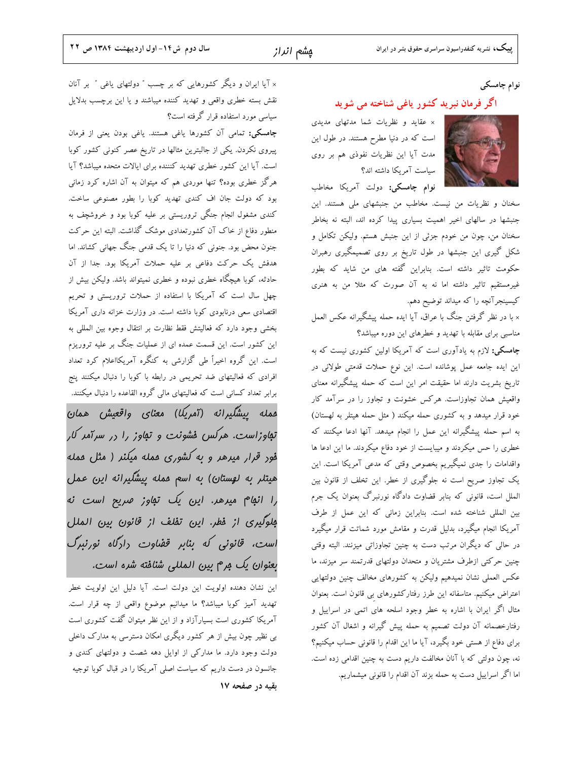نوام چامسکی

## اگر فرمان نبرید کشور یاغی شناخته می شوید

× عقاید و نظریات شما مدتهای مدیدی است که در دنیا مطرح هستند. در طول این مدت آیا این نظریات نفوذی هم بر روی سیاست آمریکا داشته اند؟

**نوام چامسکی:** دولت آمریکا مخاطب سخنان و نظریات من نیست. مخاطب من جنبشهای ملی هستند. این جنبشها در سالهای اخیر اهمیت بسیاری پیدا کرده اند، البته نه بخاطر سخنان من، چون من خودم جزئی از این جنبش هستم. ولیکن تکامل و شکل گیری این جنبشها در طول تاریخ بر روی تصمیمگیری رهبران حکومت تاثیر داشته است. بنابراین گفته های من شاید که بطور غیرمستقیم تاثیر داشته اما نه به آن صورت که مثلا من به هنری کیسینجرآنچه را که میداند توضیح دهم.

× با در نظر گرفتن جنگ با عراق، آیا ایده حمله پیشگیرانه عکس العمل مناسبی برای مقابله با تهدید و خطرهای این دوره میباشد؟

**چامسکی:** لازم به یادآوری است که آمریکا اولین کشوری نیست که به این ایده جامعه عمل پوشانده است. این نوع حملات قدمتی طولانی در تاریخ بشریت دارند اما حقیقت امر این است که حمله پیشگیرانه معنای واقعیش همان تجاوزاست. هرکس خشونت و تجاوز را در سرآمد کار خود قرار میدهد و به کشوری حمله میکند ( مثل حمله هیتلر به لهستان) به اسم حمله پیشگیرانه این عمل را انجام میدهد. آنها ادعا میکنند که خطری را حس میکردند و میبایست از خود دفاع میکردند. ما این ادعا ها واقدامات را جدی نمیگیریم بخصوص وقتی که مدعی آمریکا است. این یک تجاوز صریح است نه جلوگیری از خطر. این تخلف از قانون بین الملل است، قانونی که بنابر قضاوت دادگاه نورنبرگ بعنوان یک جرم بین المللی شناخته شده است. بنابراین زمانی که این عمل از طرف آمریکا انجام میگیرد، بدلیل قدرت و مقامش مورد شماتت قرار میگیرد در حالی که دیگران مرتب دست به چنین تجاوزاتی میزنند. البته وقتی چنین حرکتی ازطرف مشتریان و متحدان دولتهای قدرتمند سر میزند، ما عکس العملی نشان نمیدهیم ولیکن به کشورهای مخالف چنین دولتهایی اعتراض میکنیم. متاسفانه این طرز رفتارکشورهای بی قانون است. بعنوان مثال اگر ایران با اشاره به خطر وجود اسلحه های اتمی در اسرائیل و رفتارخصمانه آن دولت تصمیم به حمله پیش گیرانه و اشغال آن کشور برای دفاع از هستی خود بگیرد، آیا ما این اقدام را قانونی حساب میکنیم؟ نه، چون دولتی که با آنان مخالفت داریم دست به چنین اقدامی زده است. اما اگر اسراییل دست به حمله بزند آن اقدام را قانونی میشماریم.

× آیا ایران و دیگر کشورهایی که بر چسب " دولتهای یاغی " بر آنان نقش بسته خطری واقعی و تهدید کننده میباشند و یا این برچسب بدلایل سیاسی مورد استفاده قرار گرفته است؟

**چامسکی:** تمامی آن کشورها یاغی هستند. یاغی بودن یعنی از فرمان پیروی نکردن. یکی از جالبترین مثالها در تاریخ عصر کنونی کشور کوبا است. آیا این کشور خطری تهدید کنننده برای ایالات متحده میباشد؟ آیا هرگز خطری بوده؟ تنها موردی هم که میتوان به آن اشاره کرد زمانی بود که دولت جان اف کندی تهدید کوبا را بطور مصنوعی ساخت. کندی مشغول انجام جنگی تروریستی بر علیه کوبا بود و خروشچف به منظور دفاع از خاک آن کشورتعدادی موشک گذاشت. البته این حرکت جنون محض بود. جنونی که دنیا را تا یک قدمی جنگ جهانی کشاند. اما هدفش یک حرکت دفاعی بر علیه حملات آمریکا بود. جدا از آن حادثه، کوبا هیچگاه خطری نبوده و خطری نمیتواند باشد. ولیکن بیش از چهل سال است که آمریکا با استفاده از حملات تروریستی و تحریم اقتصادی سعی درنابودی کوبا داشته است. در وزارت خزانه داری آمریکا بخشی وجود دارد که فعالیتش فقط نظارت بر انتقال وجوه بین المللی به این کشور است. این قسمت عمده ای از عملیات جنگ بر علیه تروریزم است. این گروه اخیراً طی گزارشی به کنگره آمریکااعلام کرد تعداد افرادی که فعالیتهای ضد تحریمی در رابطه با کوبا را دنبال میکنند پنج برابر تعداد کسانی است که فعالیتهای مالی گروه القاعده را دنبال میکنند.

> *حمله پیشگیرانه (آمریکا) معنای واقعیش همان تجاوزاست. هرکس خشونت و تجاوز را در سرآمد کار خود قرار میدهد و به کشوری حمله میکند ( مثل حمله هیتلر به لهستان) به اسم حمله پیشگیرانه این عمل را انجام میدهد. این یک تجاوز صریح است نه جلوگیری از خطر. این تخلف از قانون بین الملل است، قانونی که بنابر قضاوت دادگاه نورنبرگ بعنوان یک جرم بین المللی شناخته شده است.*

این نشان دهنده اولویت این دولت است. آیا دلیل این اولویت خطر تهدید آمیز کوبا میباشد؟ ما میدانیم موضوع واقعی از چه قرار است. آمریکا کشوری است بسیارآزاد و از این نظر میتوان گفت کشوری است بی نظیر چون بیش از هر کشور دیگری امکان دسترسی به مدارک داخلی دولت وجود دارد. ما مدارکی از اوایل دهه شصت و دولتهای کندی و جانسون در دست داریم که سیاست اصلی آمریکا را در قبال کوبا توجیه

**بقیه در صفحه ۱۷**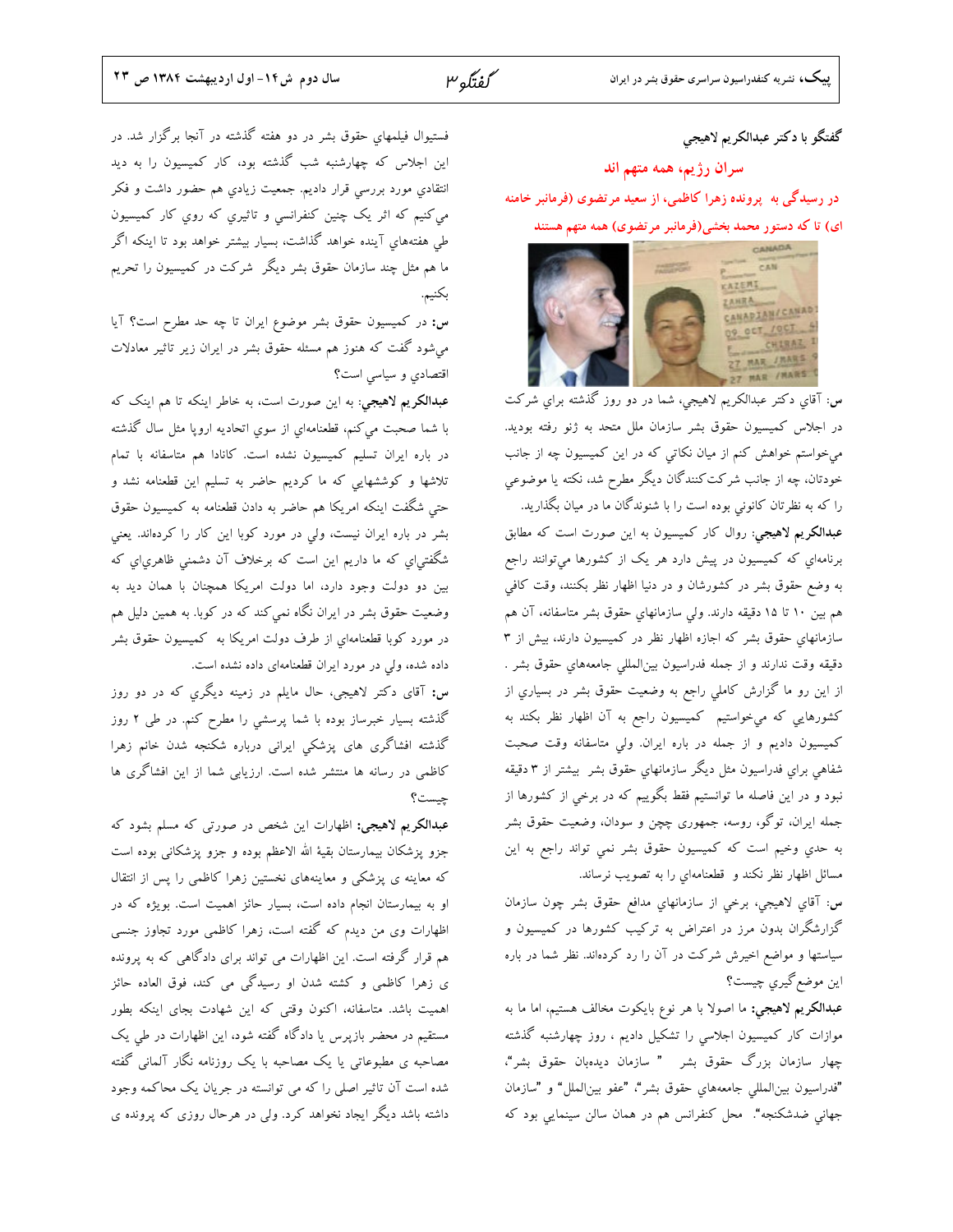## گفتگو با دکتر عبدالکریم لاهیجی

# سران رژیم، همه متهم اند

### در رسیدگی به پرونده زهرا کاظمی، از سعید مرتضوی (فرمانبر خامنه ای) تا که دستور محمد بخشی(فرمانبر مرتضوی) همه متهم هستند

**س:** آقای دکتر عبدالکریم لاهیجی، شما در دو روز گذشته برای شرکت در اجلاس کمیسیون حقوق بشر سازمان ملل متحد به ژنو رفته بودید. می‌خواستم خواهش کنم از میان نکاتی که در این کمیسیون چه از جانب خودتان، چه از جانب شرکت‌کنندگان دیگر مطرح شد، نکته یا موضوعی را که به نظرتان کانونی بوده است را با شنوندگان ما در میان بگذارید.

**عبدالکریم لاهیجی:** روال کار کمیسیون به این صورت است که مطابق برنامه‌ای که کمیسیون در پیش دارد هر یک از کشورها می‌توانند راجع به وضع حقوق بشر در کشورشان و در دنیا اظهار نظر بکنند، وقت کافی هم بین ۱۰ تا ۱۵ دقیقه دارند. ولی سازمانهای حقوق بشر متاسفانه، آن هم سازمانهای حقوق بشر که اجازه اظهار نظر در کمیسیون دارند، بیش از ۳ دقیقه وقت ندارند و از جمله فدراسیون بین‌المللی جامعه‌های حقوق بشر . از این رو ما گزارش کاملی راجع به وضعیت حقوق بشر در بسیاری از کشورهایی که می‌خواستیم کمیسیون راجع به آن اظهار نظر بکند به کمیسیون دادیم و از جمله در باره ایران. ولی متاسفانه وقت صحبت شفاهی برای فدراسیون مثل دیگر سازمانهای حقوق بشر بیشتر از ۳ دقیقه نبود و در این فاصله ما توانستیم فقط بگوییم که در برخی از کشورها از جمله ایران، توگو، روسه، جمهوری چچن و سودان، وضعیت حقوق بشر به حدی وخیم است که کمیسیون حقوق بشر نمی تواند راجع به این مسائل اظهار نظر نکند و قطعنامه‌ای را به تصویب نرساند.

**س:** آقای لاهیجی، برخی از سازمانهای مدافع حقوق بشر چون سازمان گزارشگران بدون مرز در اعتراض به ترکیب کشورها در کمیسیون و سیاستها و مواضع اخیرش شرکت در آن را رد کرده‌اند. نظر شما در باره این موضع‌گیری چیست؟

**عبدالکریم لاهیجی:** ما اصولا با هر نوع بایکوت مخالف هستیم، اما ما به موازات کار کمیسیون اجلاسی را تشکیل دادیم ، روز چهارشنبه گذشته چهار سازمان بزرگ حقوق بشر " سازمان دیده‌بان حقوق بشر"، "فدراسیون بین‌المللی جامعه‌های حقوق بشر"، "عفو بین‌الملل" و "سازمان جهانی ضدشکنجه". محل کنفرانس هم در همان سالن سینمایی بود که فستیوال فیلمهای حقوق بشر در دو هفته گذشته در آنجا برگزار شد. در این اجلاس که چهارشنبه شب گذشته بود، کار کمیسیون را به دید انتقادی مورد بررسی قرار دادیم. جمعیت زیادی هم حضور داشت و فکر می‌کنیم که اثر یک چنین کنفرانسی و تاثیری که روی کار کمیسیون طی هفته‌های آینده خواهد گذاشت، بسیار بیشتر خواهد بود تا اینکه اگر ما هم مثل چند سازمان حقوق بشر دیگر شرکت در کمیسیون را تحریم بکنیم.

**س:** در کمیسیون حقوق بشر موضوع ایران تا چه حد مطرح است؟ آیا می‌شود گفت که هنوز هم مسئله حقوق بشر در ایران زیر تاثیر معادلات اقتصادی و سیاسی است؟

**عبدالکریم لاهیجی:** به این صورت است، به خاطر اینکه تا هم اینک که با شما صحبت می‌کنم، قطعنامه‌ای از سوی اتحادیه اروپا مثل سال گذشته در باره ایران تسلیم کمیسیون نشده است. کانادا هم متاسفانه با تمام تلاشها و کوششهایی که ما کردیم حاضر به تسلیم این قطعنامه نشد و حتی شگفت اینکه امریکا هم حاضر به دادن قطعنامه به کمیسیون حقوق بشر در باره ایران نیست، ولی در مورد کوبا این کار را کرده‌اند. یعنی شگفتی‌ای که ما داریم این است که برخلاف آن دشمنی ظاهری‌ای که بین دو دولت وجود دارد، اما دولت امریکا همچنان با همان دید به وضعیت حقوق بشر در ایران نگاه نمی‌کند که در کوبا. به همین دلیل هم در مورد کوبا قطعنامه‌ای از طرف دولت امریکا به کمیسیون حقوق بشر داده شده، ولی در مورد ایران قطعنامه‌ای داده نشده است.

**س:** آقای دکتر لاهیجی، حال مایلم در زمینه دیگری که در دو روز گذشته بسیار خبرساز بوده با شما پرسشی را مطرح کنم. در طی ۲ روز گذشته افشاگری های پزشکی ایرانی درباره شکنجه شدن خانم زهرا کاظمی در رسانه ها منتشر شده است. ارزیابی شما از این افشاگری ها چیست؟

**عبدالکریم لاهیجی:** اظهارات این شخص در صورتی که مسلم بشود که جزو پزشکان بیمارستان بقیة الله الاعظم بوده و جزو پزشکانی بوده است که معاینه ی پزشکی و معاینه‌های نخستین زهرا کاظمی را پس از انتقال او به بیمارستان انجام داده است، بسیار حائز اهمیت است. بویژه که در اظهارات وی من دیدم که گفته است، زهرا کاظمی مورد تجاوز جنسی هم قرار گرفته است. این اظهارات می تواند برای دادگاهی که به پرونده ی زهرا کاظمی و کشته شدن او رسیدگی می کند، فوق العاده حائز اهمیت باشد. متاسفانه، اکنون وقتی که این شهادت بجای اینکه بطور مستقیم در محضر بازپرس یا دادگاه گفته شود، این اظهارات در طی یک مصاحبه ی مطبوعاتی یا یک مصاحبه با یک روزنامه نگار آلمانی گفته شده است آن تاثیر اصلی را که می توانسته در جریان یک محاکمه وجود داشته باشد دیگر ایجاد نخواهد کرد. ولی در هرحال روزی که پرونده ی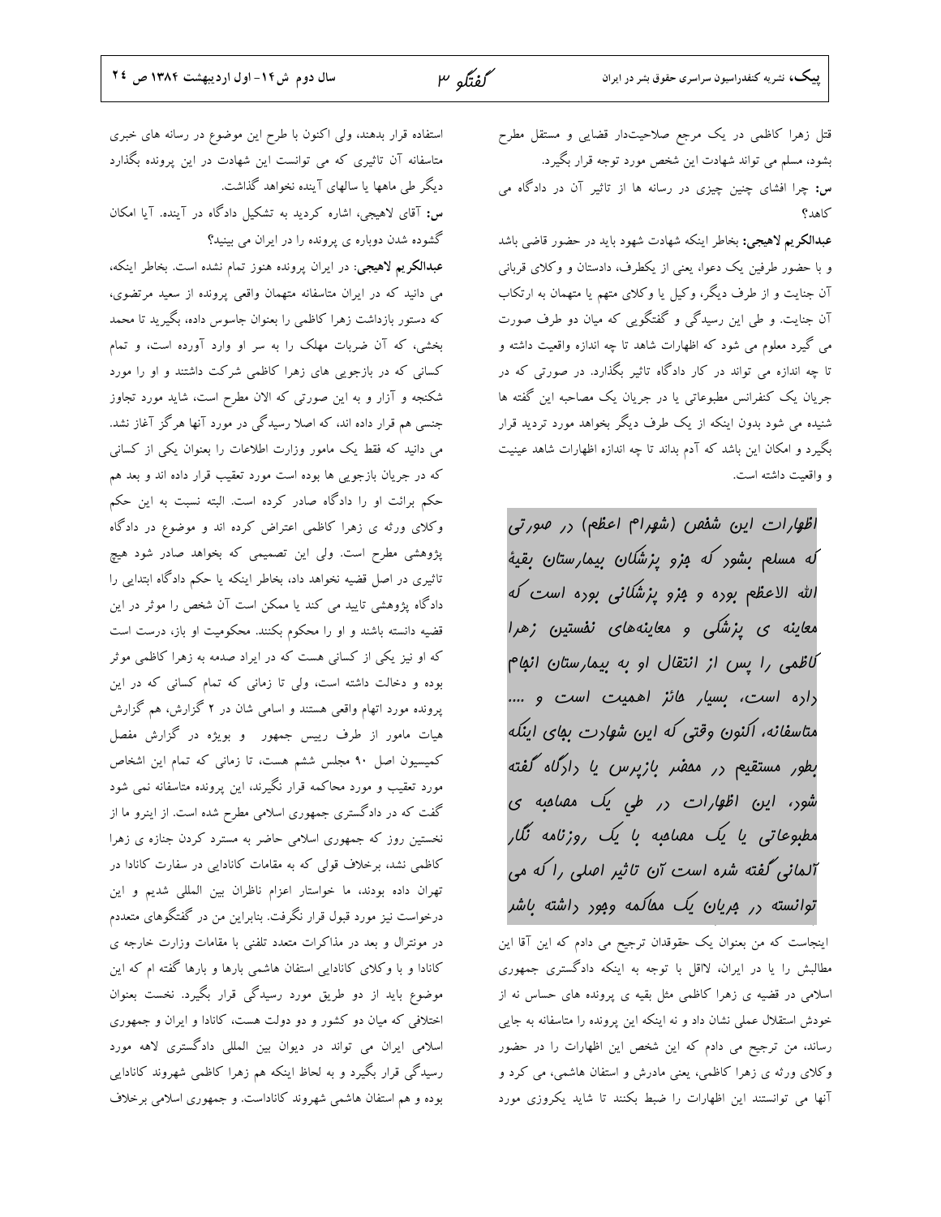قتل زهرا کاظمی در یک مرجع صلاحیت‌دار قضایی و مستقل مطرح بشود، مسلم می تواند شهادت این شخص مورد توجه قرار بگیرد.

**س:** چرا افشای چنین چیزی در رسانه ها از تاثیر آن در دادگاه می کاهد؟

**عبدالکریم لاهیجی:** بخاطر اینکه شهادت شهود باید در حضور قاضی باشد و با حضور طرفین یک دعوا، یعنی از یکطرف، دادستان و وکلای قربانی آن جنایت و از طرف دیگر، وکیل یا وکلای متهم یا متهمان به ارتکاب آن جنایت. و طی این رسیدگی و گفتگویی که میان دو طرف صورت می گیرد معلوم می شود که اظهارات شاهد تا چه اندازه واقعیت داشته و تا چه اندازه می تواند در کار دادگاه تاثیر بگذارد. در صورتی که در جریان یک کنفرانس مطبوعاتی یا در جریان یک مصاحبه این گفته ها شنیده می شود بدون اینکه از یک طرف دیگر بخواهد مورد تردید قرار بگیرد و امکان این باشد که آدم بداند تا چه اندازه اظهارات شاهد عینیت و واقعیت داشته است.

> *اظهارات این شخص (شهرام اعظم) در صورتی که مسلم بشود که جزو پزشکان بیمارستان بقیهٔ الله الاعظم بوده و جزو پزشکانی بوده است که معاینه ی پزشکی و معاینه‌های نخستین زهرا کاظمی را پس از انتقال او به بیمارستان انجام داده است، بسیار حائز اهمیت است و .... متاسفانه، اکنون وقتی که این شهادت بجای اینکه بطور مستقیم در محضر بازپرس یا دادگاه گفته شود، این اظهارات در طی یک مصاحبه ی مطبوعاتی یا یک مصاحبه با یک روزنامه نگار آلمانی گفته شده است آن تاثیر اصلی را که می توانسته در جریان یک محاکمه وجود داشته باشد*

اینجاست که من بعنوان یک حقوقدان ترجیح می دادم که این آقا این مطالبش را یا در ایران، لااقل با توجه به اینکه دادگستری جمهوری اسلامی در قضیه ی زهرا کاظمی مثل بقیه ی پرونده های حساس نه از خودش استقلال عملی نشان داد و نه اینکه این پرونده را متاسفانه به جایی رساند، من ترجیح می دادم که این شخص این اظهارات را در حضور وکلای ورثه ی زهرا کاظمی، یعنی مادرش و استفان هاشمی، می کرد و آنها می توانستند این اظهارات را ضبط بکنند تا شاید یکروزی مورد استفاده قرار بدهند، ولی اکنون با طرح این موضوع در رسانه های خبری متاسفانه آن تاثیری که می توانست این شهادت در این پرونده بگذارد دیگر طی ماهها یا سالهای آینده نخواهد گذاشت.

**س:** آقای لاهیجی، اشاره کردید به تشکیل دادگاه در آینده. آیا امکان گشوده شدن دوباره ی پرونده را در ایران می بینید؟

**عبدالکریم لاهیجی:** در ایران پرونده هنوز تمام نشده است. بخاطر اینکه، می دانید که در ایران متاسفانه متهمان واقعی پرونده از سعید مرتضوی، که دستور بازداشت زهرا کاظمی را بعنوان جاسوس داده، بگیرید تا محمد بخشی، که آن ضربات مهلک را به سر او وارد آورده است، و تمام کسانی که در بازجویی های زهرا کاظمی شرکت داشتند و او را مورد شکنجه و آزار و به این صورتی که الان مطرح است، شاید مورد تجاوز جنسی هم قرار داده اند، که اصلا رسیدگی در مورد آنها هرگز آغاز نشد. می دانید که فقط یک مامور وزارت اطلاعات را بعنوان یکی از کسانی که در جریان بازجویی ها بوده است مورد تعقیب قرار داده اند و بعد هم حکم برائت او را دادگاه صادر کرده است. البته نسبت به این حکم وکلای ورثه ی زهرا کاظمی اعتراض کرده اند و موضوع در دادگاه پژوهشی مطرح است. ولی این تصمیمی که بخواهد صادر شود هیچ تاثیری در اصل قضیه نخواهد داد، بخاطر اینکه یا حکم دادگاه ابتدایی را دادگاه پژوهشی تایید می کند یا ممکن است آن شخص را موثر در این قضیه دانسته باشند و او را محکوم بکنند. محکومیت او یا باز، درست است که او نیز یکی از کسانی هست که در ایراد صدمه به زهرا کاظمی موثر بوده و دخالت داشته است، ولی تا زمانی که تمام کسانی که در این پرونده مورد اتهام واقعی هستند و اسامی شان در ۲ گزارش، هم گزارش هیات مامور از طرف رییس جمهور و بویژه در گزارش مفصل کمیسیون اصل ۹۰ مجلس ششم هست، تا زمانی که تمام این اشخاص مورد تعقیب و مورد محاکمه قرار نگیرند، این پرونده متاسفانه نمی شود گفت که در دادگستری جمهوری اسلامی مطرح شده است. از اینرو ما از نخستین روز که جمهوری اسلامی حاضر به مسترد کردن جنازه ی زهرا کاظمی نشد، برخلاف قولی که به مقامات کانادایی در سفارت کانادا در تهران داده بودند، ما خواستار اعزام ناظران بین المللی شدیم و این درخواست نیز مورد قبول قرار نگرفت. بنابراین من در گفتگوهای متعددم در مونترال و بعد در مذاکرات متعدد تلفنی با مقامات وزارت خارجه ی کانادا و با وکلای کانادایی استفان هاشمی بارها و بارها گفته ام که این موضوع باید از دو طریق مورد رسیدگی قرار بگیرد. نخست بعنوان اختلافی که میان دو کشور و دو دولت هست، کانادا و ایران و جمهوری اسلامی ایران می تواند در دیوان بین المللی دادگستری لاهه مورد رسیدگی قرار بگیرد و به لحاظ اینکه هم زهرا کاظمی شهروند کانادایی بوده و هم استفان هاشمی شهروند کاناداست. و جمهوری اسلامی برخلاف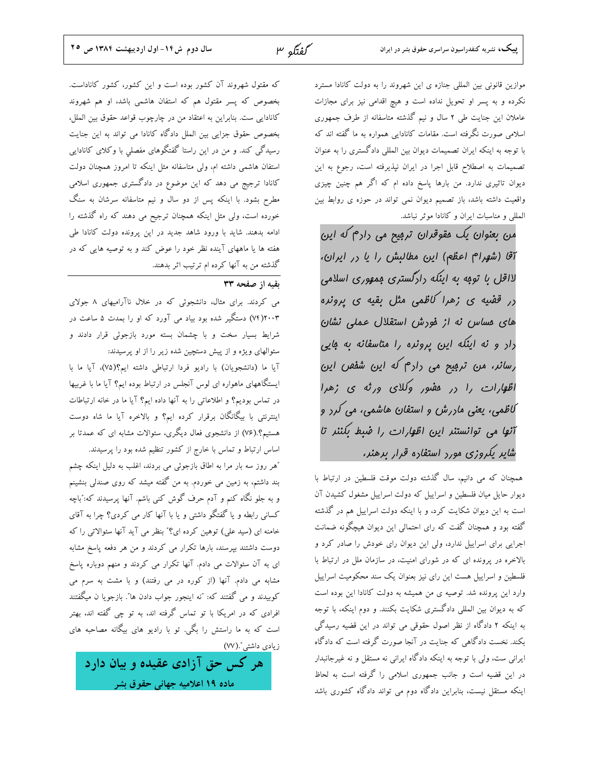موازین قانونی بین المللی جنازه ی این شهروند را به دولت کانادا مسترد نکرده و به پسر او تحویل نداده است و هیچ اقدامی نیز برای مجازات عاملان این جنایت طی ۲ سال و نیم گذشته متاسفانه از طرف جمهوری اسلامی صورت نگرفته است. مقامات کانادایی همواره به ما گفته اند که با توجه به اینکه ایران تصمیمات دیوان بین المللی دادگستری را به عنوان تصمیمات به اصطلاح قابل اجرا در ایران نپذیرفته است، رجوع به این دیوان تاثیری ندارد. من بارها پاسخ داده ام که اگر هم چنین چیزی واقعیت داشته باشد، باز تصمیم دیوان نمی تواند در حوزه ی روابط بین المللی و مناسبات ایران و کانادا موثر نباشد.

*من بعنوان یک حقوقدان ترجیح می دادم که این آقا (شهرام اعظم) این مطالبش را یا در ایران، لااقل با توجه به اینکه دادگستری جمهوری اسلامی در قضیه ی زهرا کاظمی مثل بقیه ی پرونده های حساس نه از خودش استقلال عملی نشان داد و نه اینکه این پرونده را متاسفانه به جایی رساند، من ترجیح می دادم که این شخص این اظهارات را در حضور وکلای ورثه ی زهرا کاظمی، یعنی مادرش و استفان هاشمی، می کرد و آنها می توانستند این اظهارات را ضبط بکنند تا شاید یکروزی مورد استفاده قرار بدهند.*

همچنان که می دانیم، سال گذشته دولت موقت فلسطین در ارتباط با دیوار حایل میان فلسطین و اسراییل که دولت اسراییل مشغول کشیدن آن است به این دیوان شکایت کرد، و با اینکه دولت اسراییل هم در گذشته گفته بود و همچنان گفت که رای احتمالی این دیوان هیچگونه ضمانت اجرایی برای اسراییل ندارد، ولی این دیوان رای خودش را صادر کرد و بالاخره در پرونده ای که در شورای امنیت، در سازمان ملل در ارتباط با فلسطین و اسراییل هست این رای نیز بعنوان یک سند محکومیت اسراییل وارد این پرونده شد. توصیه ی من همیشه به دولت کانادا این بوده است که به دیوان بین المللی دادگستری شکایت بکنند. و دوم اینکه، با توجه به اینکه ۲ دادگاه از نظر اصول حقوقی می تواند در این قضیه رسیدگی بکند. نخست دادگاهی که جنایت در آنجا صورت گرفته است که دادگاه ایرانی ست، ولی با توجه به اینکه دادگاه ایرانی نه مستقل و نه غیرجانبدار در این قضیه است و جانب جمهوری اسلامی را گرفته است به لحاظ اینکه مستقل نیست، بنابراین دادگاه دوم می تواند دادگاه کشوری باشد که مقتول شهروند آن کشور بوده است و این کشور، کشور کاناداست. بخصوص که پسر مقتول هم که استفان هاشمی باشد، او هم شهروند کانادایی ست. بنابراین به اعتقاد من در چارچوب قواعد حقوق بین الملل، بخصوص حقوق جزایی بین الملل دادگاه کانادا می تواند به این جنایت رسیدگی کند. و من در این راستا گفتگوهای مفصلی با وکلای کانادایی استفان هاشمی داشته ام، ولی متاسفانه مثل اینکه تا امروز همچنان دولت کانادا ترجیح می دهد که این موضوع در دادگستری جمهوری اسلامی مطرح بشود. با اینکه پس از دو سال و نیم متاسفانه سرشان به سنگ خورده است، ولی مثل اینکه همچنان ترجیح می دهند که راه گذشته را ادامه بدهند. شاید با ورود شاهد جدید در این پرونده دولت کانادا طی هفته ها یا ماههای آینده نظر خود را عوض کند و به توصیه هایی که در گذشته من به آنها کرده ام ترتیب اثر بدهند.

---

**بقیه از صفحه ۳۳**

می کردند. برای مثال، دانشجوئی که در خلال ناآرامیهای ۸ جولای ۲۰۰۳(۷۴) دستگیر شده بود بیاد می آورد که او را بمدت ۵ ساعت در شرایط بسیار سخت و با چشمان بسته مورد بازجوئی قرار دادند و سئوالهای ویژه و از پیش دستچین شده زیر را از او پرسیدند:

آیا ما (دانشجویان) با رادیو فردا ارتباطی داشته ایم؟(۷۵)، آیا ما با ایستگاههای ماهواره ای لوس آنجلس در ارتباط بوده ایم؟ آیا ما با غربیها در تماس بودیم؟ و اطلاعاتی را به آنها داده ایم؟ آیا ما در خانه ارتباطات اینترنتی با بیگانگان برقرار کرده ایم؟ و بالاخره آیا ما شاه دوست هستیم؟.(۷۶) از دانشجوی فعال دیگری، سئوالات مشابه ای که عمدتا بر اساس ارتباط و تماس با خارج از کشور تنظیم شده بود را پرسیدند.

"هر روز سه بار مرا به اطاق بازجوئی می بردند، اغلب به دلیل اینکه چشم بند داشتم، به زمین می خوردم. به من گفته میشد که روی صندلی بنشینم و به جلو نگاه کنم و آدم حرف گوش کنی باشم. آنها پرسیدند که:"باچه کسانی رابطه و یا گفتگو داشتی و یا با آنها کار می کردی؟ چرا به آقای خامنه ای (سید علی) توهین کرده ای؟" بنظر می آید آنها سئوالاتی را که دوست داشتند بپرسند، بارها تکرار می کردند و من هر دفعه پاسخ مشابه ای به آن سئوالات می دادم. آنها تکرار می کردند و منهم دوباره پاسخ مشابه می دادم. آنها (از کوره در می رفتند) و با مشت به سرم می کوبیدند و می گفتند: "نه اینجور جواب دادن ها". بازجویا ن میگفتند افرادی که در امریکا با تو تماس گرفته اند، به تو چی گفته اند، بهتر است که به ما راستش را بگی. تو با رادیو های بیگانه مصاحبه های زیادی داشتی".(۷۷)

**هر کس حق آزادی عقیده و بیان دارد**

**ماده ۱۹ اعلامیه جهانی حقوق بشر**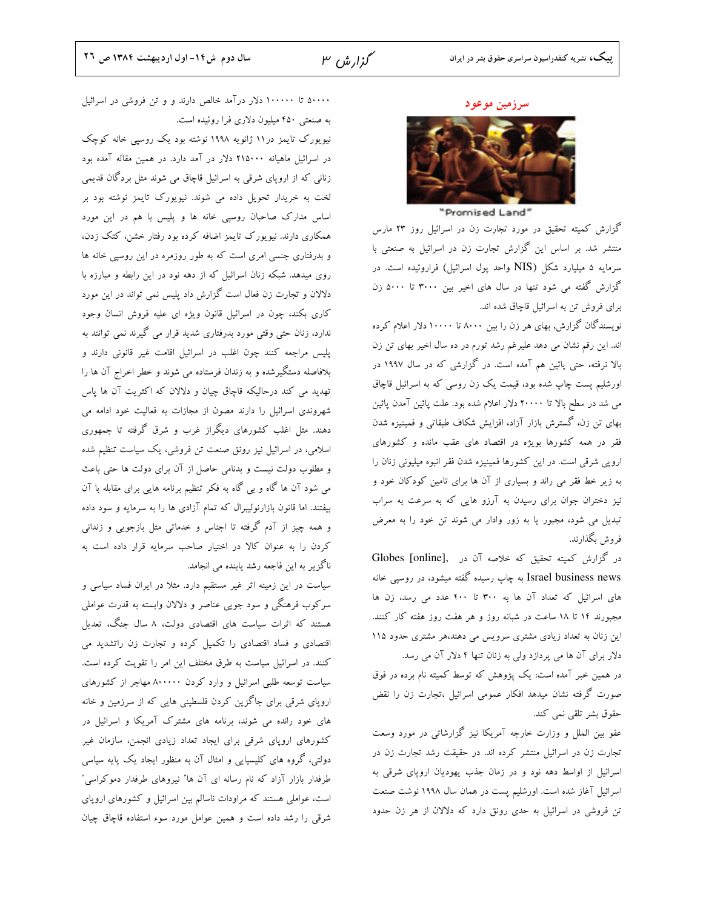## سرزمین موعود

"Promised Land"

گزارش کمیته تحقیق در مورد تجارت زن در اسرائیل روز ۲۳ مارس منتشر شد. بر اساس این گزارش تجارت زن در اسرائیل به صنعتی با سرمایه ۵ میلیارد شکل (NIS واحد پول اسرائیل) فراروئیده است. در گزارش گفته می شود تنها در سال های اخیر بین ۳۰۰۰ تا ۵۰۰۰ زن برای فروش تن به اسرائیل قاچاق شده اند.

نویسندگان گزارش، بهای هر زن را بین ۸۰۰۰ تا ۱۰۰۰۰ دلار اعلام کرده اند. این رقم نشان می دهد علیرغم رشد تورم در ده سال اخیر بهای تن زن بالا نرفته، حتی پائین هم آمده است. در گزارشی که در سال ۱۹۹۷ در اورشلیم پست چاپ شده بود، قیمت یک زن روسی که به اسرائیل قاچاق می شد در سطح بالا تا ۲۰۰۰۰ دلار اعلام شده بود. علت پائین آمدن پائین بهای تن زن، گسترش بازار آزاد، افزایش شکاف طبقاتی و فمینیزه شدن فقر در همه کشورها بویژه در اقتصاد های عقب مانده و کشورهای اروپای شرقی است. در این کشورها فمینیزه شدن فقر انبوه میلیونی زنان را به زیر خط فقر می راند و بسیاری از آن ها برای تامین کودکان خود و نیز دختران جوان برای رسیدن به آرزو هایی که به سرعت به سراب تبدیل می شود، مجبور یا به زور وادار می شوند تن خود را به معرض فروش بگذارند.

در گزارش کمیته تحقیق که خلاصه آن در Globes [online], Israel business news به چاپ رسیده گفته میشود، در روسپی خانه های اسرائیل که تعداد آن ها به ۳۰۰ تا ۴۰۰ عدد می رسد، زن ها مجبورند ۱۴ تا ۱۸ ساعت در شبانه روز و هر هفت روز هفته کار کنند. این زنان به تعداد زیادی مشتری سرویس می دهند،هر مشتری حدود ۱۱۵ دلار برای آن ها می پردازد ولی به زنان تنها ۴ دلار آن می رسد.

در همین خبر آمده است: یک پژوهش که توسط کمیته نام برده در فوق صورت گرفته نشان میدهد افکار عمومی اسرائیل ،تجارت زن را نقض حقوق بشر تلقی نمی کند.

عفو بین الملل و وزارت خارجه آمریکا نیز گزارشاتی در مورد وسعت تجارت زن در اسرائیل منتشر کرده اند. در حقیقت رشد تجارت زن در اسرائیل از اواسط دهه نود و در زمان جذب یهودیان اروپای شرقی به اسرائیل آغاز شده است. اورشلیم پست در همان سال ۱۹۹۸ نوشت صنعت تن فروشی در اسرائیل به حدی رونق دارد که دلالان از هر زن حدود ۵۰۰۰۰ تا ۱۰۰۰۰۰ دلار درآمد خالص دارند و و تن فروشی در اسرائیل به صنعتی ۴۵۰ میلیون دلاری فرا روئیده است.

نیویورک تایمز در۱۱ ژانویه ۱۹۹۸ نوشته بود یک روسپی خانه کوچک در اسرائیل ماهیانه ۲۱۵۰۰۰ دلار در آمد دارد. در همین مقاله آمده بود زنانی که از اروپای شرقی به اسرائیل قاچاق می شوند مثل بردگان قدیمی لخت به خریدار تحویل داده می شوند. نیویورک تایمز نوشته بود بر اساس مدارک صاحبان روسپی خانه ها و پلیس با هم در این مورد همکاری دارند. نیویورک تایمز اضافه کرده بود رفتار خشن، کتک زدن، و بدرفتاری جنسی امری است که به طور روزمره در این روسپی خانه ها روی میدهد. شبکه زنان اسرائیل که از دهه نود در این رابطه و مبارزه با دلالان و تجارت زن فعال است گزارش داد پلیس نمی تواند در این مورد کاری بکند، چون در اسرائیل قانون ویژه ای علیه فروش انسان وجود ندارد، زنان حتی وقتی مورد بدرفتاری شدید قرار می گیرند نمی توانند به پلیس مراجعه کنند چون اغلب در اسرائیل اقامت غیر قانونی دارند و بلافاصله دستگیرشده و به زندان فرستاده می شوند و خطر اخراج آن ها را تهدید می کند درحالیکه قاچاق چیان و دلالان که اکثریت آن ها پاس شهروندی اسرائیل را دارند مصون از مجازات به فعالیت خود ادامه می دهند. مثل اغلب کشورهای دیگراز غرب و شرق گرفته تا جمهوری اسلامی، در اسرائیل نیز رونق صنعت تن فروشی، یک سیاست تنظیم شده و مطلوب دولت نیست و بدنامی حاصل از آن برای دولت ها حتی باعث می شود آن ها گاه و بی گاه به فکر تنظیم برنامه هایی برای مقابله با آن بیفتند. اما قانون بازارنولیبرال که تمام آزادی ها را به سرمایه و سود داده و همه چیز از آدم گرفته تا اجناس و خدماتی مثل بازجویی و زندانی کردن را به عنوان کالا در اختیار صاحب سرمایه قرار داده است به ناگزیر به این فاجعه رشد یابنده می انجامد.

سیاست در این زمینه اثر غیر مستقیم دارد. مثلا در ایران فساد سیاسی و سرکوب فرهنگی و سود جویی عناصر و دلالان وابسته به قدرت عواملی هستند که اثرات سیاست های اقتصادی دولت، ۸ سال جنگ، تعدیل اقتصادی و فساد اقتصادی را تکمیل کرده و تجارت زن راتشدید می کنند. در اسرائیل سیاست به طرق مختلف این امر را تقویت کرده است. سیاست توسعه طلبی اسرائیل و وارد کردن ۸۰۰۰۰۰ مهاجر از کشورهای اروپای شرقی برای جاگزین کردن فلسطینی هایی که از سرزمین و خانه های خود رانده می شوند، برنامه های مشترک آمریکا و اسرائیل در کشورهای اروپای شرقی برای ایجاد تعداد زیادی انجمن، سازمان غیر دولتی، گروه های کلیسایی و امثال آن به منظور ایجاد یک پایه سیاسی طرفدار بازار آزاد که نام رسانه ای آن ها" نیروهای طرفدار دموکراسی" است، عواملی هستند که مراودات ناسالم بین اسرائیل و کشورهای اروپای شرقی را رشد داده است و همین عوامل مورد سوء استفاده قاچاق چیان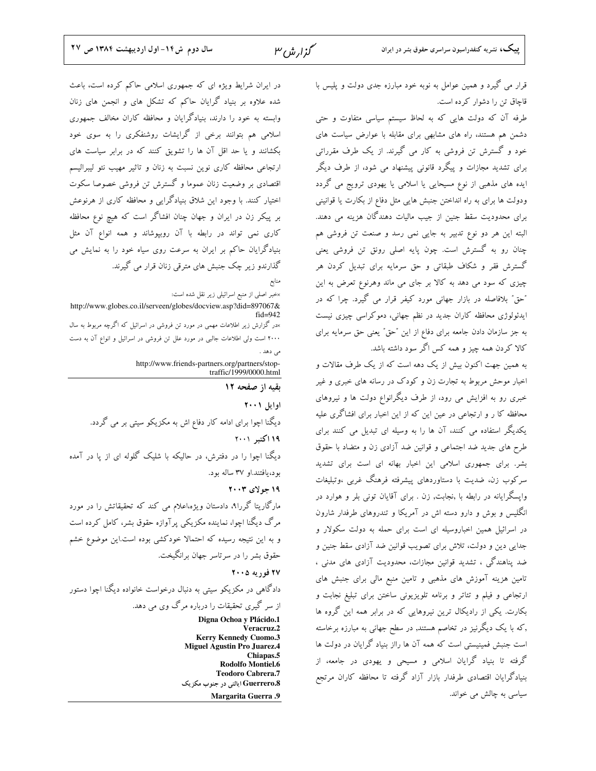قرار می گیرد و همین عوامل به نوبه خود مبارزه جدی دولت و پلیس با قاچاق تن را دشوار کرده است.

طرفه آن که دولت هایی که به لحاظ سیستم سیاسی متفاوت و حتی دشمن هم هستند، راه های مشابهی برای مقابله با عوارض سیاست های خود و گسترش تن فروشی به کار می گیرند. از یک طرف مقرراتی برای تشدید مجازات و پیگرد قانونی پیشنهاد می شود، از طرف دیگر ایده های مذهبی از نوع مسیحایی یا اسلامی یا یهودی ترویج می گردد ودولت ها برای به راه انداختن جنبش هایی مثل دفاع از بکارت یا قوانینی برای محدودیت سقط جنین از جیب مالیات دهندگان هزینه می دهند. البته این هر دو نوع تدبیر به جایی نمی رسد و صنعت تن فروشی هم چنان رو به گسترش است. چون پایه اصلی رونق تن فروشی یعنی گسترش فقر و شکاف طبقاتی و حق سرمایه برای تبدیل کردن هر چیزی که سود می دهد به کالا بر جای می ماند وهرنوع تعرض به این "حق" بلافاصله در بازار جهانی مورد کیفر قرار می گیرد. چرا که در ایدئولوژی محافظه کاران جدید در نظم جهانی، دموکراسی چیزی نیست به جز سازمان دادن جامعه برای دفاع از این "حق" یعنی حق سرمایه برای کالا کردن همه چیز و همه کس اگر سود داشته باشد.

به همین جهت اکنون بیش از یک دهه است که از یک طرف مقالات و اخبار موحش مربوط به تجارت زن و کودک در رسانه های خبری و غیر خبری رو به افزایش می رود، از طرف دیگرانواع دولت ها و نیروهای محافظه کا ر و ارتجاعی در عین این که از این اخبار برای افشاگری علیه یکدیگر استفاده می کنند، آن ها را به وسیله ای تبدیل می کنند برای طرح های جدید ضد اجتماعی و قوانین ضد آزادی زن و متضاد با حقوق بشر. برای جمهوری اسلامی این اخبار بهانه ای است برای تشدید سرکوب زن، ضدیت با دستاوردهای پیشرفته فرهنگ غربی ،وتبلیغات واپسگرایانه در رابطه با ،نجابت, زن . برای آقایان تونی بلر و هوارد در انگلیس و بوش و دارو دسته اش در آمریکا و تندروهای طرفدار شارون در اسرائیل همین اخباروسیله ای است برای حمله به دولت سکولار و جدایی دین و دولت، تلاش برای تصویب قوانین ضد آزادی سقط جنین و ضد پناهندگی ، تشدید قوانین مجازات، محدودیت آزادی های مدنی ، تامین هزینه آموزش های مذهبی و تامین منبع مالی برای جنبش های ارتجاعی و فیلم و تئاتر و برنامه تلویزیونی ساختن برای تبلیغ نجابت و بکارت. یکی از رادیکال ترین نیروهایی که در برابر همه این گروه ها ,که با یک دیگرنیز در تخاصم هستند, در سطح جهانی به مبارزه برخاسته است جنبش فمینیستی است که همه آن ها رااز بنیاد گرایان در دولت ها گرفته تا بنیاد گرایان اسلامی و مسیحی و یهودی در جامعه، از بنیادگرایان اقتصادی طرفدار بازار آزاد گرفته تا محافظه کاران مرتجع سیاسی به چالش می خواند.

در ایران شرایط ویژه ای که جمهوری اسلامی حاکم کرده است، باعث شده علاوه بر بنیاد گرایان حاکم که تشکل های و انجمن های زنان وابسته به خود را دارند، بنیادگرایان و محافظه کاران مخالف جمهوری اسلامی هم بتوانند برخی از گرایشات روشنفکری را به سوی خود بکشانند و یا حد اقل آن ها را تشویق کنند که در برابر سیاست های ارتجاعی محافظه کاری نوین نسبت به زنان و تاثیر مهیب نئو لیبرالیسم اقتصادی بر وضعیت زنان عموما و گسترش تن فروشی خصوصا سکوت اختیار کنند. با وجود این شلاق بنیادگرایی و محافظه کاری از هرنوعش بر پیکر زن در ایران و جهان چنان افشاگر است که هیچ نوع محافظه کاری نمی تواند در رابطه با آن روبپوشاند و همه انواع آن مثل بنیادگرایان حاکم بر ایران به سرعت روی سیاه خود را به نمایش می گذارندو زیر چک جنبش های مترقی زنان قرار می گیرند.

منابع

×خبر اصلی از منبع اسرائیلی زیر نقل شده است:

http://www.globes.co.il/serveen/globes/docview.asp?did=897067&fid=942

×در گزارش زیر اطلاعات مهمی در مورد تن فروشی در اسرائیل که اگرچه مربوط به سال ۲۰۰۰ است ولی اطلاعات جالبی در مورد علل تن فروشی در اسرائیل و انواع آن به دست می دهد .

http://www.friends-partners.org/partners/stop-traffic/1999/0000.html

### بقیه از صفحه ۱۲

**اوایل ۲۰۰۱**

دیگنا اچوا برای ادامه کار دفاع اش به مکزیکو سیتی بر می گردد.

**۱۹ اکتبر ۲۰۰۱**

دیگنا اچوا را در دفترش، در حالیکه با شلیک گلوله ای از پا در آمده بود،یافتند.او ۳۷ ساله بود.

**۱۹ جولای ۲۰۰۳**

مارگاریتا گررا۹، دادستان ویژه،اعلام می کند که تحقیقاتش را در مورد مرگ دیگنا اچوا، نماینده مکزیکی پرآوازه حقوق بشر، کامل کرده است و به این نتیجه رسیده که احتمالا خودکشی بوده است.این موضوع خشم حقوق بشر را در سرتاسر جهان برانگیخت.

**۲۷ فوریه ۲۰۰۵**

دادگاهی در مکزیکو سیتی به دنبال درخواست خانواده دیگنا اچوا دستور از سر گیری تحقیقات را درباره مرگ وی می دهد.

**1.Digna Ochoa y Plácido**
**2.Veracruz**
**3.Kerry Kennedy Cuomo**
**4.Miguel Agustin Pro Juarez**
**5.Chiapas**
**6.Rodolfo Montiel**
**7.Teodoro Cabrera**
**8.Guerrero ایالتی در جنوب مکزیک**
**9. Margarita Guerra**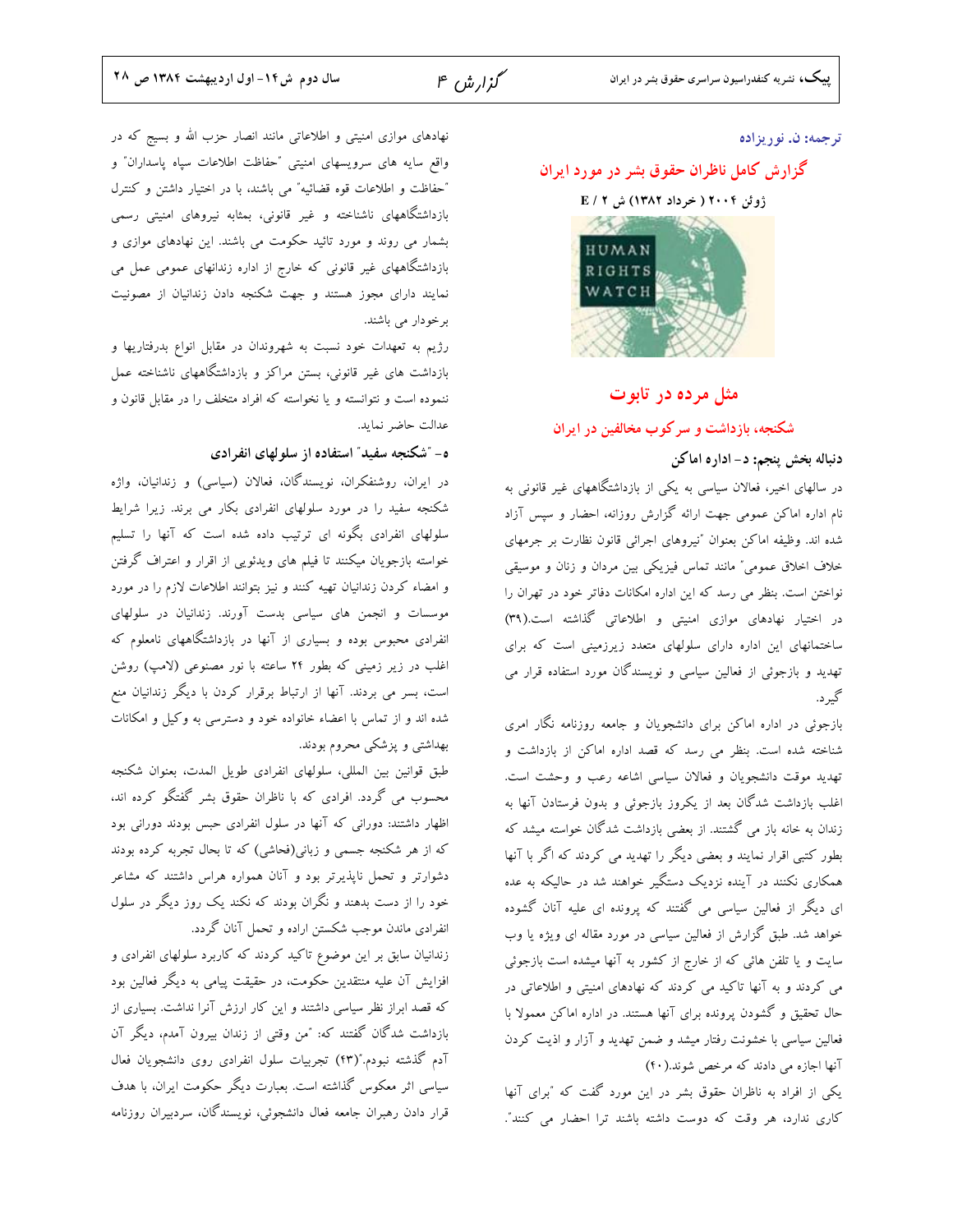ترجمه: ن. نوریزاده

## گزارش کامل ناظران حقوق بشر در مورد ایران

ژوئن ۲۰۰۴ ( خرداد ۱۳۸۲) ش ۲ / E

HUMAN RIGHTS WATCH

# مثل مرده در تابوت

## شکنجه، بازداشت و سرکوب مخالفین در ایران

### دنباله بخش پنجم: د- اداره اماکن

در سالهای اخیر، فعالان سیاسی به یکی از بازداشتگاههای غیر قانونی به نام اداره اماکن عمومی جهت ارائه گزارش روزانه، احضار و سپس آزاد شده اند. وظیفه اماکن بعنوان "نیروهای اجرائی قانون نظارت بر جرمهای خلاف اخلاق عمومی" مانند تماس فیزیکی بین مردان و زنان و موسیقی نواختن است. بنظر می رسد که این اداره امکانات دفاتر خود در تهران را در اختیار نهادهای موازی امنیتی و اطلاعاتی گذاشته است.(۳۹) ساختمانهای این اداره دارای سلولهای متعدد زیرزمینی است که برای تهدید و بازجوئی از فعالین سیاسی و نویسندگان مورد استفاده قرار می گیرد.

بازجوئی در اداره اماکن برای دانشجویان و جامعه روزنامه نگار امری شناخته شده است. بنظر می رسد که قصد اداره اماکن از بازداشت و تهدید موقت دانشجویان و فعالان سیاسی اشاعه رعب و وحشت است. اغلب بازداشت شدگان بعد از یکروز بازجوئی و بدون فرستادن آنها به زندان به خانه باز می گشتند. از بعضی بازداشت شدگان خواسته میشد که بطور کتبی اقرار نمایند و بعضی دیگر را تهدید می کردند که اگر با آنها همکاری نکنند در آینده نزدیک دستگیر خواهند شد در حالیکه به عده ای دیگر از فعالین سیاسی می گفتند که پرونده ای علیه آنان گشوده خواهد شد. طبق گزارش از فعالین سیاسی در مورد مقاله ای ویژه یا وب سایت و یا تلفن هائی که از خارج از کشور به آنها میشده است بازجوئی می کردند و به آنها تاکید می کردند که نهادهای امنیتی و اطلاعاتی در حال تحقیق و گشودن پرونده برای آنها هستند. در اداره اماکن معمولا با فعالین سیاسی با خشونت رفتار میشد و ضمن تهدید و آزار و اذیت کردن آنها اجازه می دادند که مرخص شوند.(۴۰)

یکی از افراد به ناظران حقوق بشر در این مورد گفت که "برای آنها کاری ندارد، هر وقت که دوست داشته باشند ترا احضار می کنند".

نهادهای موازی امنیتی و اطلاعاتی مانند انصار حزب الله و بسیج که در واقع سایه های سرویسهای امنیتی "حفاظت اطلاعات سپاه پاسداران" و "حفاظت و اطلاعات قوه قضائیه" می باشند، با در اختیار داشتن و کنترل بازداشتگاههای ناشناخته و غیر قانونی، بمثابه نیروهای امنیتی رسمی بشمار می روند و مورد تائید حکومت می باشند. این نهادهای موازی و بازداشتگاههای غیر قانونی که خارج از اداره زندانهای عمومی عمل می نمایند دارای مجوز هستند و جهت شکنجه دادن زندانیان از مصونیت برخوردار می باشند.

رژیم به تعهدات خود نسبت به شهروندان در مقابل انواع بدرفتاریها و بازداشت های غیر قانونی، بستن مراکز و بازداشتگاههای ناشناخته عمل ننموده است و نتوانسته و یا نخواسته که افراد متخلف را در مقابل قانون و عدالت حاضر نماید.

### ه- "شکنجه سفید" استفاده از سلولهای انفرادی

در ایران، روشنفکران، نویسندگان، فعالان (سیاسی) و زندانیان، واژه شکنجه سفید را در مورد سلولهای انفرادی بکار می برند. زیرا شرایط سلولهای انفرادی بگونه ای ترتیب داده شده است که آنها را تسلیم خواسته بازجویان میکنند تا فیلم های ویدئویی از اقرار و اعتراف گرفتن و امضاء کردن زندانیان تهیه کنند و نیز بتوانند اطلاعات لازم را در مورد موسسات و انجمن های سیاسی بدست آورند. زندانیان در سلولهای انفرادی محبوس بوده و بسیاری از آنها در بازداشتگاههای نامعلوم که اغلب در زیر زمینی که بطور ۲۴ ساعته با نور مصنوعی (لامپ) روشن است، بسر می برند. آنها از ارتباط برقرار کردن با دیگر زندانیان منع شده اند و از تماس با اعضاء خانواده خود و دسترسی به وکیل و امکانات بهداشتی و پزشکی محروم بودند.

طبق قوانین بین المللی، سلولهای انفرادی طویل المدت، بعنوان شکنجه محسوب می گردد. افرادی که با ناظران حقوق بشر گفتگو کرده اند، اظهار داشتند: دورانی که آنها در سلول انفرادی حبس بودند دورانی بود که از هر شکنجه جسمی و زبانی(فحاشی) که تا بحال تجربه کرده بودند دشوارتر و تحمل ناپذیرتر بود و آنان همواره هراس داشتند که مشاعر خود را از دست بدهند و نگران بودند که نکند یک روز دیگر در سلول انفرادی ماندن موجب شکستن اراده و تحمل آنان گردد.

زندانیان سابق بر این موضوع تاکید کردند که کاربرد سلولهای انفرادی و افزایش آن علیه منتقدین حکومت، در حقیقت پیامی به دیگر فعالین بود که قصد ابراز نظر سیاسی داشتند و این کار ارزش آنرا نداشت. بسیاری از بازداشت شدگان گفتند که: "من وقتی از زندان بیرون آمدم، دیگر آن آدم گذشته نبودم."(۴۳) تجربیات سلول انفرادی روی دانشجویان فعال سیاسی اثر معکوس گذاشته است. بعبارت دیگر حکومت ایران، با هدف قرار دادن رهبران جامعه فعال دانشجوئی، نویسندگان، سردبیران روزنامه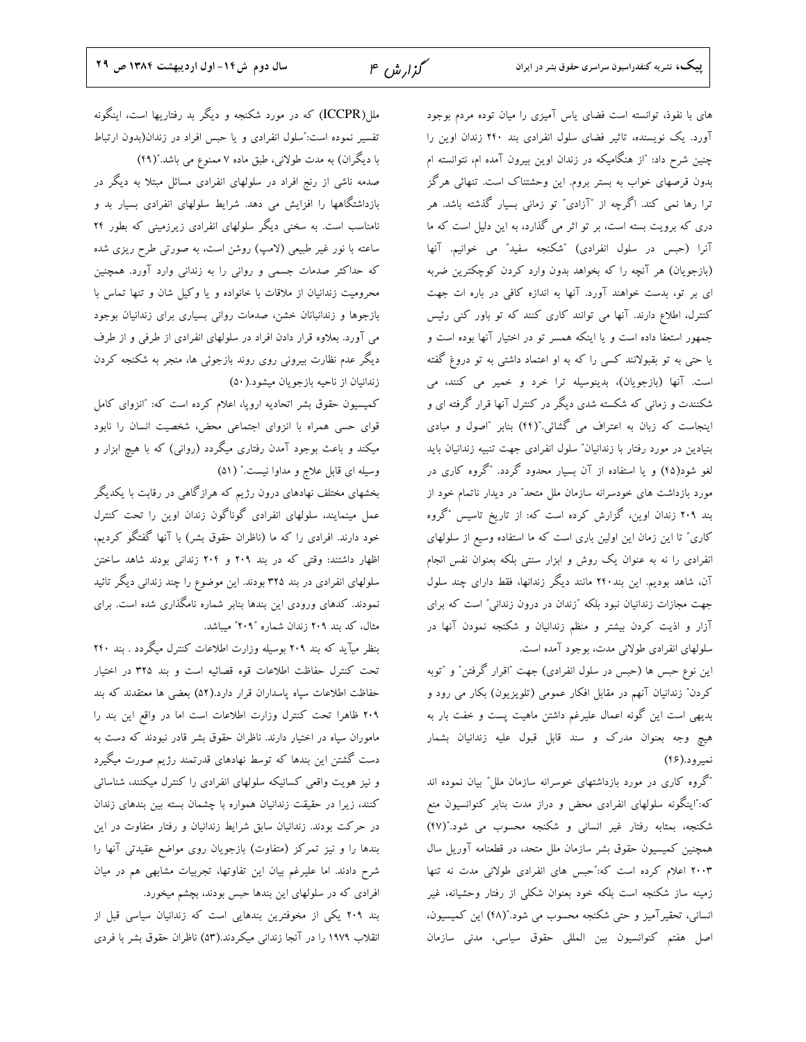های با نفوذ، توانسته است فضای یاس آمیزی را میان توده مردم بوجود آورد. یک نویسنده، تاثیر فضای سلول انفرادی بند ۲۴۰ زندان اوین را چنین شرح داد: "از هنگامیکه در زندان اوین بیرون آمده ام، نتوانسته ام بدون قرصهای خواب به بستر بروم. این وحشتناک است. تنهائی هرگز ترا رها نمی کند. اگرچه از "آزادی" تو زمانی بسیار گذشته باشد. هر دری که برویت بسته است، بر تو اثر می گذارد، به این دلیل است که ما آنرا (حبس در سلول انفرادی) "شکنجه سفید" می خوانیم. آنها (بازجویان) هر آنچه را که بخواهد بدون وارد کردن کوچکترین ضربه ای بر تو، بدست خواهند آورد. آنها به اندازه کافی در باره ات جهت کنترل، اطلاع دارند. آنها می توانند کاری کنند که تو باور کنی رئیس جمهور استعفا داده است و یا اینکه همسر تو در اختیار آنها بوده است و یا حتی به تو بقبولانند کسی را که به او اعتماد داشتی به تو دروغ گفته است. آنها (بازجویان)، بدینوسیله ترا خرد و خمیر می کنند، می شکنندت و زمانی که شکسته شدی دیگر در کنترل آنها قرار گرفته ای و اینجاست که زبان به اعتراف می گشائی."(۴۴) بنابر "اصول و مبادی بنیادین در مورد رفتار با زندانیان" سلول انفرادی جهت تنبیه زندانیان باید لغو شود(۴۵) و یا استفاده از آن بسیار محدود گردد. "گروه کاری در مورد بازداشت های خودسرانه سازمان ملل متحد" در دیدار ناتمام خود از بند ۲۰۹ زندان اوین، گزارش کرده است که: از تاریخ تاسیس "گروه کاری" تا این زمان این اولین باری است که ما استفاده وسیع از سلولهای انفرادی را نه به عنوان یک روش و ابزار سنتی بلکه بعنوان نفس انجام آن، شاهد بودیم. این بند۲۴۰ مانند دیگر زندانها، فقط دارای چند سلول جهت مجازات زندانیان نبود بلکه "زندان در درون زندانی" است که برای آزار و اذیت کردن بیشتر و منظم زندانیان و شکنجه نمودن آنها در سلولهای انفرادی طولانی مدت، بوجود آمده است.

این نوع حبس ها (حبس در سلول انفرادی) جهت "اقرار گرفتن" و "توبه کردن" زندانیان آنهم در مقابل افکار عمومی (تلویزیون) بکار می رود و بدیهی است این گونه اعمال علیرغم داشتن ماهیت پست و خفت بار به هیچ وجه بعنوان مدرک و سند قابل قبول علیه زندانیان بشمار نمیرود.(۴۶)

"گروه کاری در مورد بازداشتهای خوسرانه سازمان ملل" بیان نموده اند که:"اینگونه سلولهای انفرادی محض و دراز مدت بنابر کنوانسیون منع شکنجه، بمثابه رفتار غیر انسانی و شکنجه محسوب می شود."(۴۷) همچنین کمیسیون حقوق بشر سازمان ملل متحد، در قطعنامه آوریل سال ۲۰۰۳ اعلام کرده است که:"حبس های انفرادی طولانی مدت نه تنها زمینه ساز شکنجه است بلکه خود بعنوان شکلی از رفتار وحشیانه، غیر انسانی، تحقیرآمیز و حتی شکنجه محسوب می شود."(۴۸) این کمیسیون، اصل هفتم کنوانسیون بین المللی حقوق سیاسی، مدنی سازمان ملل(ICCPR) که در مورد شکنجه و دیگر بد رفتاریها است، اینگونه تفسیر نموده است:"سلول انفرادی و یا حبس افراد در زندان(بدون ارتباط با دیگران) به مدت طولانی، طبق ماده ۷ ممنوع می باشد."(۴۹)

صدمه ناشی از رنج افراد در سلولهای انفرادی مسائل مبتلا به دیگر در بازداشتگاهها را افزایش می دهد. شرایط سلولهای انفرادی بسیار بد و نامناسب است. به سختی دیگر سلولهای انفرادی زیرزمینی که بطور ۲۴ ساعته با نور غیر طبیعی (لامپ) روشن است، به صورتی طرح ریزی شده که حداکثر صدمات جسمی و روانی را به زندانی وارد آورد. همچنین محرومیت زندانیان از ملاقات با خانواده و یا وکیل شان و تنها تماس با بازجوها و زندانبانان خشن، صدمات روانی بسیاری برای زندانیان بوجود می آورد. بعلاوه قرار دادن افراد در سلولهای انفرادی از طرفی و از طرف دیگر عدم نظارت بیرونی روی روند بازجوئی ها، منجر به شکنجه کردن زندانیان از ناحیه بازجویان میشود.(۵۰)

کمیسیون حقوق بشر اتحادیه اروپا، اعلام کرده است که: "انزوای کامل قوای حسی همراه با انزوای اجتماعی محض، شخصیت انسان را نابود میکند و باعث بوجود آمدن رفتاری میگردد (روانی) که با هیچ ابزار و وسیله ای قابل علاج و مداوا نیست." (۵۱)

بخشهای مختلف نهادهای درون رژیم که هرازگاهی در رقابت با یکدیگر عمل مینمایند، سلولهای انفرادی گوناگون زندان اوین را تحت کنترل خود دارند. افرادی را که ما (ناظران حقوق بشر) با آنها گفتگو کردیم، اظهار داشتند: وقتی که در بند ۲۰۹ و ۲۰۴ زندانی بودند شاهد ساختن سلولهای انفرادی در بند ۳۲۵ بودند. این موضوع را چند زندانی دیگر تائید نمودند. کدهای ورودی این بندها بنابر شماره نامگذاری شده است. برای مثال، کد بند ۲۰۹ زندان شماره "۲۰۹" میباشد.

بنظر میآید که بند ۲۰۹ بوسیله وزارت اطلاعات کنترل میگردد . بند ۲۴۰ تحت کنترل حفاظت اطلاعات قوه قضائیه است و بند ۳۲۵ در اختیار حفاظت اطلاعات سپاه پاسداران قرار دارد.(۵۲) بعضی ها معتقدند که بند ۲۰۹ ظاهرا تحت کنترل وزارت اطلاعات است اما در واقع این بند را ماموران سپاه در اختیار دارند. ناظران حقوق بشر قادر نبودند که دست به دست گشتن این بندها که توسط نهادهای قدرتمند رژیم صورت میگیرد و نیز هویت واقعی کسانیکه سلولهای انفرادی را کنترل میکنند، شناسائی کنند، زیرا در حقیقت زندانیان همواره با چشمان بسته بین بندهای زندان در حرکت بودند. زندانیان سابق شرایط زندانیان و رفتار متفاوت در این بندها را و نیز تمرکز (متفاوت) بازجویان روی مواضع عقیدتی آنها را شرح دادند. اما علیرغم بیان این تفاوتها، تجربیات مشابهی هم در میان افرادی که در سلولهای این بندها حبس بودند، بچشم میخورد.

بند ۲۰۹ یکی از مخوفترین بندهایی است که زندانیان سیاسی قبل از انقلاب ۱۹۷۹ را در آنجا زندانی میکردند.(۵۳) ناظران حقوق بشر با فردی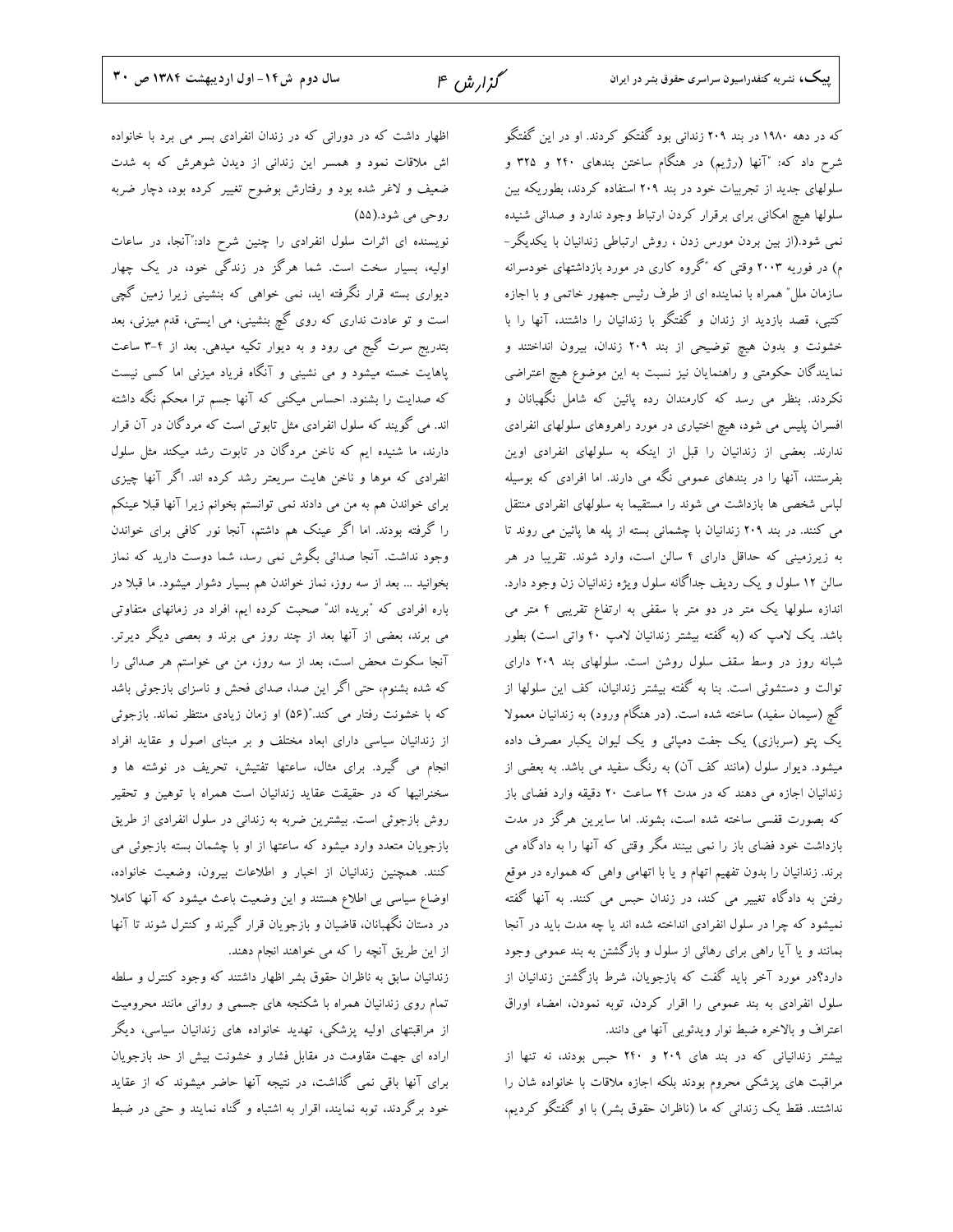که در دهه ۱۹۸۰ در بند ۲۰۹ زندانی بود گفتکو کردند. او در این گفتگو شرح داد که: "آنها (رژیم) در هنگام ساختن بندهای ۲۴۰ و ۳۲۵ و سلولهای جدید از تجربیات خود در بند ۲۰۹ استفاده کردند، بطوریکه بین سلولها هیچ امکانی برای برقرار کردن ارتباط وجود ندارد و صدائی شنیده نمی شود.(از بین بردن مورس زدن ، روش ارتباطی زندانیان با یکدیگر- م) در فوریه ۲۰۰۳ وقتی که "گروه کاری در مورد بازداشتهای خودسرانه سازمان ملل" همراه با نماینده ای از طرف رئیس جمهور خاتمی و با اجازه کتبی، قصد بازدید از زندان و گفتگو با زندانیان را داشتند، آنها را با خشونت و بدون هیچ توضیحی از بند ۲۰۹ زندان، بیرون انداختند و نمایندگان حکومتی و راهنمایان نیز نسبت به این موضوع هیچ اعتراضی نکردند. بنظر می رسد که کارمندان رده پائین که شامل نگهبانان و افسران پلیس می شود، هیچ اختیاری در مورد راهروهای سلولهای انفرادی ندارند. بعضی از زندانیان را قبل از اینکه به سلولهای انفرادی اوین بفرستند، آنها را در بندهای عمومی نگه می دارند. اما افرادی که بوسیله لباس شخصی ها بازداشت می شوند را مستقیما به سلولهای انفرادی منتقل می کنند. در بند ۲۰۹ زندانیان با چشمانی بسته از پله ها پائین می روند تا به زیرزمینی که حداقل دارای ۴ سالن است، وارد شوند. تقریبا در هر سالن ۱۲ سلول و یک ردیف جداگانه سلول ویژه زندانیان زن وجود دارد. اندازه سلولها یک متر در دو متر با سقفی به ارتفاع تقریبی ۴ متر می باشد. یک لامپ که (به گفته بیشتر زندانیان لامپ ۴۰ واتی است) بطور شبانه روز در وسط سقف سلول روشن است. سلولهای بند ۲۰۹ دارای توالت و دستشوئی است. بنا به گفته بیشتر زندانیان، کف این سلولها از گچ (سیمان سفید) ساخته شده است. (در هنگام ورود) به زندانیان معمولا یک پتو (سربازی) یک جفت دمپائی و یک لیوان یکبار مصرف داده میشود. دیوار سلول (مانند کف آن) به رنگ سفید می باشد. به بعضی از زندانیان اجازه می دهند که در مدت ۲۴ ساعت ۲۰ دقیقه وارد فضای باز که بصورت قفسی ساخته شده است، بشوند. اما سایرین هرگز در مدت بازداشت خود فضای باز را نمی بینند مگر وقتی که آنها را به دادگاه می برند. زندانیان را بدون تفهیم اتهام و یا با اتهامی واهی که همواره در موقع رفتن به دادگاه تغییر می کند، در زندان حبس می کنند. به آنها گفته نمیشود که چرا در سلول انفرادی انداخته شده اند یا چه مدت باید در آنجا بمانند و یا آیا راهی برای رهائی از سلول و بازگشتن به بند عمومی وجود دارد؟در مورد آخر باید گفت که بازجویان، شرط بازگشتن زندانیان از سلول انفرادی به بند عمومی را اقرار کردن، توبه نمودن، امضاء اوراق اعتراف و بالاخره ضبط نوار ویدئویی آنها می دانند.

بیشتر زندانیانی که در بند های ۲۰۹ و ۲۴۰ حبس بودند، نه تنها از مراقبت های پزشکی محروم بودند بلکه اجازه ملاقات با خانواده شان را نداشتند. فقط یک زندانی که ما (ناظران حقوق بشر) با او گفتگو کردیم، اظهار داشت که در دورانی که در زندان انفرادی بسر می برد با خانواده اش ملاقات نمود و همسر این زندانی از دیدن شوهرش که به شدت ضعیف و لاغر شده بود و رفتارش بوضوح تغییر کرده بود، دچار ضربه روحی می شود.(۵۵)

نویسنده ای اثرات سلول انفرادی را چنین شرح داد:"آنجا، در ساعات اولیه، بسیار سخت است. شما هرگز در زندگی خود، در یک چهار دیواری بسته قرار نگرفته اید، نمی خواهی که بنشینی زیرا زمین گچی است و تو عادت نداری که روی گچ بنشینی، می ایستی، قدم میزنی، بعد بتدریج سرت گیج می رود و به دیوار تکیه میدهی. بعد از ۴-۳ ساعت پاهایت خسته میشود و می نشینی و آنگاه فریاد میزنی اما کسی نیست که صدایت را بشنود. احساس میکنی که آنها جسم ترا محکم نگه داشته اند. می گویند که سلول انفرادی مثل تابوتی است که مردگان در آن قرار دارند، ما شنیده ایم که ناخن مردگان در تابوت رشد میکند مثل سلول انفرادی که موها و ناخن هایت سریعتر رشد کرده اند. اگر آنها چیزی برای خواندن هم به من می دادند نمی توانستم بخوانم زیرا آنها قبلا عینکم را گرفته بودند. اما اگر عینک هم داشتم، آنجا نور کافی برای خواندن وجود نداشت. آنجا صدائی بگوش نمی رسد، شما دوست دارید که نماز بخوانید ... بعد از سه روز، نماز خواندن هم بسیار دشوار میشود. ما قبلا در باره افرادی که "بریده اند" صحبت کرده ایم، افراد در زمانهای متفاوتی می برند، بعضی از آنها بعد از چند روز می برند و بعضی دیگر دیرتر. آنجا سکوت محض است، بعد از سه روز، من می خواستم هر صدائی را که شده بشنوم، حتی اگر این صدا، صدای فحش و ناسزای بازجوئی باشد که با خشونت رفتار می کند."(۵۶) او زمان زیادی منتظر نماند. بازجوئی از زندانیان سیاسی دارای ابعاد مختلف و بر مبنای اصول و عقاید افراد انجام می گیرد. برای مثال، ساعتها تفتیش، تحریف در نوشته ها و سخنرانیها که در حقیقت عقاید زندانیان است همراه با توهین و تحقیر روش بازجوئی است. بیشترین ضربه به زندانی در سلول انفرادی از طریق بازجویان متعدد وارد میشود که ساعتها از او با چشمان بسته بازجوئی می کنند. همچنین زندانیان از اخبار و اطلاعات بیرون، وضعیت خانواده، اوضاع سیاسی بی اطلاع هستند و این وضعیت باعث میشود که آنها کاملا در دستان نگهبانان، قاضیان و بازجویان قرار گیرند و کنترل شوند تا آنها از این طریق آنچه را که می خواهند انجام دهند.

زندانیان سابق به ناظران حقوق بشر اظهار داشتند که وجود کنترل و سلطه تمام روی زندانیان همراه با شکنجه های جسمی و روانی مانند محرومیت از مراقبتهای اولیه پزشکی، تهدید خانواده های زندانیان سیاسی، دیگر اراده ای جهت مقاومت در مقابل فشار و خشونت بیش از حد بازجویان برای آنها باقی نمی گذاشت، در نتیجه آنها حاضر میشوند که از عقاید خود برگردند، توبه نمایند، اقرار به اشتباه و گناه نمایند و حتی در ضبط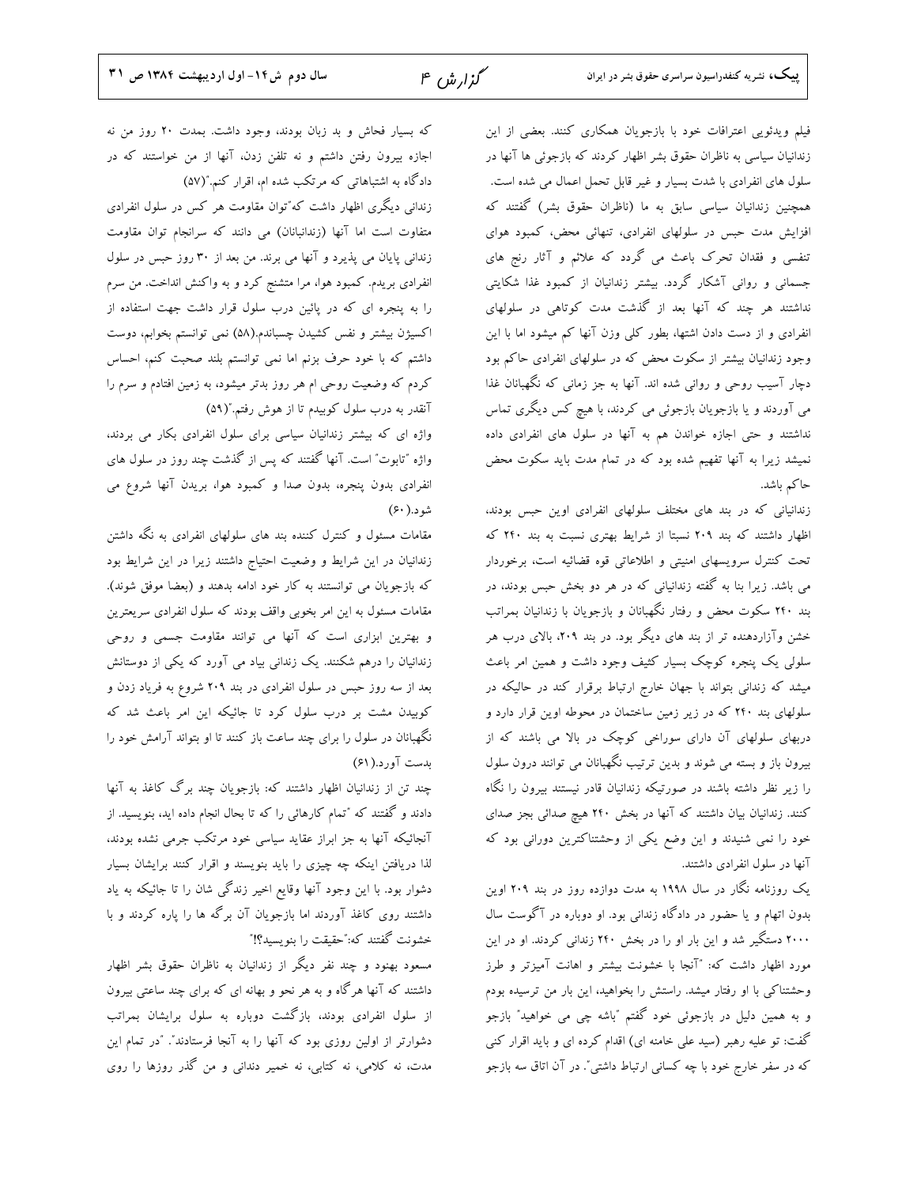فیلم ویدئویی اعترافات خود با بازجویان همکاری کنند. بعضی از این زندانیان سیاسی به ناظران حقوق بشر اظهار کردند که بازجوئی ها آنها در سلول های انفرادی با شدت بسیار و غیر قابل تحمل اعمال می شده است. همچنین زندانیان سیاسی سابق به ما (ناظران حقوق بشر) گفتند که افزایش مدت حبس در سلولهای انفرادی، تنهائی محض، کمبود هوای تنفسی و فقدان تحرک باعث می گردد که علائم و آثار رنج های جسمانی و روانی آشکار گردد. بیشتر زندانیان از کمبود غذا شکایتی نداشتند هر چند که آنها بعد از گذشت مدت کوتاهی در سلولهای انفرادی و از دست دادن اشتها، بطور کلی وزن آنها کم میشود اما با این وجود زندانیان بیشتر از سکوت محض که در سلولهای انفرادی حاکم بود دچار آسیب روحی و روانی شده اند. آنها به جز زمانی که نگهبانان غذا می آوردند و یا بازجویان بازجوئی می کردند، با هیچ کس دیگری تماس نداشتند و حتی اجازه خواندن هم به آنها در سلول های انفرادی داده نمیشد زیرا به آنها تفهیم شده بود که در تمام مدت باید سکوت محض حاکم باشد.

زندانیانی که در بند های مختلف سلولهای انفرادی اوین حبس بودند، اظهار داشتند که بند ۲۰۹ نسبتا از شرایط بهتری نسبت به بند ۲۴۰ که تحت کنترل سرویسهای امنیتی و اطلاعاتی قوه قضائیه است، برخوردار می باشد. زیرا بنا به گفته زندانیانی که در هر دو بخش حبس بودند، در بند ۲۴۰ سکوت محض و رفتار نگهبانان و بازجویان با زندانیان بمراتب خشن وآزاردهنده تر از بند های دیگر بود. در بند ۲۰۹، بالای درب هر سلولی یک پنجره کوچک بسیار کثیف وجود داشت و همین امر باعث میشد که زندانی بتواند با جهان خارج ارتباط برقرار کند در حالیکه در سلولهای بند ۲۴۰ که در زیر زمین ساختمان در محوطه اوین قرار دارد و دربهای سلولهای آن دارای سوراخی کوچک در بالا می باشند که از بیرون باز و بسته می شوند و بدین ترتیب نگهبانان می توانند درون سلول را زیر نظر داشته باشند در صورتیکه زندانیان قادر نیستند بیرون را نگاه کنند. زندانیان بیان داشتند که آنها در بخش ۲۴۰ هیچ صدائی بجز صدای خود را نمی شنیدند و این وضع یکی از وحشتناکترین دورانی بود که آنها در سلول انفرادی داشتند.

یک روزنامه نگار در سال ۱۹۹۸ به مدت دوازده روز در بند ۲۰۹ اوین بدون اتهام و یا حضور در دادگاه زندانی بود. او دوباره در آگوست سال ۲۰۰۰ دستگیر شد و این بار او را در بخش ۲۴۰ زندانی کردند. او در این مورد اظهار داشت که: "آنجا با خشونت بیشتر و اهانت آمیزتر و طرز وحشتناکی با او رفتار میشد. راستش را بخواهید، این بار من ترسیده بودم و به همین دلیل در بازجوئی خود گفتم "باشه چی می خواهید" بازجو گفت: تو علیه رهبر (سید علی خامنه ای) اقدام کرده ای و باید اقرار کنی که در سفر خارج خود با چه کسانی ارتباط داشتی". در آن اتاق سه بازجو که بسیار فحاش و بد زبان بودند، وجود داشت. بمدت ۲۰ روز من نه اجازه بیرون رفتن داشتم و نه تلفن زدن، آنها از من خواستند که در دادگاه به اشتباهاتی که مرتکب شده ام، اقرار کنم."(۵۷)

زندانی دیگری اظهار داشت که"توان مقاومت هر کس در سلول انفرادی متفاوت است اما آنها (زندانبانان) می دانند که سرانجام توان مقاومت زندانی پایان می پذیرد و آنها می برند. من بعد از ۳۰ روز حبس در سلول انفرادی بریدم. کمبود هوا، مرا متشنج کرد و به واکنش انداخت. من سرم را به پنجره ای که در پائین درب سلول قرار داشت جهت استفاده از اکسیژن بیشتر و نفس کشیدن چسباندم.(۵۸) نمی توانستم بخوابم، دوست داشتم که با خود حرف بزنم اما نمی توانستم بلند صحبت کنم، احساس کردم که وضعیت روحی ام هر روز بدتر میشود، به زمین افتادم و سرم را آنقدر به درب سلول کوبیدم تا از هوش رفتم."(۵۹)

واژه ای که بیشتر زندانیان سیاسی برای سلول انفرادی بکار می برند، واژه "تابوت" است. آنها گفتند که پس از گذشت چند روز در سلول های انفرادی بدون پنجره، بدون صدا و کمبود هوا، بریدن آنها شروع می شود.(۶۰)

مقامات مسئول و کنترل کننده بند های سلولهای انفرادی به نگه داشتن زندانیان در این شرایط و وضعیت احتیاج داشتند زیرا در این شرایط بود که بازجویان می توانستند به کار خود ادامه بدهند و (بعضا موفق شوند). مقامات مسئول به این امر بخوبی واقف بودند که سلول انفرادی سریعترین و بهترین ابزاری است که آنها می توانند مقاومت جسمی و روحی زندانیان را درهم شکنند. یک زندانی بیاد می آورد که یکی از دوستانش بعد از سه روز حبس در سلول انفرادی در بند ۲۰۹ شروع به فریاد زدن و کوبیدن مشت بر درب سلول کرد تا جائیکه این امر باعث شد که نگهبانان در سلول را برای چند ساعت باز کنند تا او بتواند آرامش خود را بدست آورد.(۶۱)

چند تن از زندانیان اظهار داشتند که: بازجویان چند برگ کاغذ به آنها دادند و گفتند که "تمام کارهائی را که تا بحال انجام داده اید، بنویسید. از آنجائیکه آنها به جز ابراز عقاید سیاسی خود مرتکب جرمی نشده بودند، لذا دریافتن اینکه چه چیزی را باید بنویسند و اقرار کنند برایشان بسیار دشوار بود. با این وجود آنها وقایع اخیر زندگی شان را تا جائیکه به یاد داشتند روی کاغذ آوردند اما بازجویان آن برگه ها را پاره کردند و با خشونت گفتند که:"حقیقت را بنویسید؟!"

مسعود بهنود و چند نفر دیگر از زندانیان به ناظران حقوق بشر اظهار داشتند که آنها هرگاه و به هر نحو و بهانه ای که برای چند ساعتی بیرون از سلول انفرادی بودند، بازگشت دوباره به سلول برایشان بمراتب دشوارتر از اولین روزی بود که آنها را به آنجا فرستادند". "در تمام این مدت، نه کلامی، نه کتابی، نه خمیر دندانی و من گذر روزها را روی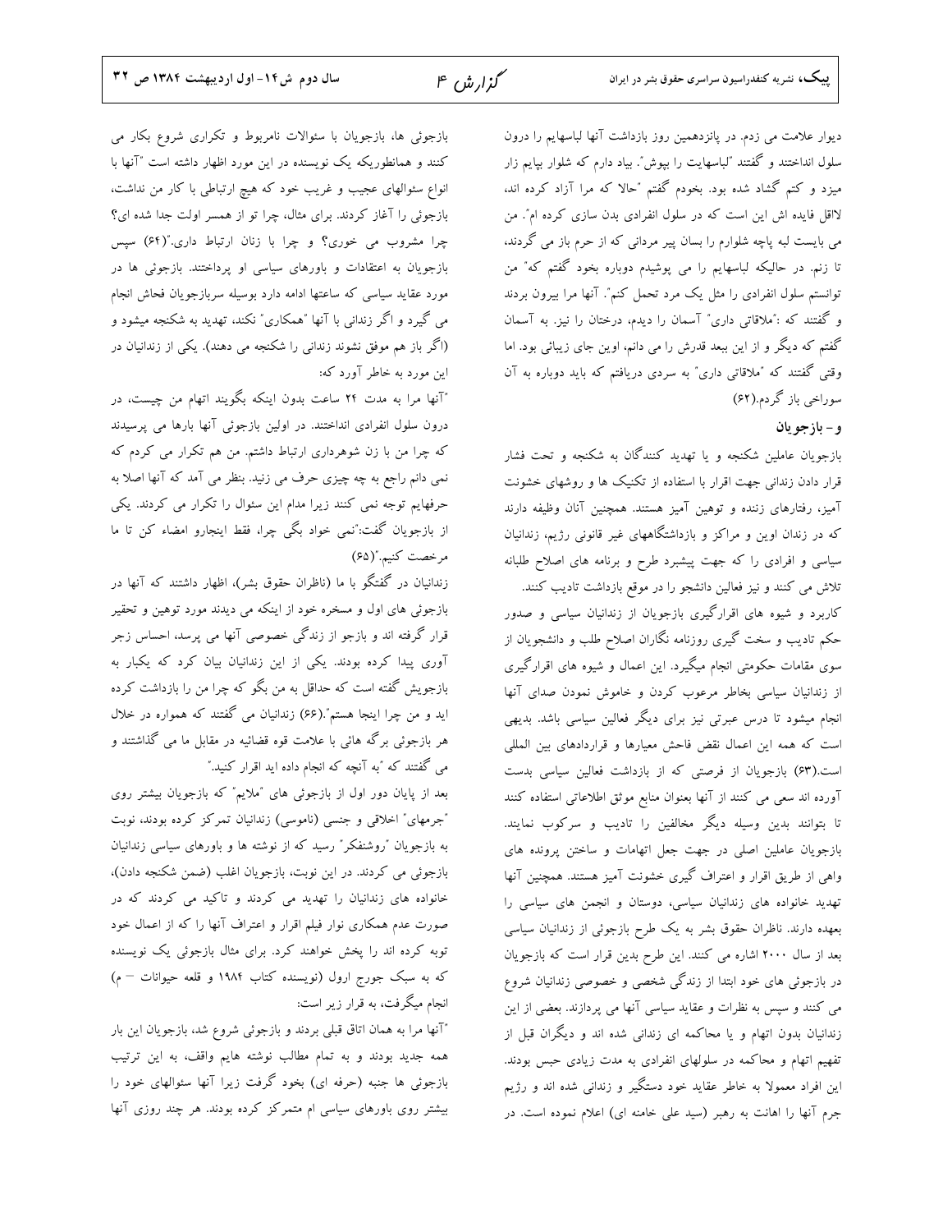دیوار علامت می زدم. در پانزدهمین روز بازداشت آنها لباسهایم را درون سلول انداختند و گفتند "لباسهایت را بپوش". بیاد دارم که شلوار بپایم زار میزد و کتم گشاد شده بود. بخودم گفتم "حالا که مرا آزاد کرده اند، لااقل فایده اش این است که در سلول انفرادی بدن سازی کرده ام". من می بایست لبه پاچه شلوارم را بسان پیر مردانی که از حرم باز می گردند، تا زنم. در حالیکه لباسهایم را می پوشیدم دوباره بخود گفتم که" من توانستم سلول انفرادی را مثل یک مرد تحمل کنم". آنها مرا بیرون بردند و گفتند که :"ملاقاتی داری" آسمان را دیدم، درختان را نیز. به آسمان گفتم که دیگر و از این ببعد قدرش را می دانم، اوین جای زیبائی بود. اما وقتی گفتند که "ملاقاتی داری" به سردی دریافتم که باید دوباره به آن سوراخی باز گردم.(۶۲)

### و- بازجویان

بازجویان عاملین شکنجه و یا تهدید کنندگان به شکنجه و تحت فشار قرار دادن زندانی جهت اقرار با استفاده از تکنیک ها و روشهای خشونت آمیز، رفتارهای زننده و توهین آمیز هستند. همچنین آنان وظیفه دارند که در زندان اوین و مراکز و بازداشتگاههای غیر قانونی رژیم، زندانیان سیاسی و افرادی را که جهت پیشبرد طرح و برنامه های اصلاح طلبانه تلاش می کنند و نیز فعالین دانشجو را در موقع بازداشت تادیب کنند.

کاربرد و شیوه های اقرارگیری بازجویان از زندانیان سیاسی و صدور حکم تادیب و سخت گیری روزنامه نگاران اصلاح طلب و دانشجویان از سوی مقامات حکومتی انجام میگیرد. این اعمال و شیوه های اقرارگیری از زندانیان سیاسی بخاطر مرعوب کردن و خاموش نمودن صدای آنها انجام میشود تا درس عبرتی نیز برای دیگر فعالین سیاسی باشد. بدیهی است که همه این اعمال نقض فاحش معیارها و قراردادهای بین المللی است.(۶۳) بازجویان از فرصتی که از بازداشت فعالین سیاسی بدست آورده اند سعی می کنند از آنها بعنوان منابع موثق اطلاعاتی استفاده کنند تا بتوانند بدین وسیله دیگر مخالفین را تادیب و سرکوب نمایند. بازجویان عاملین اصلی در جهت جعل اتهامات و ساختن پرونده های واهی از طریق اقرار و اعتراف گیری خشونت آمیز هستند. همچنین آنها تهدید خانواده های زندانیان سیاسی، دوستان و انجمن های سیاسی را بعهده دارند. ناظران حقوق بشر به یک طرح بازجوئی از زندانیان سیاسی بعد از سال ۲۰۰۰ اشاره می کنند. این طرح بدین قرار است که بازجویان در بازجوئی های خود ابتدا از زندگی شخصی و خصوصی زندانیان شروع می کنند و سپس به نظرات و عقاید سیاسی آنها می پردازند. بعضی از این زندانیان بدون اتهام و یا محاکمه ای زندانی شده اند و دیگران قبل از تفهیم اتهام و محاکمه در سلولهای انفرادی به مدت زیادی حبس بودند. این افراد معمولا به خاطر عقاید خود دستگیر و زندانی شده اند و رژیم جرم آنها را اهانت به رهبر (سید علی خامنه ای) اعلام نموده است. در بازجوئی ها، بازجویان با سئوالات نامربوط و تکراری شروع بکار می کنند و همانطوریکه یک نویسنده در این مورد اظهار داشته است "آنها با انواع سئوالهای عجیب و غریب خود که هیچ ارتباطی با کار من نداشت، بازجوئی را آغاز کردند. برای مثال، چرا تو از همسر اولت جدا شده ای؟ چرا مشروب می خوری؟ و چرا با زنان ارتباط داری."(۶۴) سپس بازجویان به اعتقادات و باورهای سیاسی او پرداختند. بازجوئی ها در مورد عقاید سیاسی که ساعتها ادامه دارد بوسیله سربازجویان فحاش انجام می گیرد و اگر زندانی با آنها "همکاری" نکند، تهدید به شکنجه میشود و (اگر باز هم موفق نشوند زندانی را شکنجه می دهند). یکی از زندانیان در این مورد به خاطر آورد که:

"آنها مرا به مدت ۲۴ ساعت بدون اینکه بگویند اتهام من چیست، در درون سلول انفرادی انداختند. در اولین بازجوئی آنها بارها می پرسیدند که چرا من با زن شوهرداری ارتباط داشتم. من هم تکرار می کردم که نمی دانم راجع به چه چیزی حرف می زنید. بنظر می آمد که آنها اصلا به حرفهایم توجه نمی کنند زیرا مدام این سئوال را تکرار می کردند. یکی از بازجویان گفت:"نمی خواد بگی چرا، فقط اینجارو امضاء کن تا ما مرخصت کنیم."(۶۵)

زندانیان در گفتگو با ما (ناظران حقوق بشر)، اظهار داشتند که آنها در بازجوئی های اول و مسخره خود از اینکه می دیدند مورد توهین و تحقیر قرار گرفته اند و بازجو از زندگی خصوصی آنها می پرسد، احساس زجر آوری پیدا کرده بودند. یکی از این زندانیان بیان کرد که یکبار به بازجویش گفته است که حداقل به من بگو که چرا من را بازداشت کرده اید و من چرا اینجا هستم".(۶۶) زندانیان می گفتند که همواره در خلال هر بازجوئی برگه هائی با علامت قوه قضائیه در مقابل ما می گذاشتند و می گفتند که "به آنچه که انجام داده اید اقرار کنید."

بعد از پایان دور اول از بازجوئی های "ملایم" که بازجویان بیشتر روی "جرمهای" اخلاقی و جنسی (ناموسی) زندانیان تمرکز کرده بودند، نوبت به بازجویان "روشنفکر" رسید که از نوشته ها و باورهای سیاسی زندانیان بازجوئی می کردند. در این نوبت، بازجویان اغلب (ضمن شکنجه دادن)، خانواده های زندانیان را تهدید می کردند و تاکید می کردند که در صورت عدم همکاری نوار فیلم اقرار و اعتراف آنها را که از اعمال خود توبه کرده اند را پخش خواهند کرد. برای مثال بازجوئی یک نویسنده که به سبک جورج ارول (نویسنده کتاب ۱۹۸۴ و قلعه حیوانات – م) انجام میگرفت، به قرار زیر است:

"آنها مرا به همان اتاق قبلی بردند و بازجوئی شروع شد، بازجویان این بار همه جدید بودند و به تمام مطالب نوشته هایم واقف، به این ترتیب بازجوئی ها جنبه (حرفه ای) بخود گرفت زیرا آنها سئوالهای خود را بیشتر روی باورهای سیاسی ام متمرکز کرده بودند. هر چند روزی آنها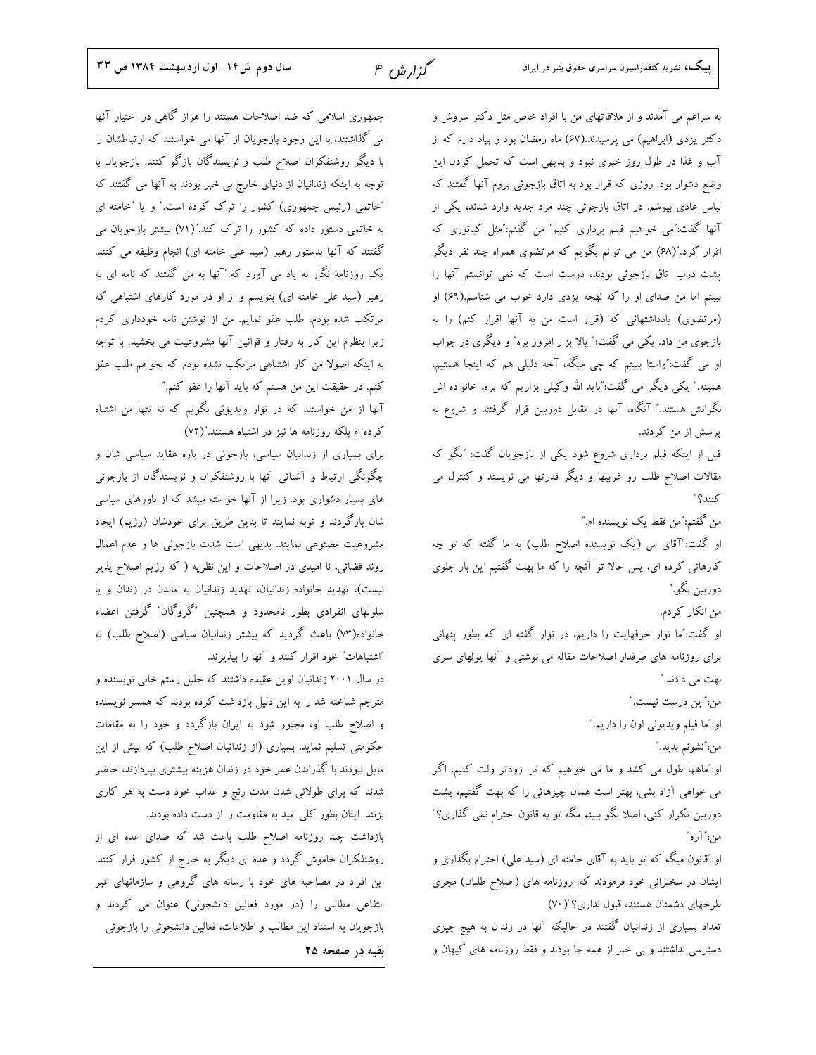به سراغم می آمدند و از ملاقاتهای من با افراد خاص مثل دکتر سروش و دکتر یزدی (ابراهیم) می پرسیدند.(۶۷) ماه رمضان بود و بیاد دارم که از آب و غذا در طول روز خبری نبود و بدیهی است که تحمل کردن این وضع دشوار بود. روزی که قرار بود به اتاق بازجوئی بروم آنها گفتند که لباس عادی بپوشم. در اتاق بازجوئی چند مرد جدید وارد شدند، یکی از آنها گفت:"می خواهیم فیلم برداری کنیم" من گفتم:"مثل کیانوری که اقرار کرد."(۶۸) من می توانم بگویم که مرتضوی همراه چند نفر دیگر پشت درب اتاق بازجوئی بودند، درست است که نمی توانستم آنها را ببینم اما من صدای او را که لهجه یزدی دارد خوب می شناسم.(۶۹) او (مرتضوی) یادداشتهائی که (قرار است من به آنها اقرار کنم) را به بازجوی من داد. یکی می گفت:" یالا بزار امروز بره" و دیگری در جواب او می گفت:"واستا ببینم که چی میگه، آخه دلیلی هم که اینجا هستیم، همینه." یکی دیگر می گفت:"باید الله وکیلی بزاریم که بره، خانواده اش نگرانش هستند." آنگاه، آنها در مقابل دوربین قرار گرفتند و شروع به پرسش از من کردند.

قبل از اینکه فیلم برداری شروع شود یکی از بازجویان گفت: "بگو که مقالات اصلاح طلب رو غربیها و دیگر قدرتها می نویسند و کنترل می کنند؟"

من گفتم:"من فقط یک نویسنده ام."

او گفت:"آقای س (یک نویسنده اصلاح طلب) به ما گفته که تو چه کارهائی کرده ای، پس حالا تو آنچه را که ما بهت گفتیم این بار جلوی دوربین بگو."

من انکار کردم.

او گفت:"ما نوار حرفهایت را داریم، در نوار گفته ای که بطور پنهانی برای روزنامه های طرفدار اصلاحات مقاله می نوشتی و آنها پولهای سری بهت می دادند."

من:"این درست نیست."

او:"ما فیلم ویدیوئی اون را داریم."

من:"نشونم بدید."

او:"ماهها طول می کشد و ما می خواهیم که ترا زودتر ولت کنیم، اگر می خواهی آزاد بشی، بهتر است همان چیزهائی را که بهت گفتیم، پشت دوربین تکرار کنی، اصلا بگو ببینم مگه تو به قانون احترام نمی گذاری؟"

من:"آره"

او:"قانون میگه که تو باید به آقای خامنه ای (سید علی) احترام بگذاری و ایشان در سخنرانی خود فرمودند که: روزنامه های (اصلاح طلبان) مجری طرحهای دشمنان هستند، قبول نداری؟"(۷۰)

تعداد بسیاری از زندانیان گفتند در حالیکه آنها در زندان به هیچ چیزی دسترسی نداشتند و بی خبر از همه جا بودند و فقط روزنامه های کیهان و جمهوری اسلامی که ضد اصلاحات هستند را هراز گاهی در اختیار آنها می گذاشتند، با این وجود بازجویان از آنها می خواستند که ارتباطشان را با دیگر روشنفکران اصلاح طلب و نویسندگان بازگو کنند. بازجویان با توجه به اینکه زندانیان از دنیای خارج بی خبر بودند به آنها می گفتند که "خاتمی (رئیس جمهوری) کشور را ترک کرده است." و یا "خامنه ای به خاتمی دستور داده که کشور را ترک کند."(۷۱) بیشتر بازجویان می گفتند که آنها بدستور رهبر (سید علی خامنه ای) انجام وظیفه می کنند.

یک روزنامه نگار به یاد می آورد که:"آنها به من گفتند که نامه ای به رهبر (سید علی خامنه ای) بنویسم و از او در مورد کارهای اشتباهی که مرتکب شده بودم، طلب عفو نمایم. من از نوشتن نامه خودداری کردم زیرا بنظرم این کار به رفتار و قوانین آنها مشروعیت می بخشید. با توجه به اینکه اصولا من کار اشتباهی مرتکب نشده بودم که بخواهم طلب عفو کنم. در حقیقت این من هستم که باید آنها را عفو کنم."

آنها از من خواستند که در نوار ویدیوئی بگویم که نه تنها من اشتباه کرده ام بلکه روزنامه ها نیز در اشتباه هستند."(۷۲)

برای بسیاری از زندانیان سیاسی، بازجوئی در باره عقاید سیاسی شان و چگونگی ارتباط و آشنائی آنها با روشنفکران و نویسندگان از بازجوئی های بسیار دشواری بود. زیرا از آنها خواسته میشد که از باورهای سیاسی شان بازگردند و توبه نمایند تا بدین طریق برای خودشان (رژیم) ایجاد مشروعیت مصنوعی نمایند. بدیهی است شدت بازجوئی ها و عدم اعمال روند قضائی، نا امیدی در اصلاحات و این نظریه ( که رژیم اصلاح پذیر نیست)، تهدید خانواده زندانیان، تهدید زندانیان به ماندن در زندان و یا سلولهای انفرادی بطور نامحدود و همچنین "گروگان" گرفتن اعضاء خانواده(۷۳) باعث گردید که بیشتر زندانیان سیاسی (اصلاح طلب) به "اشتباهات" خود اقرار کنند و آنها را بپذیرند.

در سال ۲۰۰۱ زندانیان اوین عقیده داشتند که خلیل رستم خانی نویسنده و مترجم شناخته شد را به این دلیل بازداشت کرده بودند که همسر نویسنده و اصلاح طلب او، مجبور شود به ایران بازگردد و خود را به مقامات حکومتی تسلیم نماید. بسیاری (از زندانیان اصلاح طلب) که بیش از این مایل نبودند با گذراندن عمر خود در زندان هزینه بیشتری بپردازند، حاضر شدند که برای طولانی شدن مدت رنج و عذاب خود دست به هر کاری بزنند. اینان بطور کلی امید به مقاومت را از دست داده بودند.

بازداشت چند روزنامه اصلاح طلب باعث شد که صدای عده ای از روشنفکران خاموش گردد و عده ای دیگر به خارج از کشور فرار کنند. این افراد در مصاحبه های خود با رسانه های گروهی و سازمانهای غیر انتفاعی مطالبی را (در مورد فعالین دانشجوئی) عنوان می کردند و بازجویان به استناد این مطالب و اطلاعات، فعالین دانشجوئی را بازجوئی

**بقیه در صفحه ۲۵**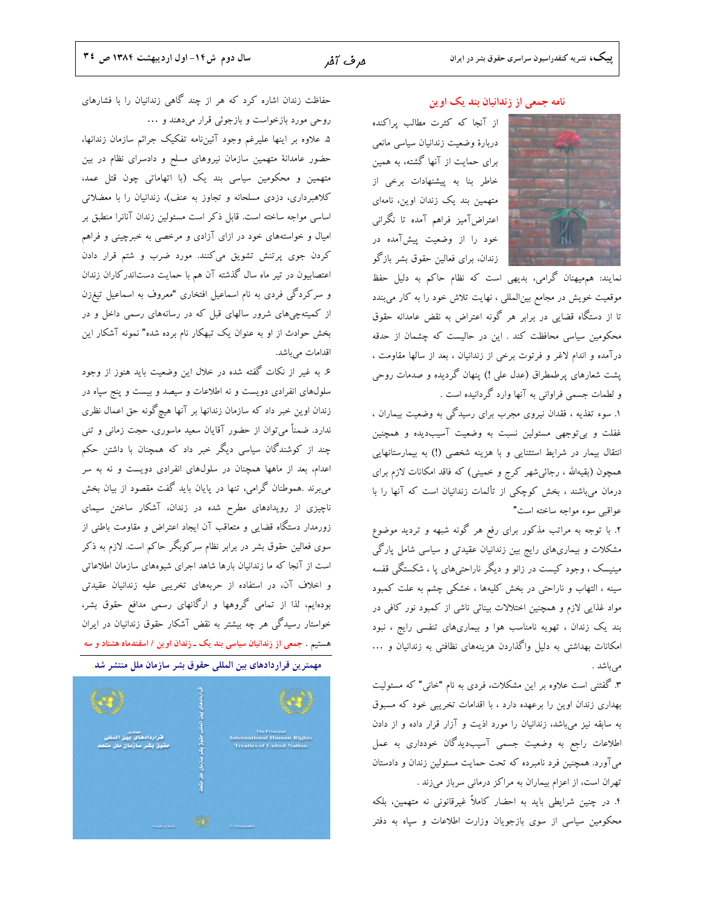## نامه جمعی از زندانیان بند یک اوین

از آنجا که کثرت مطالب پراکنده دربارهٔ وضعیت زندانیان سیاسی مانعی برای حمایت از آنها گشته، به همین خاطر بنا به پیشنهادات برخی از متهمین بند یک زندان اوین، نامه‌ای اعتراض‌آمیز فراهم آمده تا نگرانی خود را از وضعیت پیش‌آمده در زندان، برای فعالین حقوق بشر بازگو نمایند: هم‌میهنان گرامی، بدیهی است که نظام حاکم به دلیل حفظ موقعیت خویش در مجامع بین‌المللی ، نهایت تلاش خود را به کار می‌بندد تا از دستگاه قضایی در برابر هر گونه اعتراض به نقض عامدانه حقوق محکومین سیاسی محافظت کند . این در حالیست که چشمان از حدقه درآمده و اندام لاغر و فرتوت برخی از زندانیان ، بعد از سالها مقاومت ، پشت شعارهای پرطمطراق (عدل علی !) پنهان گردیده و صدمات روحی و لطمات جسمی فراوانی به آنها وارد گردانیده است .

۱. سوء تغذیه ، فقدان نیروی مجرب برای رسیدگی به وضعیت بیماران ، غفلت و بی‌توجهی مسئولین نسبت به وضعیت آسیب‌دیده و همچنین انتقال بیمار در شرایط استثنایی و با هزینه شخصی (!) به بیمارستانهایی همچون (بقیه‌الله ، رجائی‌شهر کرج و خمینی) که فاقد امکانات لازم برای درمان می‌باشند ، بخش کوچکی از تألمات زندانیان است که آنها را با عواقبی سوء مواجه ساخته است"

۲. با توجه به مراتب مذکور برای رفع هر گونه شبهه و تردید موضوع مشکلات و بیماری‌های رایج بین زندانیان عقیدتی و سیاسی شامل پارگی مینیسک ، وجود کیست در زانو و دیگر ناراحتی‌های پا ، شکستگی قفسه سینه ، التهاب و ناراحتی در بخش کلیه‌ها ، خشکی چشم به علت کمبود مواد غذایی لازم و همچنین اختلالات بینائی ناشی از کمبود نور کافی در بند یک زندان ، تهویه نامناسب هوا و بیماری‌های تنفسی رایج ، نبود امکانات بهداشتی به دلیل واگذاردن هزینه‌های نظافتی به زندانیان و ... می‌باشد .

۳. گفتنی است علاوه بر این مشکلات، فردی به نام "خانی" که مسئولیت بهداری زندان اوین را برعهده دارد ، با اقدامات تخریبی خود که مسبوق به سابقه نیز می‌باشد، زندانیان را مورد اذیت و آزار قرار داده و از دادن اطلاعات راجع به وضعیت جسمی آسیب‌دیدگان خودداری به عمل می‌آورد. همچنین فرد نامبرده که تحت حمایت مسئولین زندان و دادستان تهران است، از اعزام بیماران به مراکز درمانی سرباز می‌زند .

۴. در چنین شرایطی باید به احضار کاملاً غیرقانونی نه متهمین، بلکه محکومین سیاسی از سوی بازجویان وزارت اطلاعات و سپاه به دفتر حفاظت زندان اشاره کرد که هر از چند گاهی زندانیان را با فشارهای روحی مورد بازخواست و بازجوئی قرار می‌دهند و ...

۵. علاوه بر اینها علیرغم وجود آئین‌نامه تفکیک جرائم سازمان زندانها، حضور عامدانهٔ متهمین سازمان نیروهای مسلح و دادسرای نظام در بین متهمین و محکومین سیاسی بند یک (با اتهاماتی چون قتل عمد، کلاهبرداری، دزدی مسلحانه و تجاوز به عنف)، زندانیان را با معضلاتی اساسی مواجه ساخته است. قابل ذکر است مسئولین زندان آنانرا منطبق بر امیال و خواسته‌های خود در ازای آزادی و مرخصی به خبرچینی و فراهم کردن جوی پرتنش تشویق می‌کنند. مورد ضرب و شتم قرار دادن اعتصابیون در تیر ماه سال گذشته آن هم با حمایت دست‌اندرکاران زندان و سرکردگی فردی به نام اسماعیل افتخاری "معروف به اسماعیل تیغزن از کمیته‌چی‌های شرور سالهای قبل که در رسانه‌های رسمی داخل و در بخش حوادث از او به عنوان یک تبهکار نام برده شده" نمونه آشکار این اقدامات می‌باشد.

۶. به غیر از نکات گفته شده در خلال این وضعیت باید هنوز از وجود سلول‌های انفرادی دویست و نه اطلاعات و سیصد و بیست و پنج سپاه در زندان اوین خبر داد که سازمان زندانها بر آنها هیچ‌گونه حق اعمال نظری ندارد. ضمناً می‌توان از حضور آقایان سعید ماسوری، حجت زمانی و تنی چند از کوشندگان سیاسی دیگر خبر داد که همچنان با داشتن حکم اعدام، بعد از ماهها همچنان در سلول‌های انفرادی دویست و نه به سر می‌برند .هموطنان گرامی، تنها در پایان باید گفت مقصود از بیان بخش ناچیزی از رویدادهای مطرح شده در زندان، آشکار ساختن سیمای زورمدار دستگاه قضایی و متعاقب آن ایجاد اعتراض و مقاومت باطنی از سوی فعالین حقوق بشر در برابر نظام سرکوبگر حاکم است. لازم به ذکر است از آنجا که ما زندانیان بارها شاهد اجرای شیوه‌های سازمان اطلاعاتی و اخلاف آن، در استفاده از حربه‌های تخریبی علیه زندانیان عقیدتی بوده‌ایم، لذا از تمامی گروهها و ارگانهای رسمی مدافع حقوق بشر، خواستار رسیدگی هر چه بیشتر به نقض آشکار حقوق زندانیان در ایران هستیم . **جمعی از زندانیان سیاسی بند یک ـ زندان اوین / اسفندماه هشتاد و سه**

**مهمترین قراردادهای بین المللی حقوق بشر سازمان ملل منتشر شد.**

مهمترین قراردادهای بین المللی حقوق بشر سازمان ملل متحد

The Principal International Human Rights Treaties of United Nation